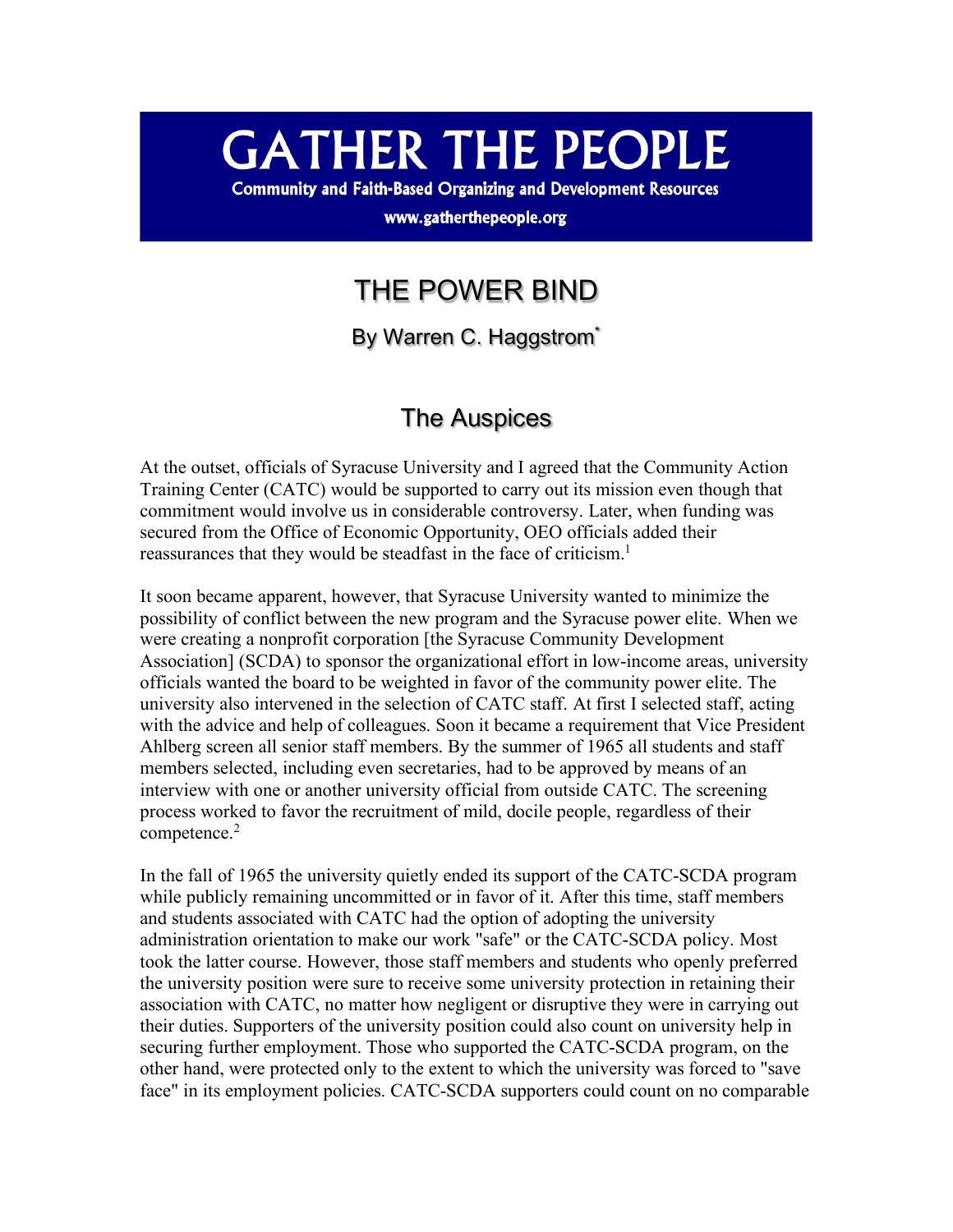# GATHER THE PEOPLE

**Community and Faith-Based Organizing and Development Resources**

**www.gatherthepeople.org**

# THE POWER BIND

## By Warren C. Haggstrom*

## The Auspices

At the outset, officials of Syracuse University and I agreed that the Community Action Training Center (CATC) would be supported to carry out its mission even though that commitment would involve us in considerable controversy. Later, when funding was secured from the Office of Economic Opportunity, OEO officials added their reassurances that they would be steadfast in the face of criticism.[1]

It soon became apparent, however, that Syracuse University wanted to minimize the possibility of conflict between the new program and the Syracuse power elite. When we were creating a nonprofit corporation [the Syracuse Community Development Association] (SCDA) to sponsor the organizational effort in low-income areas, university officials wanted the board to be weighted in favor of the community power elite. The university also intervened in the selection of CATC staff. At first I selected staff, acting with the advice and help of colleagues. Soon it became a requirement that Vice President Ahlberg screen all senior staff members. By the summer of 1965 all students and staff members selected, including even secretaries, had to be approved by means of an interview with one or another university official from outside CATC. The screening process worked to favor the recruitment of mild, docile people, regardless of their competence.[2]

In the fall of 1965 the university quietly ended its support of the CATC-SCDA program while publicly remaining uncommitted or in favor of it. After this time, staff members and students associated with CATC had the option of adopting the university administration orientation to make our work "safe" or the CATC-SCDA policy. Most took the latter course. However, those staff members and students who openly preferred the university position were sure to receive some university protection in retaining their association with CATC, no matter how negligent or disruptive they were in carrying out their duties. Supporters of the university position could also count on university help in securing further employment. Those who supported the CATC-SCDA program, on the other hand, were protected only to the extent to which the university was forced to "save face" in its employment policies. CATC-SCDA supporters could count on no comparable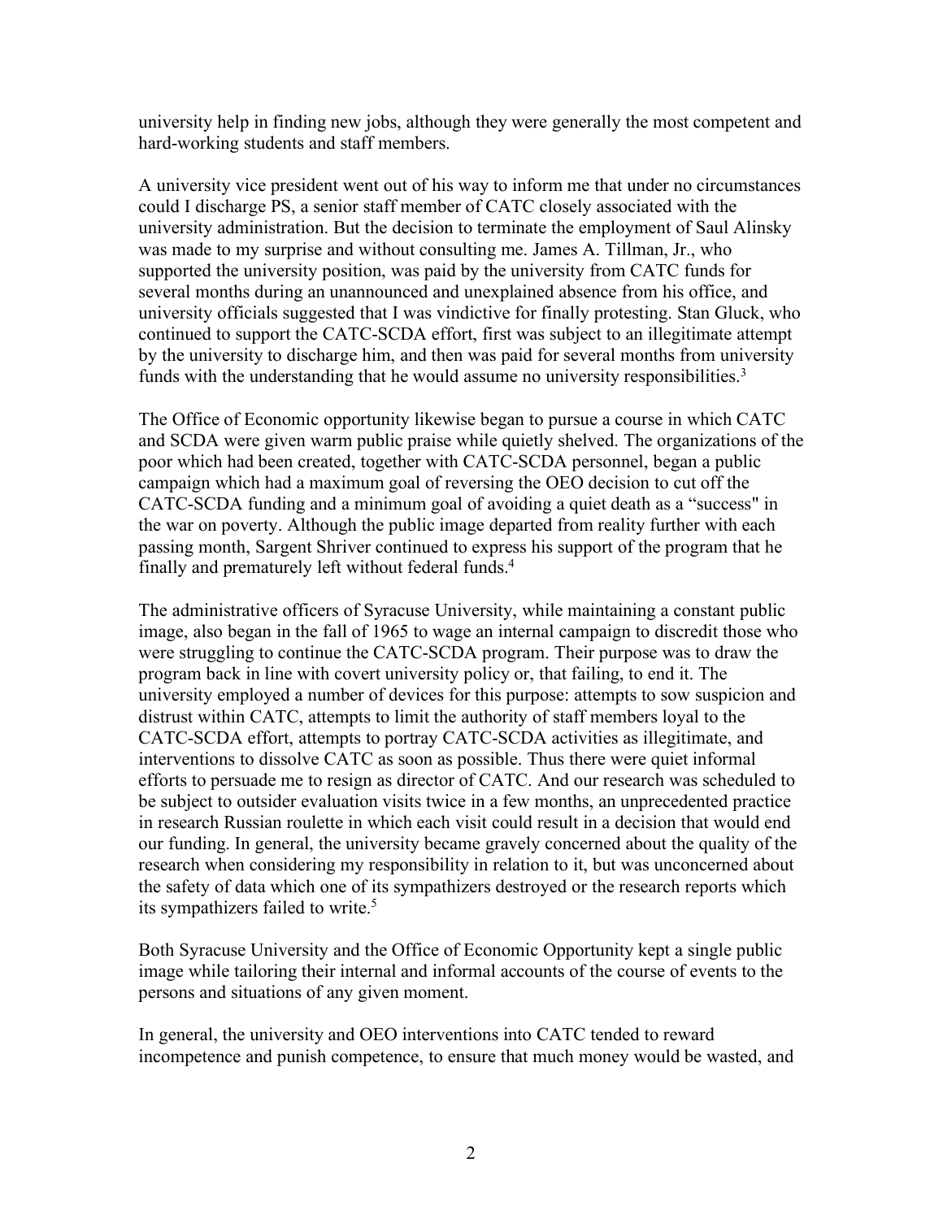university help in finding new jobs, although they were generally the most competent and hard-working students and staff members.

A university vice president went out of his way to inform me that under no circumstances could I discharge PS, a senior staff member of CATC closely associated with the university administration. But the decision to terminate the employment of Saul Alinsky was made to my surprise and without consulting me. James A. Tillman, Jr., who supported the university position, was paid by the university from CATC funds for several months during an unannounced and unexplained absence from his office, and university officials suggested that I was vindictive for finally protesting. Stan Gluck, who continued to support the CATC-SCDA effort, first was subject to an illegitimate attempt by the university to discharge him, and then was paid for several months from university funds with the understanding that he would assume no university responsibilities.[3]

The Office of Economic opportunity likewise began to pursue a course in which CATC and SCDA were given warm public praise while quietly shelved. The organizations of the poor which had been created, together with CATC-SCDA personnel, began a public campaign which had a maximum goal of reversing the OEO decision to cut off the CATC-SCDA funding and a minimum goal of avoiding a quiet death as a "success" in the war on poverty. Although the public image departed from reality further with each passing month, Sargent Shriver continued to express his support of the program that he finally and prematurely left without federal funds.[4]

The administrative officers of Syracuse University, while maintaining a constant public image, also began in the fall of 1965 to wage an internal campaign to discredit those who were struggling to continue the CATC-SCDA program. Their purpose was to draw the program back in line with covert university policy or, that failing, to end it. The university employed a number of devices for this purpose: attempts to sow suspicion and distrust within CATC, attempts to limit the authority of staff members loyal to the CATC-SCDA effort, attempts to portray CATC-SCDA activities as illegitimate, and interventions to dissolve CATC as soon as possible. Thus there were quiet informal efforts to persuade me to resign as director of CATC. And our research was scheduled to be subject to outsider evaluation visits twice in a few months, an unprecedented practice in research Russian roulette in which each visit could result in a decision that would end our funding. In general, the university became gravely concerned about the quality of the research when considering my responsibility in relation to it, but was unconcerned about the safety of data which one of its sympathizers destroyed or the research reports which its sympathizers failed to write.[5]

Both Syracuse University and the Office of Economic Opportunity kept a single public image while tailoring their internal and informal accounts of the course of events to the persons and situations of any given moment.

In general, the university and OEO interventions into CATC tended to reward incompetence and punish competence, to ensure that much money would be wasted, and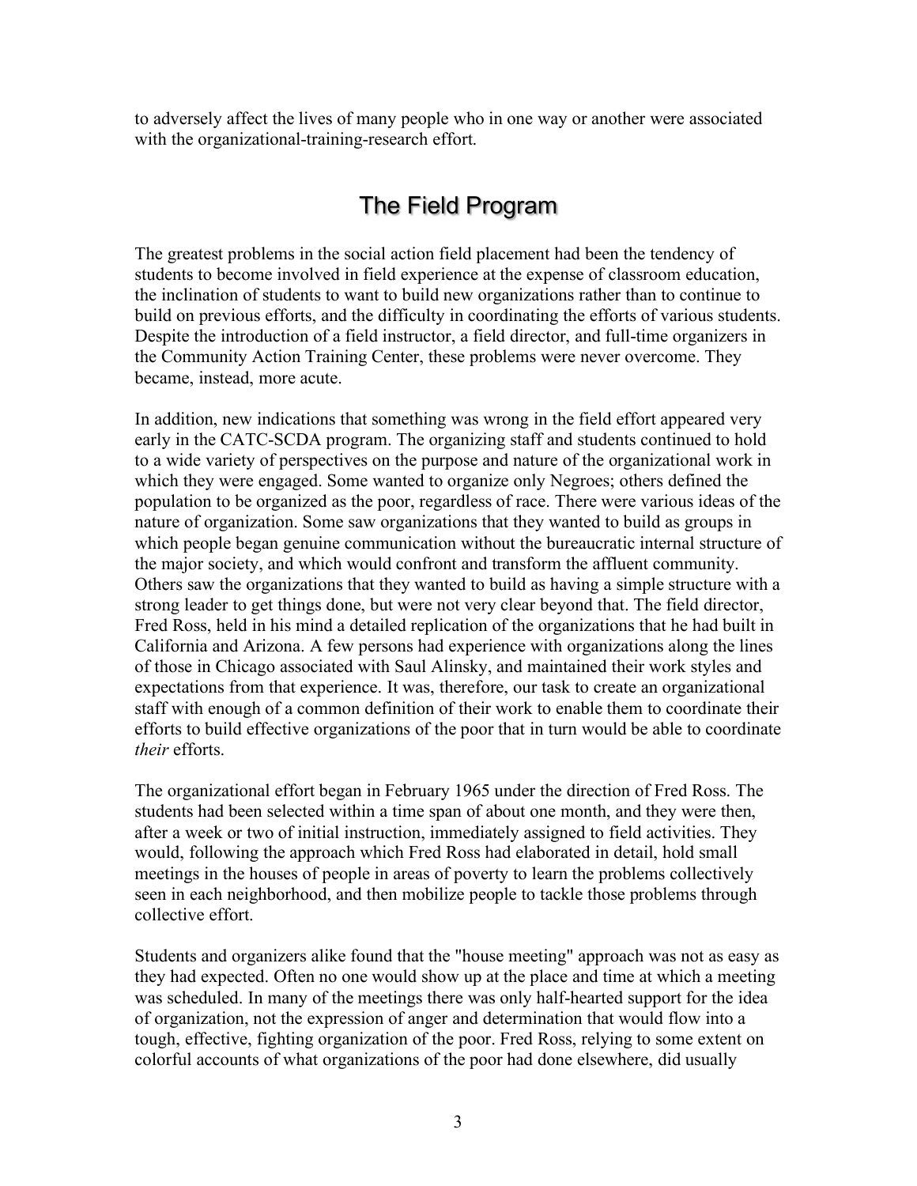to adversely affect the lives of many people who in one way or another were associated with the organizational-training-research effort.

## The Field Program

The greatest problems in the social action field placement had been the tendency of students to become involved in field experience at the expense of classroom education, the inclination of students to want to build new organizations rather than to continue to build on previous efforts, and the difficulty in coordinating the efforts of various students. Despite the introduction of a field instructor, a field director, and full-time organizers in the Community Action Training Center, these problems were never overcome. They became, instead, more acute.

In addition, new indications that something was wrong in the field effort appeared very early in the CATC-SCDA program. The organizing staff and students continued to hold to a wide variety of perspectives on the purpose and nature of the organizational work in which they were engaged. Some wanted to organize only Negroes; others defined the population to be organized as the poor, regardless of race. There were various ideas of the nature of organization. Some saw organizations that they wanted to build as groups in which people began genuine communication without the bureaucratic internal structure of the major society, and which would confront and transform the affluent community. Others saw the organizations that they wanted to build as having a simple structure with a strong leader to get things done, but were not very clear beyond that. The field director, Fred Ross, held in his mind a detailed replication of the organizations that he had built in California and Arizona. A few persons had experience with organizations along the lines of those in Chicago associated with Saul Alinsky, and maintained their work styles and expectations from that experience. It was, therefore, our task to create an organizational staff with enough of a common definition of their work to enable them to coordinate their efforts to build effective organizations of the poor that in turn would be able to coordinate *their* efforts.

The organizational effort began in February 1965 under the direction of Fred Ross. The students had been selected within a time span of about one month, and they were then, after a week or two of initial instruction, immediately assigned to field activities. They would, following the approach which Fred Ross had elaborated in detail, hold small meetings in the houses of people in areas of poverty to learn the problems collectively seen in each neighborhood, and then mobilize people to tackle those problems through collective effort.

Students and organizers alike found that the "house meeting" approach was not as easy as they had expected. Often no one would show up at the place and time at which a meeting was scheduled. In many of the meetings there was only half-hearted support for the idea of organization, not the expression of anger and determination that would flow into a tough, effective, fighting organization of the poor. Fred Ross, relying to some extent on colorful accounts of what organizations of the poor had done elsewhere, did usually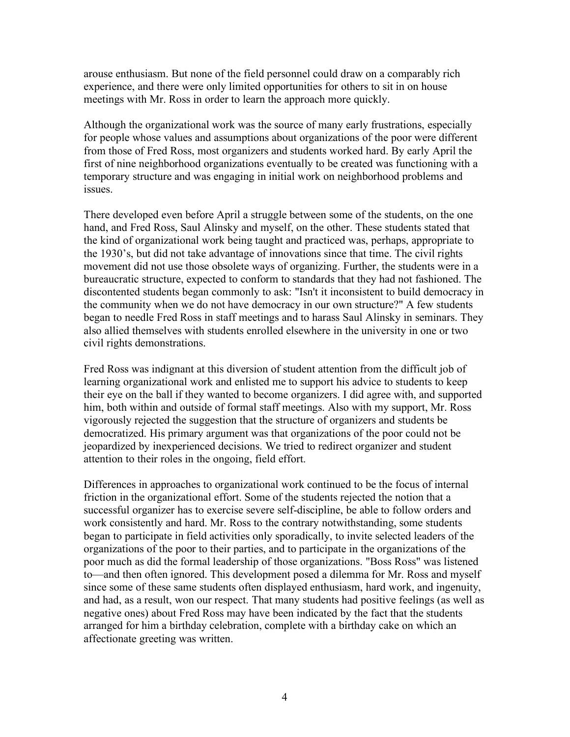arouse enthusiasm. But none of the field personnel could draw on a comparably rich experience, and there were only limited opportunities for others to sit in on house meetings with Mr. Ross in order to learn the approach more quickly.

Although the organizational work was the source of many early frustrations, especially for people whose values and assumptions about organizations of the poor were different from those of Fred Ross, most organizers and students worked hard. By early April the first of nine neighborhood organizations eventually to be created was functioning with a temporary structure and was engaging in initial work on neighborhood problems and issues.

There developed even before April a struggle between some of the students, on the one hand, and Fred Ross, Saul Alinsky and myself, on the other. These students stated that the kind of organizational work being taught and practiced was, perhaps, appropriate to the 1930's, but did not take advantage of innovations since that time. The civil rights movement did not use those obsolete ways of organizing. Further, the students were in a bureaucratic structure, expected to conform to standards that they had not fashioned. The discontented students began commonly to ask: "Isn't it inconsistent to build democracy in the community when we do not have democracy in our own structure?" A few students began to needle Fred Ross in staff meetings and to harass Saul Alinsky in seminars. They also allied themselves with students enrolled elsewhere in the university in one or two civil rights demonstrations.

Fred Ross was indignant at this diversion of student attention from the difficult job of learning organizational work and enlisted me to support his advice to students to keep their eye on the ball if they wanted to become organizers. I did agree with, and supported him, both within and outside of formal staff meetings. Also with my support, Mr. Ross vigorously rejected the suggestion that the structure of organizers and students be democratized. His primary argument was that organizations of the poor could not be jeopardized by inexperienced decisions. We tried to redirect organizer and student attention to their roles in the ongoing, field effort.

Differences in approaches to organizational work continued to be the focus of internal friction in the organizational effort. Some of the students rejected the notion that a successful organizer has to exercise severe self-discipline, be able to follow orders and work consistently and hard. Mr. Ross to the contrary notwithstanding, some students began to participate in field activities only sporadically, to invite selected leaders of the organizations of the poor to their parties, and to participate in the organizations of the poor much as did the formal leadership of those organizations. "Boss Ross" was listened to—and then often ignored. This development posed a dilemma for Mr. Ross and myself since some of these same students often displayed enthusiasm, hard work, and ingenuity, and had, as a result, won our respect. That many students had positive feelings (as well as negative ones) about Fred Ross may have been indicated by the fact that the students arranged for him a birthday celebration, complete with a birthday cake on which an affectionate greeting was written.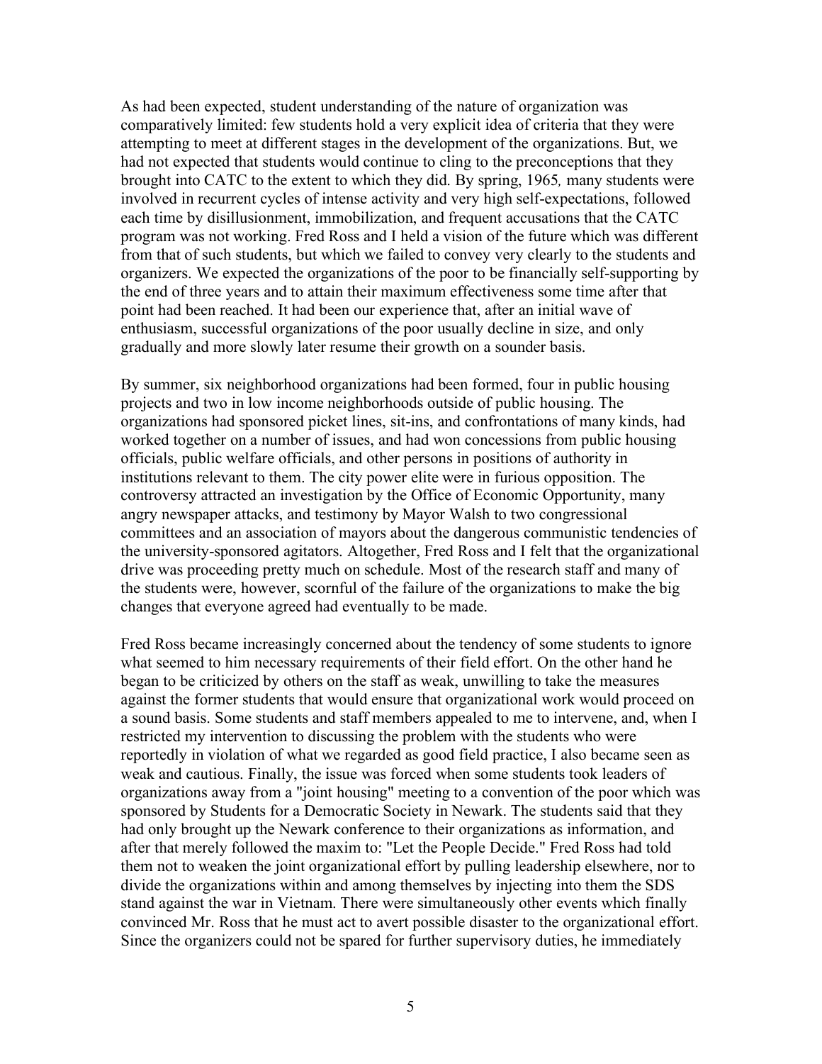As had been expected, student understanding of the nature of organization was comparatively limited: few students hold a very explicit idea of criteria that they were attempting to meet at different stages in the development of the organizations. But, we had not expected that students would continue to cling to the preconceptions that they brought into CATC to the extent to which they did. By spring, 1965*,* many students were involved in recurrent cycles of intense activity and very high self-expectations, followed each time by disillusionment, immobilization, and frequent accusations that the CATC program was not working. Fred Ross and I held a vision of the future which was different from that of such students, but which we failed to convey very clearly to the students and organizers. We expected the organizations of the poor to be financially self-supporting by the end of three years and to attain their maximum effectiveness some time after that point had been reached. It had been our experience that, after an initial wave of enthusiasm, successful organizations of the poor usually decline in size, and only gradually and more slowly later resume their growth on a sounder basis.

By summer, six neighborhood organizations had been formed, four in public housing projects and two in low income neighborhoods outside of public housing. The organizations had sponsored picket lines, sit-ins, and confrontations of many kinds, had worked together on a number of issues, and had won concessions from public housing officials, public welfare officials, and other persons in positions of authority in institutions relevant to them. The city power elite were in furious opposition. The controversy attracted an investigation by the Office of Economic Opportunity, many angry newspaper attacks, and testimony by Mayor Walsh to two congressional committees and an association of mayors about the dangerous communistic tendencies of the university-sponsored agitators. Altogether, Fred Ross and I felt that the organizational drive was proceeding pretty much on schedule. Most of the research staff and many of the students were, however, scornful of the failure of the organizations to make the big changes that everyone agreed had eventually to be made.

Fred Ross became increasingly concerned about the tendency of some students to ignore what seemed to him necessary requirements of their field effort. On the other hand he began to be criticized by others on the staff as weak, unwilling to take the measures against the former students that would ensure that organizational work would proceed on a sound basis. Some students and staff members appealed to me to intervene, and, when I restricted my intervention to discussing the problem with the students who were reportedly in violation of what we regarded as good field practice, I also became seen as weak and cautious. Finally, the issue was forced when some students took leaders of organizations away from a "joint housing" meeting to a convention of the poor which was sponsored by Students for a Democratic Society in Newark. The students said that they had only brought up the Newark conference to their organizations as information, and after that merely followed the maxim to: "Let the People Decide." Fred Ross had told them not to weaken the joint organizational effort by pulling leadership elsewhere, nor to divide the organizations within and among themselves by injecting into them the SDS stand against the war in Vietnam. There were simultaneously other events which finally convinced Mr. Ross that he must act to avert possible disaster to the organizational effort. Since the organizers could not be spared for further supervisory duties, he immediately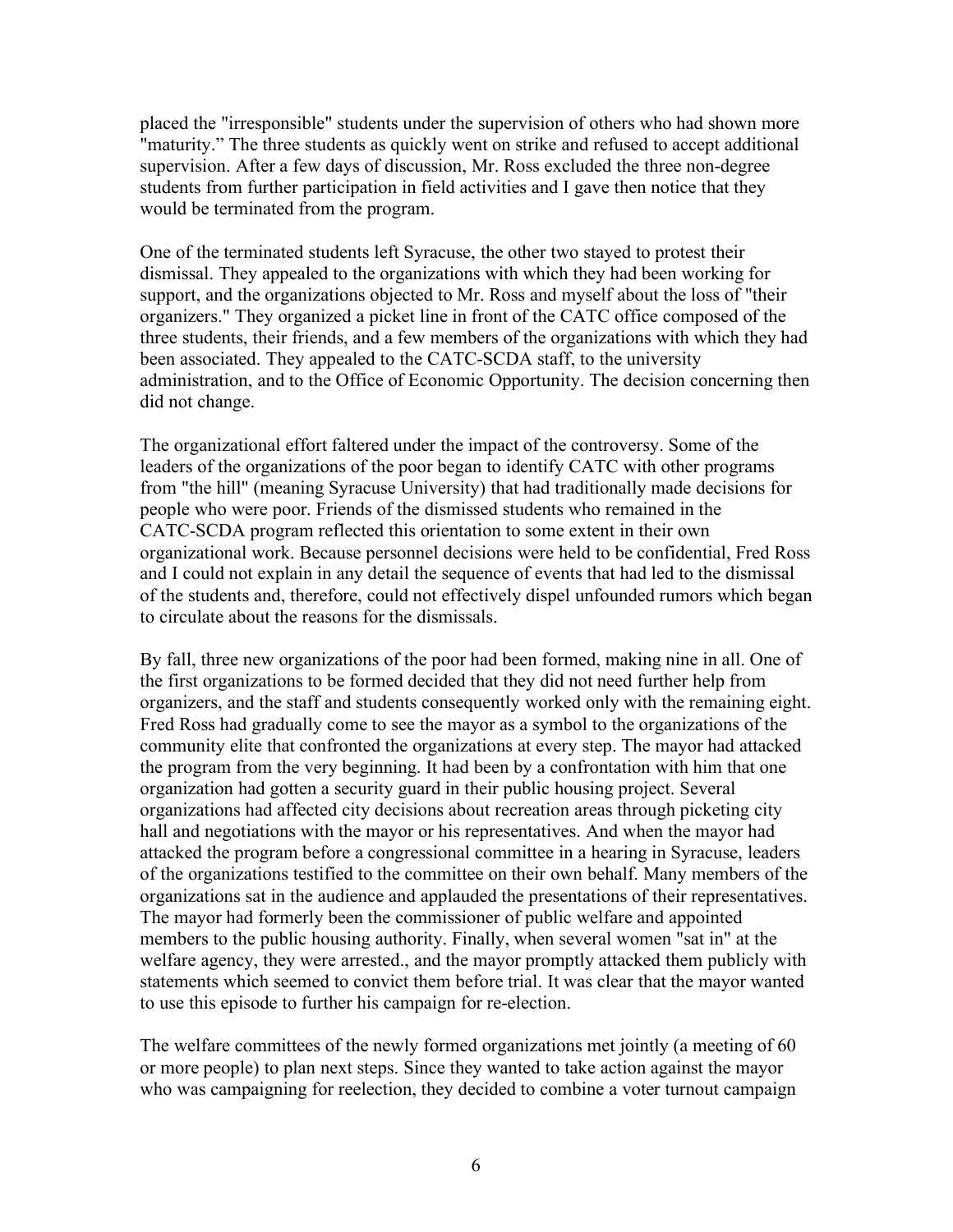placed the "irresponsible" students under the supervision of others who had shown more "maturity." The three students as quickly went on strike and refused to accept additional supervision. After a few days of discussion, Mr. Ross excluded the three non-degree students from further participation in field activities and I gave then notice that they would be terminated from the program.

One of the terminated students left Syracuse, the other two stayed to protest their dismissal. They appealed to the organizations with which they had been working for support, and the organizations objected to Mr. Ross and myself about the loss of "their organizers." They organized a picket line in front of the CATC office composed of the three students, their friends, and a few members of the organizations with which they had been associated. They appealed to the CATC-SCDA staff, to the university administration, and to the Office of Economic Opportunity. The decision concerning then did not change.

The organizational effort faltered under the impact of the controversy. Some of the leaders of the organizations of the poor began to identify CATC with other programs from "the hill" (meaning Syracuse University) that had traditionally made decisions for people who were poor. Friends of the dismissed students who remained in the CATC-SCDA program reflected this orientation to some extent in their own organizational work. Because personnel decisions were held to be confidential, Fred Ross and I could not explain in any detail the sequence of events that had led to the dismissal of the students and, therefore, could not effectively dispel unfounded rumors which began to circulate about the reasons for the dismissals.

By fall, three new organizations of the poor had been formed, making nine in all. One of the first organizations to be formed decided that they did not need further help from organizers, and the staff and students consequently worked only with the remaining eight. Fred Ross had gradually come to see the mayor as a symbol to the organizations of the community elite that confronted the organizations at every step. The mayor had attacked the program from the very beginning. It had been by a confrontation with him that one organization had gotten a security guard in their public housing project. Several organizations had affected city decisions about recreation areas through picketing city hall and negotiations with the mayor or his representatives. And when the mayor had attacked the program before a congressional committee in a hearing in Syracuse, leaders of the organizations testified to the committee on their own behalf. Many members of the organizations sat in the audience and applauded the presentations of their representatives. The mayor had formerly been the commissioner of public welfare and appointed members to the public housing authority. Finally, when several women "sat in" at the welfare agency, they were arrested., and the mayor promptly attacked them publicly with statements which seemed to convict them before trial. It was clear that the mayor wanted to use this episode to further his campaign for re-election.

The welfare committees of the newly formed organizations met jointly (a meeting of 60 or more people) to plan next steps. Since they wanted to take action against the mayor who was campaigning for reelection, they decided to combine a voter turnout campaign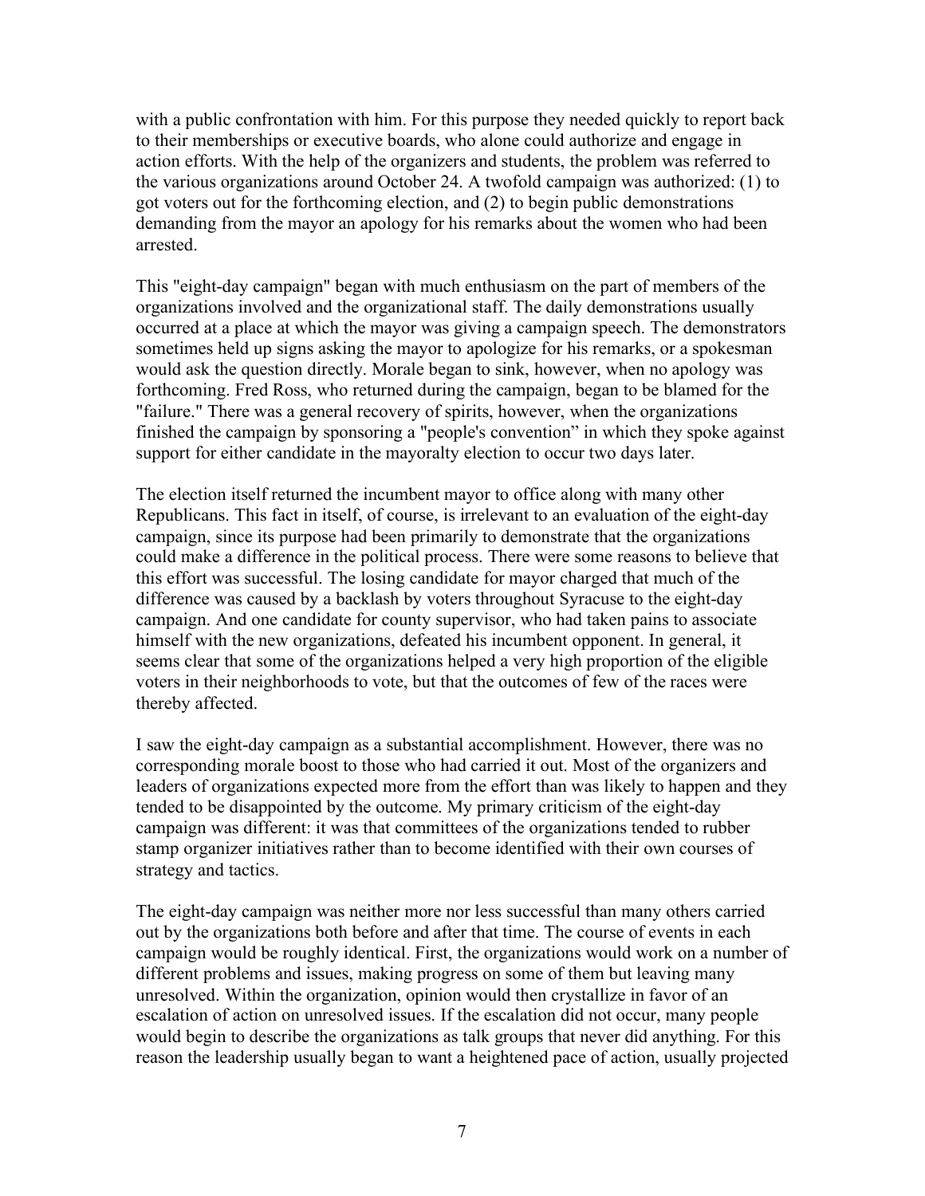with a public confrontation with him. For this purpose they needed quickly to report back to their memberships or executive boards, who alone could authorize and engage in action efforts. With the help of the organizers and students, the problem was referred to the various organizations around October 24. A twofold campaign was authorized: (1) to got voters out for the forthcoming election, and (2) to begin public demonstrations demanding from the mayor an apology for his remarks about the women who had been arrested.

This "eight-day campaign" began with much enthusiasm on the part of members of the organizations involved and the organizational staff. The daily demonstrations usually occurred at a place at which the mayor was giving a campaign speech. The demonstrators sometimes held up signs asking the mayor to apologize for his remarks, or a spokesman would ask the question directly. Morale began to sink, however, when no apology was forthcoming. Fred Ross, who returned during the campaign, began to be blamed for the "failure." There was a general recovery of spirits, however, when the organizations finished the campaign by sponsoring a "people's convention" in which they spoke against support for either candidate in the mayoralty election to occur two days later.

The election itself returned the incumbent mayor to office along with many other Republicans. This fact in itself, of course, is irrelevant to an evaluation of the eight-day campaign, since its purpose had been primarily to demonstrate that the organizations could make a difference in the political process. There were some reasons to believe that this effort was successful. The losing candidate for mayor charged that much of the difference was caused by a backlash by voters throughout Syracuse to the eight-day campaign. And one candidate for county supervisor, who had taken pains to associate himself with the new organizations, defeated his incumbent opponent. In general, it seems clear that some of the organizations helped a very high proportion of the eligible voters in their neighborhoods to vote, but that the outcomes of few of the races were thereby affected.

I saw the eight-day campaign as a substantial accomplishment. However, there was no corresponding morale boost to those who had carried it out. Most of the organizers and leaders of organizations expected more from the effort than was likely to happen and they tended to be disappointed by the outcome. My primary criticism of the eight-day campaign was different: it was that committees of the organizations tended to rubber stamp organizer initiatives rather than to become identified with their own courses of strategy and tactics.

The eight-day campaign was neither more nor less successful than many others carried out by the organizations both before and after that time. The course of events in each campaign would be roughly identical. First, the organizations would work on a number of different problems and issues, making progress on some of them but leaving many unresolved. Within the organization, opinion would then crystallize in favor of an escalation of action on unresolved issues. If the escalation did not occur, many people would begin to describe the organizations as talk groups that never did anything. For this reason the leadership usually began to want a heightened pace of action, usually projected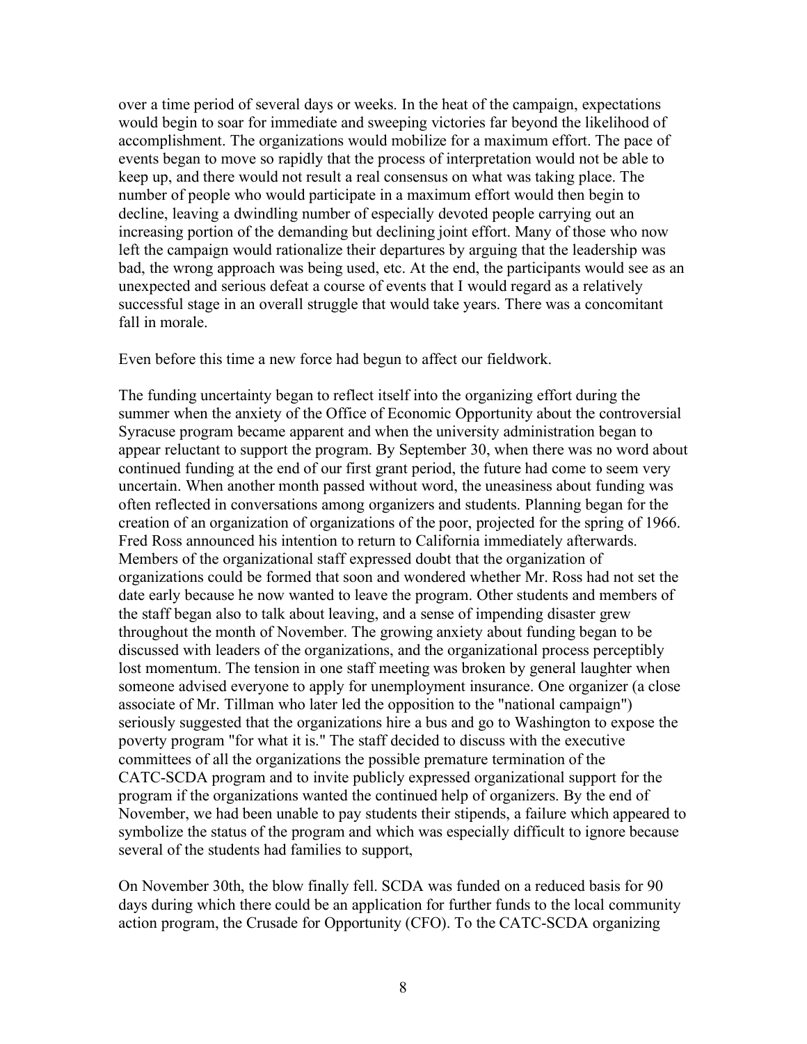over a time period of several days or weeks. In the heat of the campaign, expectations would begin to soar for immediate and sweeping victories far beyond the likelihood of accomplishment. The organizations would mobilize for a maximum effort. The pace of events began to move so rapidly that the process of interpretation would not be able to keep up, and there would not result a real consensus on what was taking place. The number of people who would participate in a maximum effort would then begin to decline, leaving a dwindling number of especially devoted people carrying out an increasing portion of the demanding but declining joint effort. Many of those who now left the campaign would rationalize their departures by arguing that the leadership was bad, the wrong approach was being used, etc. At the end, the participants would see as an unexpected and serious defeat a course of events that I would regard as a relatively successful stage in an overall struggle that would take years. There was a concomitant fall in morale.

Even before this time a new force had begun to affect our fieldwork.

The funding uncertainty began to reflect itself into the organizing effort during the summer when the anxiety of the Office of Economic Opportunity about the controversial Syracuse program became apparent and when the university administration began to appear reluctant to support the program. By September 30, when there was no word about continued funding at the end of our first grant period, the future had come to seem very uncertain. When another month passed without word, the uneasiness about funding was often reflected in conversations among organizers and students. Planning began for the creation of an organization of organizations of the poor, projected for the spring of 1966. Fred Ross announced his intention to return to California immediately afterwards. Members of the organizational staff expressed doubt that the organization of organizations could be formed that soon and wondered whether Mr. Ross had not set the date early because he now wanted to leave the program. Other students and members of the staff began also to talk about leaving, and a sense of impending disaster grew throughout the month of November. The growing anxiety about funding began to be discussed with leaders of the organizations, and the organizational process perceptibly lost momentum. The tension in one staff meeting was broken by general laughter when someone advised everyone to apply for unemployment insurance. One organizer (a close associate of Mr. Tillman who later led the opposition to the "national campaign") seriously suggested that the organizations hire a bus and go to Washington to expose the poverty program "for what it is." The staff decided to discuss with the executive committees of all the organizations the possible premature termination of the CATC-SCDA program and to invite publicly expressed organizational support for the program if the organizations wanted the continued help of organizers. By the end of November, we had been unable to pay students their stipends, a failure which appeared to symbolize the status of the program and which was especially difficult to ignore because several of the students had families to support,

On November 30th, the blow finally fell. SCDA was funded on a reduced basis for 90 days during which there could be an application for further funds to the local community action program, the Crusade for Opportunity (CFO). To the CATC-SCDA organizing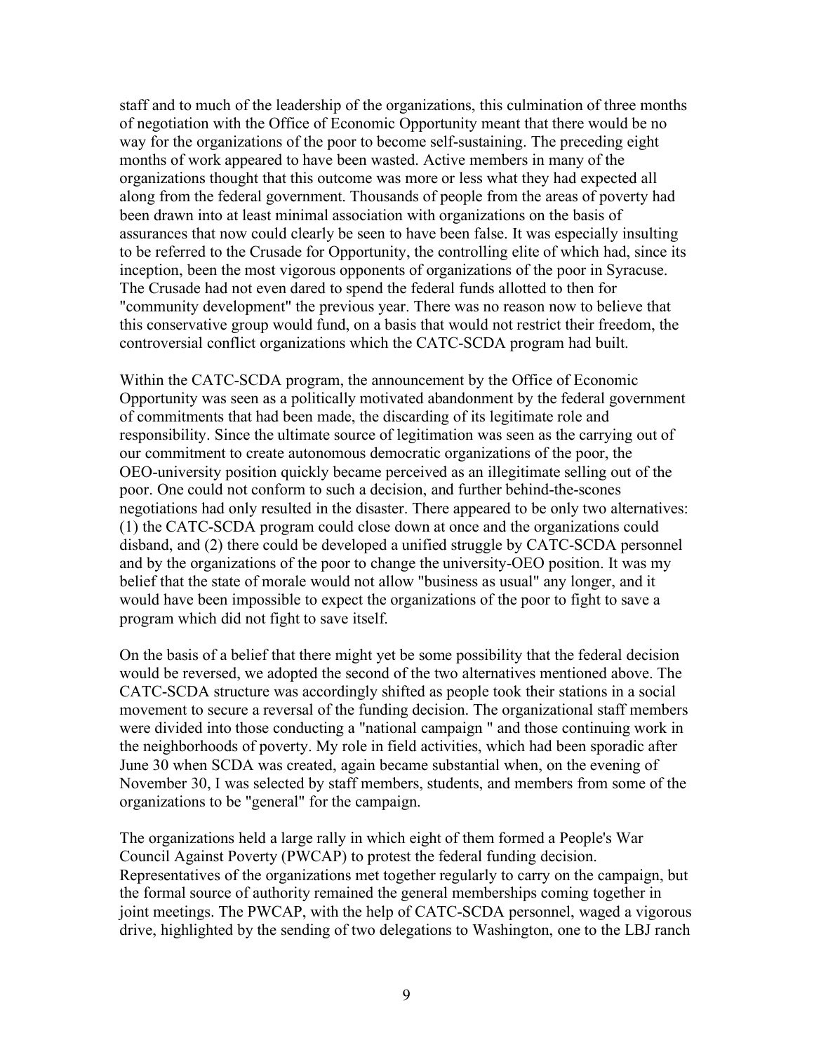staff and to much of the leadership of the organizations, this culmination of three months of negotiation with the Office of Economic Opportunity meant that there would be no way for the organizations of the poor to become self-sustaining. The preceding eight months of work appeared to have been wasted. Active members in many of the organizations thought that this outcome was more or less what they had expected all along from the federal government. Thousands of people from the areas of poverty had been drawn into at least minimal association with organizations on the basis of assurances that now could clearly be seen to have been false. It was especially insulting to be referred to the Crusade for Opportunity, the controlling elite of which had, since its inception, been the most vigorous opponents of organizations of the poor in Syracuse. The Crusade had not even dared to spend the federal funds allotted to then for "community development" the previous year. There was no reason now to believe that this conservative group would fund, on a basis that would not restrict their freedom, the controversial conflict organizations which the CATC-SCDA program had built.

Within the CATC-SCDA program, the announcement by the Office of Economic Opportunity was seen as a politically motivated abandonment by the federal government of commitments that had been made, the discarding of its legitimate role and responsibility. Since the ultimate source of legitimation was seen as the carrying out of our commitment to create autonomous democratic organizations of the poor, the OEO-university position quickly became perceived as an illegitimate selling out of the poor. One could not conform to such a decision, and further behind-the-scones negotiations had only resulted in the disaster. There appeared to be only two alternatives: (1) the CATC-SCDA program could close down at once and the organizations could disband, and (2) there could be developed a unified struggle by CATC-SCDA personnel and by the organizations of the poor to change the university-OEO position. It was my belief that the state of morale would not allow "business as usual" any longer, and it would have been impossible to expect the organizations of the poor to fight to save a program which did not fight to save itself.

On the basis of a belief that there might yet be some possibility that the federal decision would be reversed, we adopted the second of the two alternatives mentioned above. The CATC-SCDA structure was accordingly shifted as people took their stations in a social movement to secure a reversal of the funding decision. The organizational staff members were divided into those conducting a "national campaign " and those continuing work in the neighborhoods of poverty. My role in field activities, which had been sporadic after June 30 when SCDA was created, again became substantial when, on the evening of November 30, I was selected by staff members, students, and members from some of the organizations to be "general" for the campaign.

The organizations held a large rally in which eight of them formed a People's War Council Against Poverty (PWCAP) to protest the federal funding decision. Representatives of the organizations met together regularly to carry on the campaign, but the formal source of authority remained the general memberships coming together in joint meetings. The PWCAP, with the help of CATC-SCDA personnel, waged a vigorous drive, highlighted by the sending of two delegations to Washington, one to the LBJ ranch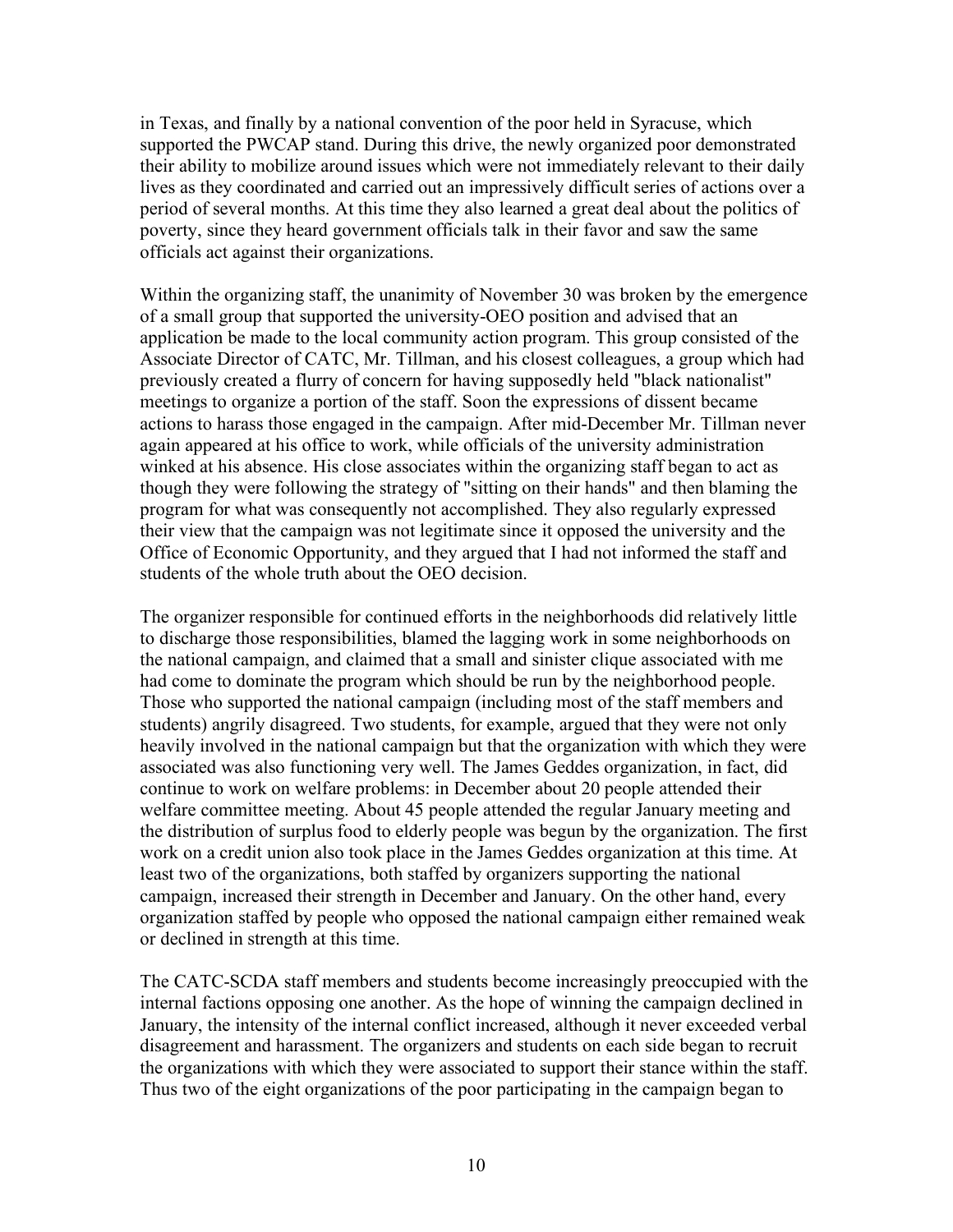in Texas, and finally by a national convention of the poor held in Syracuse, which supported the PWCAP stand. During this drive, the newly organized poor demonstrated their ability to mobilize around issues which were not immediately relevant to their daily lives as they coordinated and carried out an impressively difficult series of actions over a period of several months. At this time they also learned a great deal about the politics of poverty, since they heard government officials talk in their favor and saw the same officials act against their organizations.

Within the organizing staff, the unanimity of November 30 was broken by the emergence of a small group that supported the university-OEO position and advised that an application be made to the local community action program. This group consisted of the Associate Director of CATC, Mr. Tillman, and his closest colleagues, a group which had previously created a flurry of concern for having supposedly held "black nationalist" meetings to organize a portion of the staff. Soon the expressions of dissent became actions to harass those engaged in the campaign. After mid-December Mr. Tillman never again appeared at his office to work, while officials of the university administration winked at his absence. His close associates within the organizing staff began to act as though they were following the strategy of "sitting on their hands" and then blaming the program for what was consequently not accomplished. They also regularly expressed their view that the campaign was not legitimate since it opposed the university and the Office of Economic Opportunity, and they argued that I had not informed the staff and students of the whole truth about the OEO decision.

The organizer responsible for continued efforts in the neighborhoods did relatively little to discharge those responsibilities, blamed the lagging work in some neighborhoods on the national campaign, and claimed that a small and sinister clique associated with me had come to dominate the program which should be run by the neighborhood people. Those who supported the national campaign (including most of the staff members and students) angrily disagreed. Two students, for example, argued that they were not only heavily involved in the national campaign but that the organization with which they were associated was also functioning very well. The James Geddes organization, in fact, did continue to work on welfare problems: in December about 20 people attended their welfare committee meeting. About 45 people attended the regular January meeting and the distribution of surplus food to elderly people was begun by the organization. The first work on a credit union also took place in the James Geddes organization at this time. At least two of the organizations, both staffed by organizers supporting the national campaign, increased their strength in December and January. On the other hand, every organization staffed by people who opposed the national campaign either remained weak or declined in strength at this time.

The CATC-SCDA staff members and students become increasingly preoccupied with the internal factions opposing one another. As the hope of winning the campaign declined in January, the intensity of the internal conflict increased, although it never exceeded verbal disagreement and harassment. The organizers and students on each side began to recruit the organizations with which they were associated to support their stance within the staff. Thus two of the eight organizations of the poor participating in the campaign began to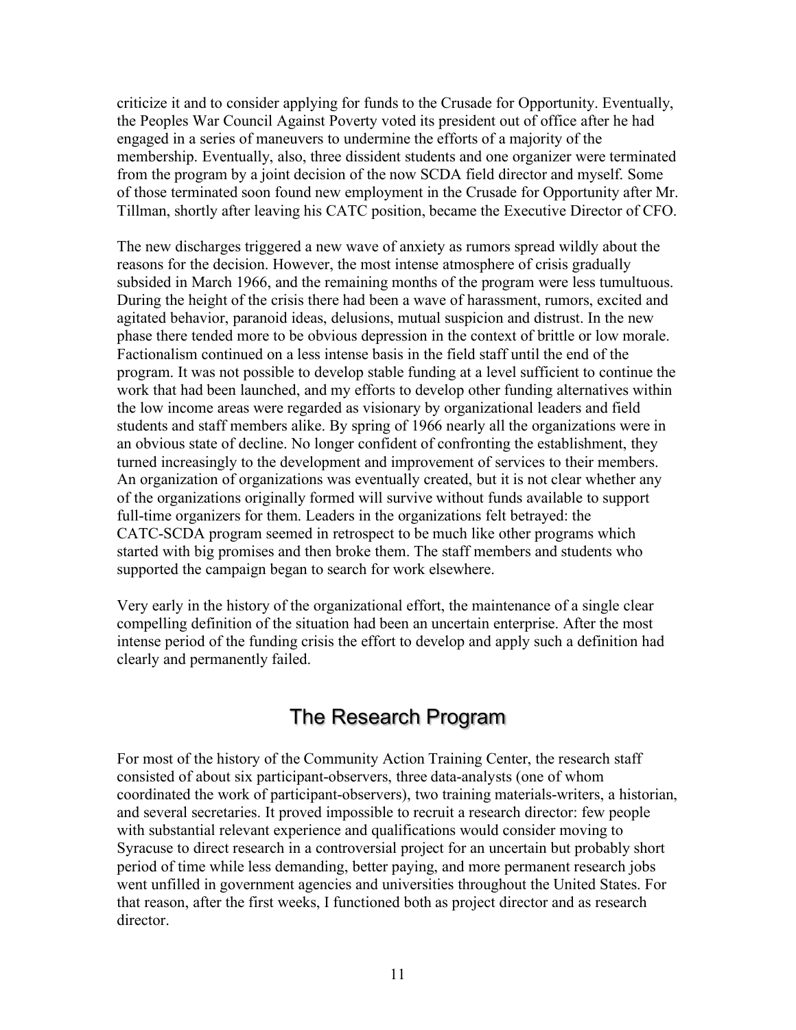criticize it and to consider applying for funds to the Crusade for Opportunity. Eventually, the Peoples War Council Against Poverty voted its president out of office after he had engaged in a series of maneuvers to undermine the efforts of a majority of the membership. Eventually, also, three dissident students and one organizer were terminated from the program by a joint decision of the now SCDA field director and myself. Some of those terminated soon found new employment in the Crusade for Opportunity after Mr. Tillman, shortly after leaving his CATC position, became the Executive Director of CFO.

The new discharges triggered a new wave of anxiety as rumors spread wildly about the reasons for the decision. However, the most intense atmosphere of crisis gradually subsided in March 1966, and the remaining months of the program were less tumultuous. During the height of the crisis there had been a wave of harassment, rumors, excited and agitated behavior, paranoid ideas, delusions, mutual suspicion and distrust. In the new phase there tended more to be obvious depression in the context of brittle or low morale. Factionalism continued on a less intense basis in the field staff until the end of the program. It was not possible to develop stable funding at a level sufficient to continue the work that had been launched, and my efforts to develop other funding alternatives within the low income areas were regarded as visionary by organizational leaders and field students and staff members alike. By spring of 1966 nearly all the organizations were in an obvious state of decline. No longer confident of confronting the establishment, they turned increasingly to the development and improvement of services to their members. An organization of organizations was eventually created, but it is not clear whether any of the organizations originally formed will survive without funds available to support full-time organizers for them. Leaders in the organizations felt betrayed: the CATC-SCDA program seemed in retrospect to be much like other programs which started with big promises and then broke them. The staff members and students who supported the campaign began to search for work elsewhere.

Very early in the history of the organizational effort, the maintenance of a single clear compelling definition of the situation had been an uncertain enterprise. After the most intense period of the funding crisis the effort to develop and apply such a definition had clearly and permanently failed.

## The Research Program

For most of the history of the Community Action Training Center, the research staff consisted of about six participant-observers, three data-analysts (one of whom coordinated the work of participant-observers), two training materials-writers, a historian, and several secretaries. It proved impossible to recruit a research director: few people with substantial relevant experience and qualifications would consider moving to Syracuse to direct research in a controversial project for an uncertain but probably short period of time while less demanding, better paying, and more permanent research jobs went unfilled in government agencies and universities throughout the United States. For that reason, after the first weeks, I functioned both as project director and as research director.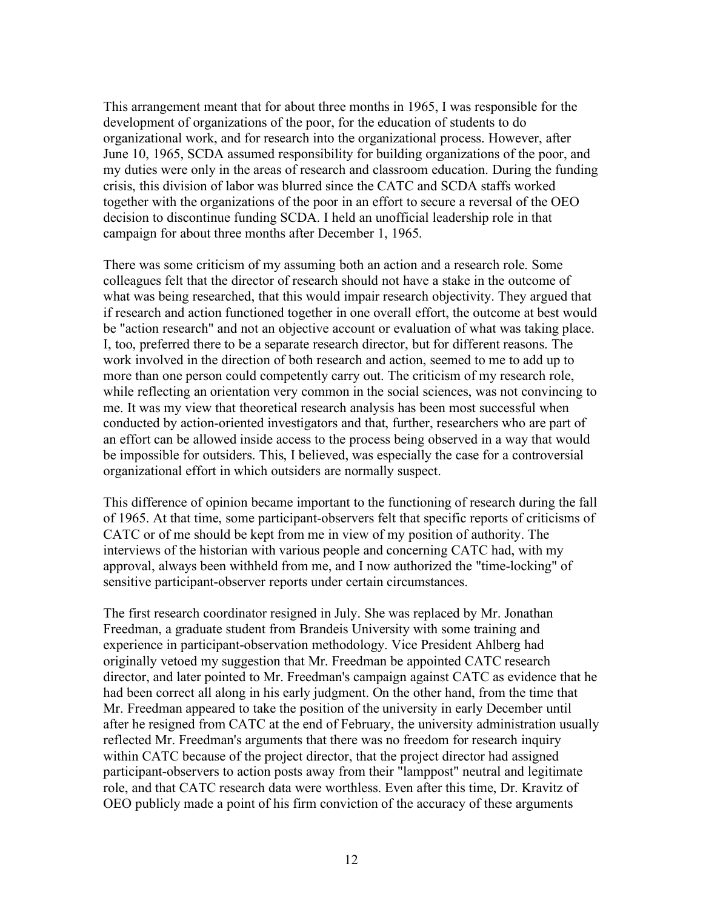This arrangement meant that for about three months in 1965, I was responsible for the development of organizations of the poor, for the education of students to do organizational work, and for research into the organizational process. However, after June 10, 1965, SCDA assumed responsibility for building organizations of the poor, and my duties were only in the areas of research and classroom education. During the funding crisis, this division of labor was blurred since the CATC and SCDA staffs worked together with the organizations of the poor in an effort to secure a reversal of the OEO decision to discontinue funding SCDA. I held an unofficial leadership role in that campaign for about three months after December 1, 1965.

There was some criticism of my assuming both an action and a research role. Some colleagues felt that the director of research should not have a stake in the outcome of what was being researched, that this would impair research objectivity. They argued that if research and action functioned together in one overall effort, the outcome at best would be "action research" and not an objective account or evaluation of what was taking place. I, too, preferred there to be a separate research director, but for different reasons. The work involved in the direction of both research and action, seemed to me to add up to more than one person could competently carry out. The criticism of my research role, while reflecting an orientation very common in the social sciences, was not convincing to me. It was my view that theoretical research analysis has been most successful when conducted by action-oriented investigators and that, further, researchers who are part of an effort can be allowed inside access to the process being observed in a way that would be impossible for outsiders. This, I believed, was especially the case for a controversial organizational effort in which outsiders are normally suspect.

This difference of opinion became important to the functioning of research during the fall of 1965. At that time, some participant-observers felt that specific reports of criticisms of CATC or of me should be kept from me in view of my position of authority. The interviews of the historian with various people and concerning CATC had, with my approval, always been withheld from me, and I now authorized the "time-locking" of sensitive participant-observer reports under certain circumstances.

The first research coordinator resigned in July. She was replaced by Mr. Jonathan Freedman, a graduate student from Brandeis University with some training and experience in participant-observation methodology. Vice President Ahlberg had originally vetoed my suggestion that Mr. Freedman be appointed CATC research director, and later pointed to Mr. Freedman's campaign against CATC as evidence that he had been correct all along in his early judgment. On the other hand, from the time that Mr. Freedman appeared to take the position of the university in early December until after he resigned from CATC at the end of February, the university administration usually reflected Mr. Freedman's arguments that there was no freedom for research inquiry within CATC because of the project director, that the project director had assigned participant-observers to action posts away from their "lamppost" neutral and legitimate role, and that CATC research data were worthless. Even after this time, Dr. Kravitz of OEO publicly made a point of his firm conviction of the accuracy of these arguments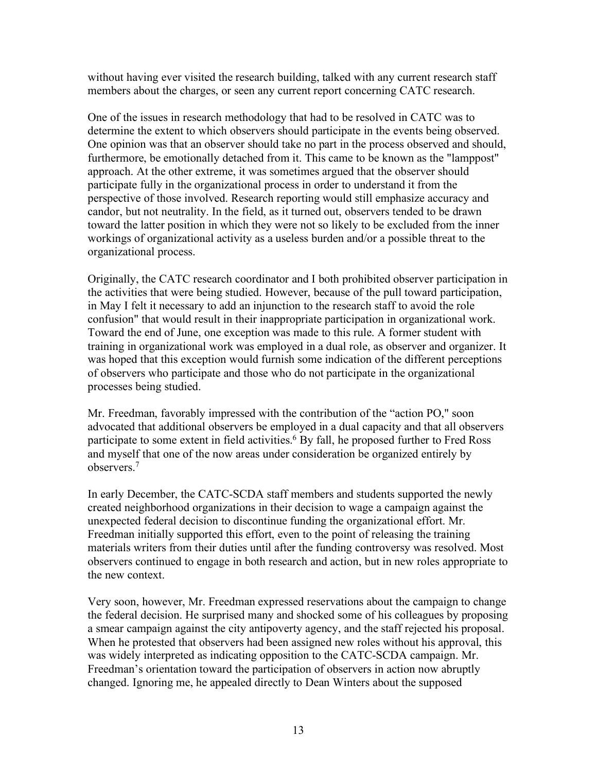without having ever visited the research building, talked with any current research staff members about the charges, or seen any current report concerning CATC research.

One of the issues in research methodology that had to be resolved in CATC was to determine the extent to which observers should participate in the events being observed. One opinion was that an observer should take no part in the process observed and should, furthermore, be emotionally detached from it. This came to be known as the "lamppost" approach. At the other extreme, it was sometimes argued that the observer should participate fully in the organizational process in order to understand it from the perspective of those involved. Research reporting would still emphasize accuracy and candor, but not neutrality. In the field, as it turned out, observers tended to be drawn toward the latter position in which they were not so likely to be excluded from the inner workings of organizational activity as a useless burden and/or a possible threat to the organizational process.

Originally, the CATC research coordinator and I both prohibited observer participation in the activities that were being studied. However, because of the pull toward participation, in May I felt it necessary to add an injunction to the research staff to avoid the role confusion" that would result in their inappropriate participation in organizational work. Toward the end of June, one exception was made to this rule. A former student with training in organizational work was employed in a dual role, as observer and organizer. It was hoped that this exception would furnish some indication of the different perceptions of observers who participate and those who do not participate in the organizational processes being studied.

Mr. Freedman, favorably impressed with the contribution of the "action PO," soon advocated that additional observers be employed in a dual capacity and that all observers participate to some extent in field activities.[6] By fall, he proposed further to Fred Ross and myself that one of the now areas under consideration be organized entirely by observers.[7]

In early December, the CATC-SCDA staff members and students supported the newly created neighborhood organizations in their decision to wage a campaign against the unexpected federal decision to discontinue funding the organizational effort. Mr. Freedman initially supported this effort, even to the point of releasing the training materials writers from their duties until after the funding controversy was resolved. Most observers continued to engage in both research and action, but in new roles appropriate to the new context.

Very soon, however, Mr. Freedman expressed reservations about the campaign to change the federal decision. He surprised many and shocked some of his colleagues by proposing a smear campaign against the city antipoverty agency, and the staff rejected his proposal. When he protested that observers had been assigned new roles without his approval, this was widely interpreted as indicating opposition to the CATC-SCDA campaign. Mr. Freedman's orientation toward the participation of observers in action now abruptly changed. Ignoring me, he appealed directly to Dean Winters about the supposed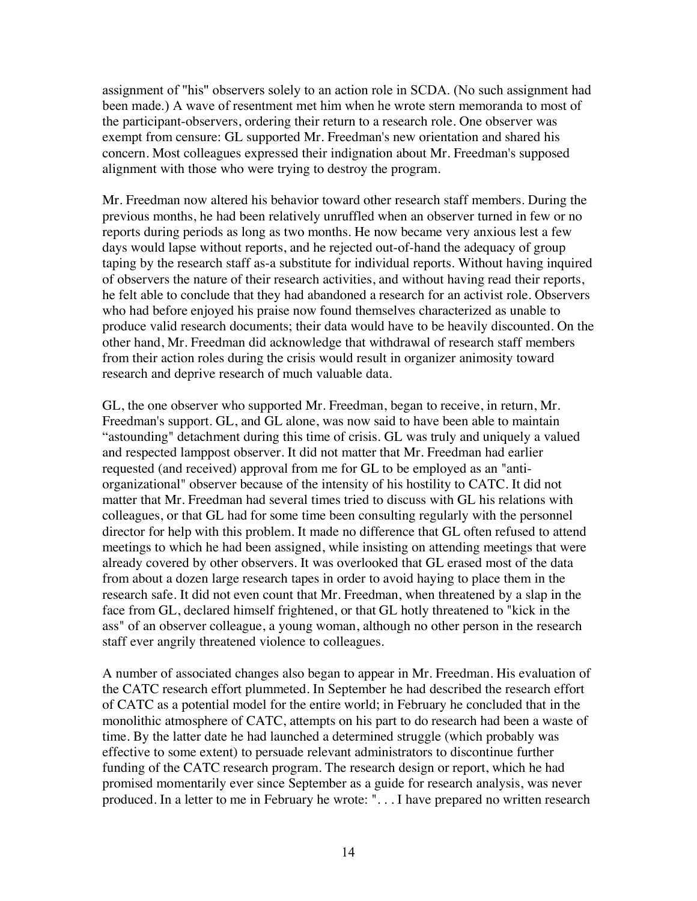assignment of "his" observers solely to an action role in SCDA. (No such assignment had been made.) A wave of resentment met him when he wrote stern memoranda to most of the participant-observers, ordering their return to a research role. One observer was exempt from censure: GL supported Mr. Freedman's new orientation and shared his concern. Most colleagues expressed their indignation about Mr. Freedman's supposed alignment with those who were trying to destroy the program.

Mr. Freedman now altered his behavior toward other research staff members. During the previous months, he had been relatively unruffled when an observer turned in few or no reports during periods as long as two months. He now became very anxious lest a few days would lapse without reports, and he rejected out-of-hand the adequacy of group taping by the research staff as-a substitute for individual reports. Without having inquired of observers the nature of their research activities, and without having read their reports, he felt able to conclude that they had abandoned a research for an activist role. Observers who had before enjoyed his praise now found themselves characterized as unable to produce valid research documents; their data would have to be heavily discounted. On the other hand, Mr. Freedman did acknowledge that withdrawal of research staff members from their action roles during the crisis would result in organizer animosity toward research and deprive research of much valuable data.

GL, the one observer who supported Mr. Freedman, began to receive, in return, Mr. Freedman's support. GL, and GL alone, was now said to have been able to maintain "astounding" detachment during this time of crisis. GL was truly and uniquely a valued and respected lamppost observer. It did not matter that Mr. Freedman had earlier requested (and received) approval from me for GL to be employed as an "anti-organizational" observer because of the intensity of his hostility to CATC. It did not matter that Mr. Freedman had several times tried to discuss with GL his relations with colleagues, or that GL had for some time been consulting regularly with the personnel director for help with this problem. It made no difference that GL often refused to attend meetings to which he had been assigned, while insisting on attending meetings that were already covered by other observers. It was overlooked that GL erased most of the data from about a dozen large research tapes in order to avoid haying to place them in the research safe. It did not even count that Mr. Freedman, when threatened by a slap in the face from GL, declared himself frightened, or that GL hotly threatened to "kick in the ass" of an observer colleague, a young woman, although no other person in the research staff ever angrily threatened violence to colleagues.

A number of associated changes also began to appear in Mr. Freedman. His evaluation of the CATC research effort plummeted. In September he had described the research effort of CATC as a potential model for the entire world; in February he concluded that in the monolithic atmosphere of CATC, attempts on his part to do research had been a waste of time. By the latter date he had launched a determined struggle (which probably was effective to some extent) to persuade relevant administrators to discontinue further funding of the CATC research program. The research design or report, which he had promised momentarily ever since September as a guide for research analysis, was never produced. In a letter to me in February he wrote: ". . . I have prepared no written research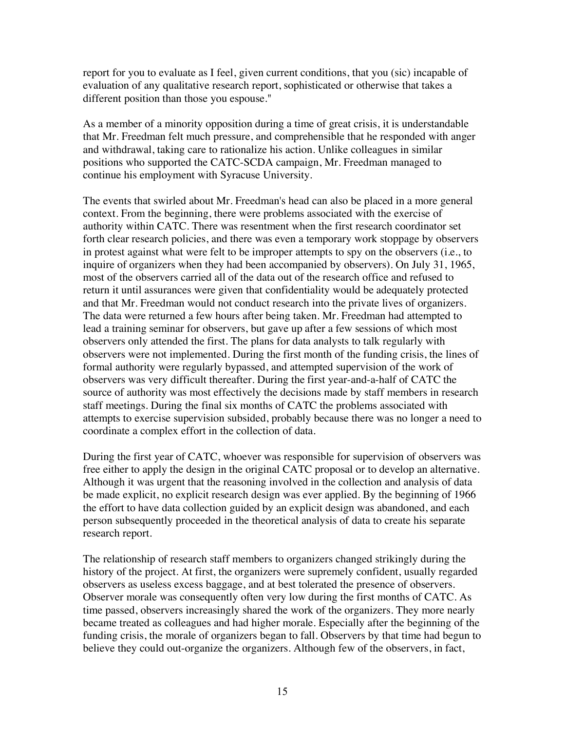report for you to evaluate as I feel, given current conditions, that you (sic) incapable of evaluation of any qualitative research report, sophisticated or otherwise that takes a different position than those you espouse."

As a member of a minority opposition during a time of great crisis, it is understandable that Mr. Freedman felt much pressure, and comprehensible that he responded with anger and withdrawal, taking care to rationalize his action. Unlike colleagues in similar positions who supported the CATC-SCDA campaign, Mr. Freedman managed to continue his employment with Syracuse University.

The events that swirled about Mr. Freedman's head can also be placed in a more general context. From the beginning, there were problems associated with the exercise of authority within CATC. There was resentment when the first research coordinator set forth clear research policies, and there was even a temporary work stoppage by observers in protest against what were felt to be improper attempts to spy on the observers (i.e., to inquire of organizers when they had been accompanied by observers). On July 31, 1965, most of the observers carried all of the data out of the research office and refused to return it until assurances were given that confidentiality would be adequately protected and that Mr. Freedman would not conduct research into the private lives of organizers. The data were returned a few hours after being taken. Mr. Freedman had attempted to lead a training seminar for observers, but gave up after a few sessions of which most observers only attended the first. The plans for data analysts to talk regularly with observers were not implemented. During the first month of the funding crisis, the lines of formal authority were regularly bypassed, and attempted supervision of the work of observers was very difficult thereafter. During the first year-and-a-half of CATC the source of authority was most effectively the decisions made by staff members in research staff meetings. During the final six months of CATC the problems associated with attempts to exercise supervision subsided, probably because there was no longer a need to coordinate a complex effort in the collection of data.

During the first year of CATC, whoever was responsible for supervision of observers was free either to apply the design in the original CATC proposal or to develop an alternative. Although it was urgent that the reasoning involved in the collection and analysis of data be made explicit, no explicit research design was ever applied. By the beginning of 1966 the effort to have data collection guided by an explicit design was abandoned, and each person subsequently proceeded in the theoretical analysis of data to create his separate research report.

The relationship of research staff members to organizers changed strikingly during the history of the project. At first, the organizers were supremely confident, usually regarded observers as useless excess baggage, and at best tolerated the presence of observers. Observer morale was consequently often very low during the first months of CATC. As time passed, observers increasingly shared the work of the organizers. They more nearly became treated as colleagues and had higher morale. Especially after the beginning of the funding crisis, the morale of organizers began to fall. Observers by that time had begun to believe they could out-organize the organizers. Although few of the observers, in fact,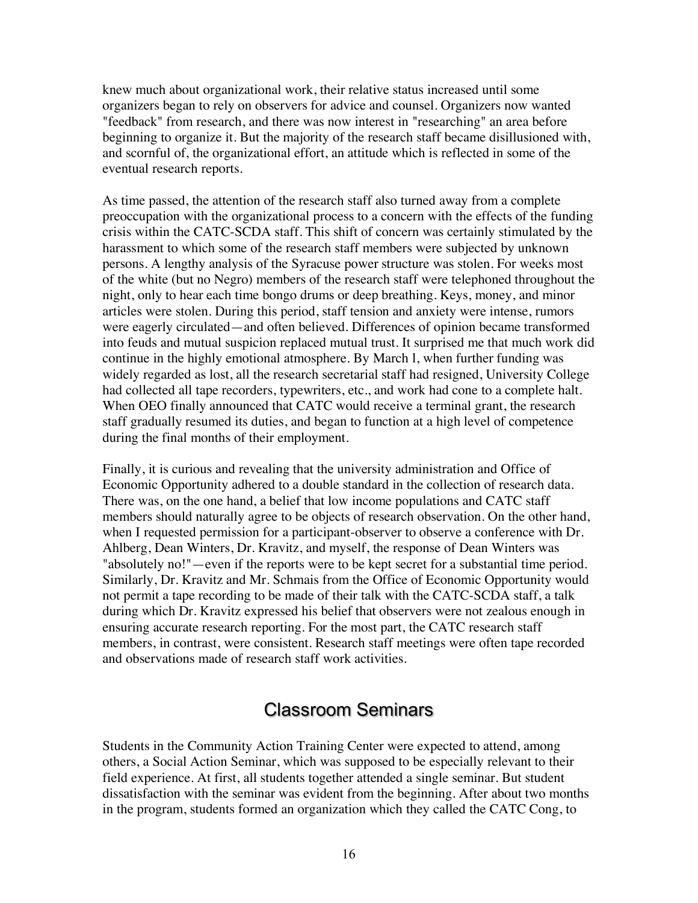knew much about organizational work, their relative status increased until some organizers began to rely on observers for advice and counsel. Organizers now wanted "feedback" from research, and there was now interest in "researching" an area before beginning to organize it. But the majority of the research staff became disillusioned with, and scornful of, the organizational effort, an attitude which is reflected in some of the eventual research reports.

As time passed, the attention of the research staff also turned away from a complete preoccupation with the organizational process to a concern with the effects of the funding crisis within the CATC-SCDA staff. This shift of concern was certainly stimulated by the harassment to which some of the research staff members were subjected by unknown persons. A lengthy analysis of the Syracuse power structure was stolen. For weeks most of the white (but no Negro) members of the research staff were telephoned throughout the night, only to hear each time bongo drums or deep breathing. Keys, money, and minor articles were stolen. During this period, staff tension and anxiety were intense, rumors were eagerly circulated—and often believed. Differences of opinion became transformed into feuds and mutual suspicion replaced mutual trust. It surprised me that much work did continue in the highly emotional atmosphere. By March l, when further funding was widely regarded as lost, all the research secretarial staff had resigned, University College had collected all tape recorders, typewriters, etc., and work had cone to a complete halt. When OEO finally announced that CATC would receive a terminal grant, the research staff gradually resumed its duties, and began to function at a high level of competence during the final months of their employment.

Finally, it is curious and revealing that the university administration and Office of Economic Opportunity adhered to a double standard in the collection of research data. There was, on the one hand, a belief that low income populations and CATC staff members should naturally agree to be objects of research observation. On the other hand, when I requested permission for a participant-observer to observe a conference with Dr. Ahlberg, Dean Winters, Dr. Kravitz, and myself, the response of Dean Winters was "absolutely no!"—even if the reports were to be kept secret for a substantial time period. Similarly, Dr. Kravitz and Mr. Schmais from the Office of Economic Opportunity would not permit a tape recording to be made of their talk with the CATC-SCDA staff, a talk during which Dr. Kravitz expressed his belief that observers were not zealous enough in ensuring accurate research reporting. For the most part, the CATC research staff members, in contrast, were consistent. Research staff meetings were often tape recorded and observations made of research staff work activities.

## Classroom Seminars

Students in the Community Action Training Center were expected to attend, among others, a Social Action Seminar, which was supposed to be especially relevant to their field experience. At first, all students together attended a single seminar. But student dissatisfaction with the seminar was evident from the beginning. After about two months in the program, students formed an organization which they called the CATC Cong, to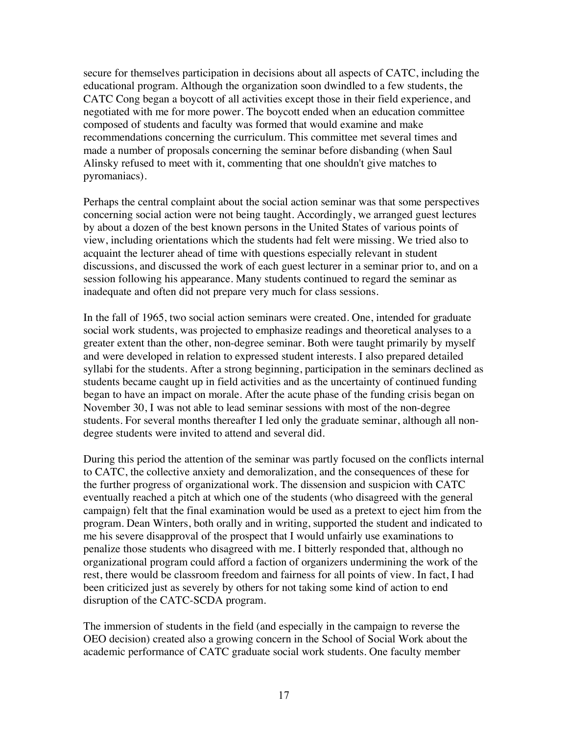secure for themselves participation in decisions about all aspects of CATC, including the educational program. Although the organization soon dwindled to a few students, the CATC Cong began a boycott of all activities except those in their field experience, and negotiated with me for more power. The boycott ended when an education committee composed of students and faculty was formed that would examine and make recommendations concerning the curriculum. This committee met several times and made a number of proposals concerning the seminar before disbanding (when Saul Alinsky refused to meet with it, commenting that one shouldn't give matches to pyromaniacs).

Perhaps the central complaint about the social action seminar was that some perspectives concerning social action were not being taught. Accordingly, we arranged guest lectures by about a dozen of the best known persons in the United States of various points of view, including orientations which the students had felt were missing. We tried also to acquaint the lecturer ahead of time with questions especially relevant in student discussions, and discussed the work of each guest lecturer in a seminar prior to, and on a session following his appearance. Many students continued to regard the seminar as inadequate and often did not prepare very much for class sessions.

In the fall of 1965, two social action seminars were created. One, intended for graduate social work students, was projected to emphasize readings and theoretical analyses to a greater extent than the other, non-degree seminar. Both were taught primarily by myself and were developed in relation to expressed student interests. I also prepared detailed syllabi for the students. After a strong beginning, participation in the seminars declined as students became caught up in field activities and as the uncertainty of continued funding began to have an impact on morale. After the acute phase of the funding crisis began on November 30, I was not able to lead seminar sessions with most of the non-degree students. For several months thereafter I led only the graduate seminar, although all non-degree students were invited to attend and several did.

During this period the attention of the seminar was partly focused on the conflicts internal to CATC, the collective anxiety and demoralization, and the consequences of these for the further progress of organizational work. The dissension and suspicion with CATC eventually reached a pitch at which one of the students (who disagreed with the general campaign) felt that the final examination would be used as a pretext to eject him from the program. Dean Winters, both orally and in writing, supported the student and indicated to me his severe disapproval of the prospect that I would unfairly use examinations to penalize those students who disagreed with me. I bitterly responded that, although no organizational program could afford a faction of organizers undermining the work of the rest, there would be classroom freedom and fairness for all points of view. In fact, I had been criticized just as severely by others for not taking some kind of action to end disruption of the CATC-SCDA program.

The immersion of students in the field (and especially in the campaign to reverse the OEO decision) created also a growing concern in the School of Social Work about the academic performance of CATC graduate social work students. One faculty member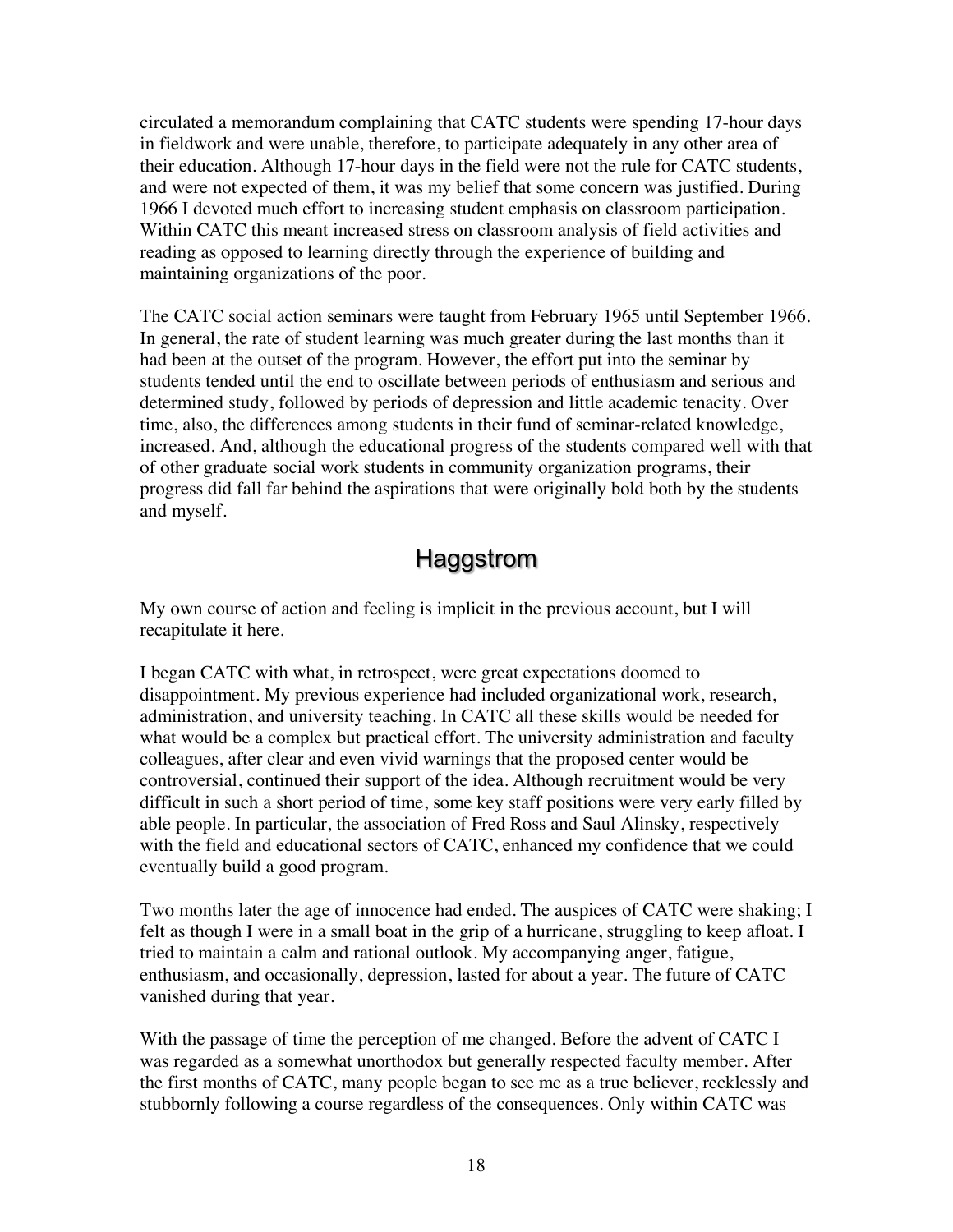circulated a memorandum complaining that CATC students were spending 17-hour days in fieldwork and were unable, therefore, to participate adequately in any other area of their education. Although 17-hour days in the field were not the rule for CATC students, and were not expected of them, it was my belief that some concern was justified. During 1966 I devoted much effort to increasing student emphasis on classroom participation. Within CATC this meant increased stress on classroom analysis of field activities and reading as opposed to learning directly through the experience of building and maintaining organizations of the poor.

The CATC social action seminars were taught from February 1965 until September 1966. In general, the rate of student learning was much greater during the last months than it had been at the outset of the program. However, the effort put into the seminar by students tended until the end to oscillate between periods of enthusiasm and serious and determined study, followed by periods of depression and little academic tenacity. Over time, also, the differences among students in their fund of seminar-related knowledge, increased. And, although the educational progress of the students compared well with that of other graduate social work students in community organization programs, their progress did fall far behind the aspirations that were originally bold both by the students and myself.

## Haggstrom

My own course of action and feeling is implicit in the previous account, but I will recapitulate it here.

I began CATC with what, in retrospect, were great expectations doomed to disappointment. My previous experience had included organizational work, research, administration, and university teaching. In CATC all these skills would be needed for what would be a complex but practical effort. The university administration and faculty colleagues, after clear and even vivid warnings that the proposed center would be controversial, continued their support of the idea. Although recruitment would be very difficult in such a short period of time, some key staff positions were very early filled by able people. In particular, the association of Fred Ross and Saul Alinsky, respectively with the field and educational sectors of CATC, enhanced my confidence that we could eventually build a good program.

Two months later the age of innocence had ended. The auspices of CATC were shaking; I felt as though I were in a small boat in the grip of a hurricane, struggling to keep afloat. I tried to maintain a calm and rational outlook. My accompanying anger, fatigue, enthusiasm, and occasionally, depression, lasted for about a year. The future of CATC vanished during that year.

With the passage of time the perception of me changed. Before the advent of CATC I was regarded as a somewhat unorthodox but generally respected faculty member. After the first months of CATC, many people began to see mc as a true believer, recklessly and stubbornly following a course regardless of the consequences. Only within CATC was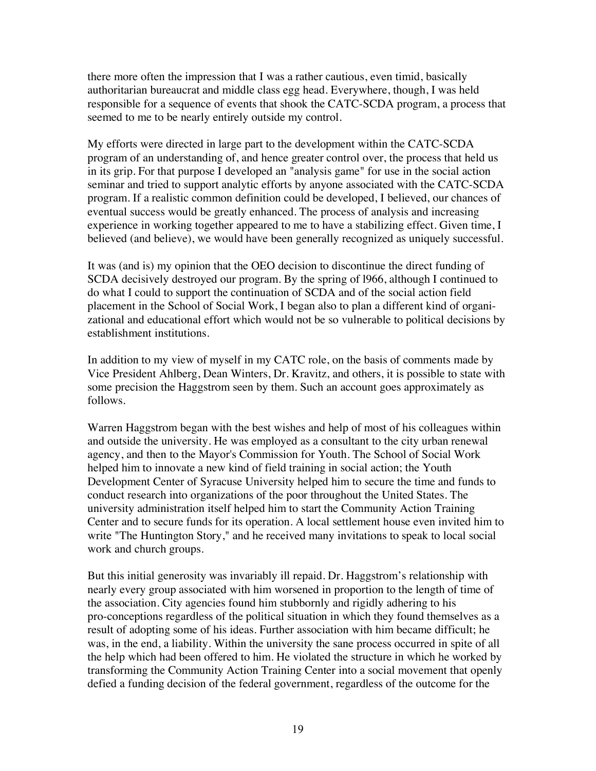there more often the impression that I was a rather cautious, even timid, basically authoritarian bureaucrat and middle class egg head. Everywhere, though, I was held responsible for a sequence of events that shook the CATC-SCDA program, a process that seemed to me to be nearly entirely outside my control.

My efforts were directed in large part to the development within the CATC-SCDA program of an understanding of, and hence greater control over, the process that held us in its grip. For that purpose I developed an "analysis game" for use in the social action seminar and tried to support analytic efforts by anyone associated with the CATC-SCDA program. If a realistic common definition could be developed, I believed, our chances of eventual success would be greatly enhanced. The process of analysis and increasing experience in working together appeared to me to have a stabilizing effect. Given time, I believed (and believe), we would have been generally recognized as uniquely successful.

It was (and is) my opinion that the OEO decision to discontinue the direct funding of SCDA decisively destroyed our program. By the spring of l966, although I continued to do what I could to support the continuation of SCDA and of the social action field placement in the School of Social Work, I began also to plan a different kind of organizational and educational effort which would not be so vulnerable to political decisions by establishment institutions.

In addition to my view of myself in my CATC role, on the basis of comments made by Vice President Ahlberg, Dean Winters, Dr. Kravitz, and others, it is possible to state with some precision the Haggstrom seen by them. Such an account goes approximately as follows.

Warren Haggstrom began with the best wishes and help of most of his colleagues within and outside the university. He was employed as a consultant to the city urban renewal agency, and then to the Mayor's Commission for Youth. The School of Social Work helped him to innovate a new kind of field training in social action; the Youth Development Center of Syracuse University helped him to secure the time and funds to conduct research into organizations of the poor throughout the United States. The university administration itself helped him to start the Community Action Training Center and to secure funds for its operation. A local settlement house even invited him to write "The Huntington Story," and he received many invitations to speak to local social work and church groups.

But this initial generosity was invariably ill repaid. Dr. Haggstrom's relationship with nearly every group associated with him worsened in proportion to the length of time of the association. City agencies found him stubbornly and rigidly adhering to his pro-conceptions regardless of the political situation in which they found themselves as a result of adopting some of his ideas. Further association with him became difficult; he was, in the end, a liability. Within the university the sane process occurred in spite of all the help which had been offered to him. He violated the structure in which he worked by transforming the Community Action Training Center into a social movement that openly defied a funding decision of the federal government, regardless of the outcome for the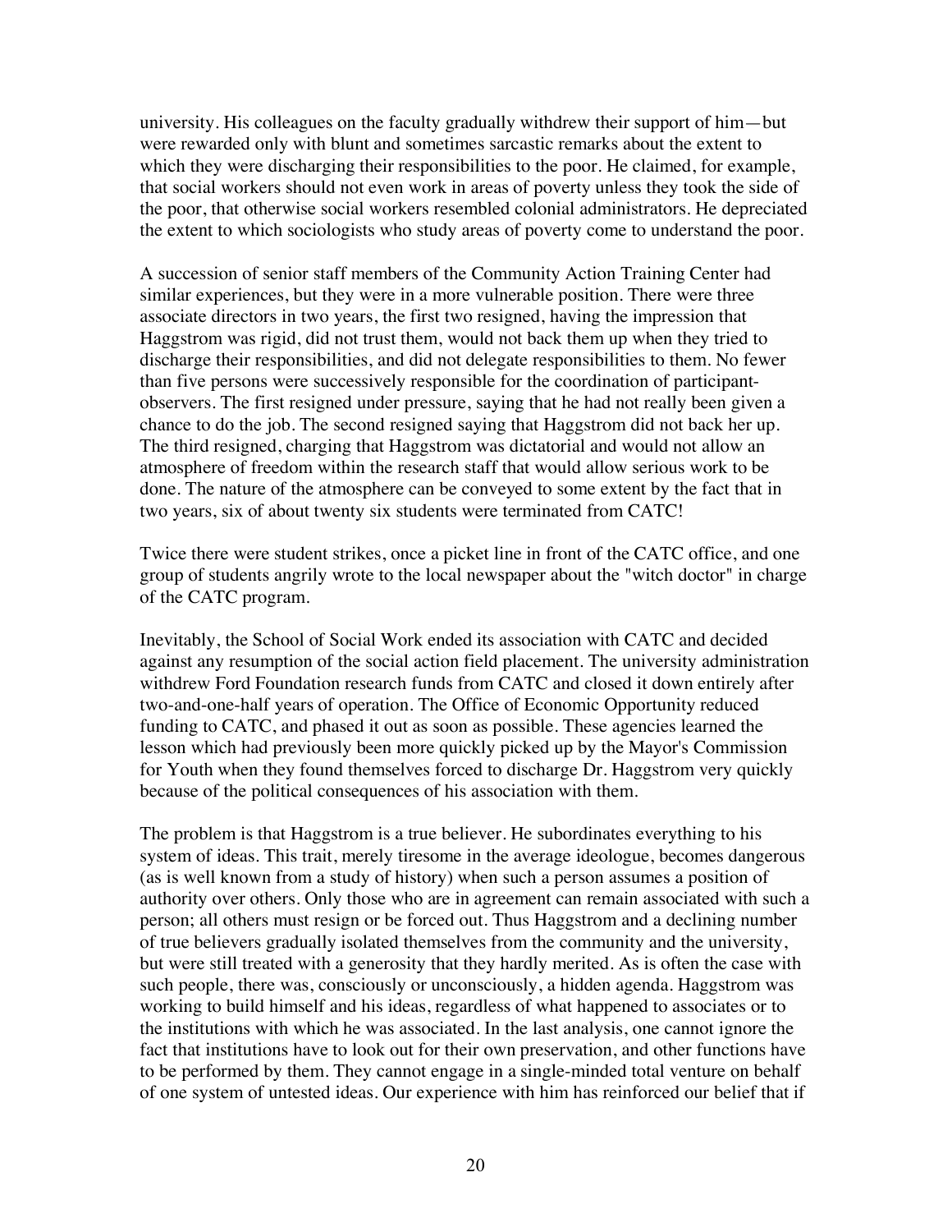university. His colleagues on the faculty gradually withdrew their support of him—but were rewarded only with blunt and sometimes sarcastic remarks about the extent to which they were discharging their responsibilities to the poor. He claimed, for example, that social workers should not even work in areas of poverty unless they took the side of the poor, that otherwise social workers resembled colonial administrators. He depreciated the extent to which sociologists who study areas of poverty come to understand the poor.

A succession of senior staff members of the Community Action Training Center had similar experiences, but they were in a more vulnerable position. There were three associate directors in two years, the first two resigned, having the impression that Haggstrom was rigid, did not trust them, would not back them up when they tried to discharge their responsibilities, and did not delegate responsibilities to them. No fewer than five persons were successively responsible for the coordination of participant-observers. The first resigned under pressure, saying that he had not really been given a chance to do the job. The second resigned saying that Haggstrom did not back her up. The third resigned, charging that Haggstrom was dictatorial and would not allow an atmosphere of freedom within the research staff that would allow serious work to be done. The nature of the atmosphere can be conveyed to some extent by the fact that in two years, six of about twenty six students were terminated from CATC!

Twice there were student strikes, once a picket line in front of the CATC office, and one group of students angrily wrote to the local newspaper about the "witch doctor" in charge of the CATC program.

Inevitably, the School of Social Work ended its association with CATC and decided against any resumption of the social action field placement. The university administration withdrew Ford Foundation research funds from CATC and closed it down entirely after two-and-one-half years of operation. The Office of Economic Opportunity reduced funding to CATC, and phased it out as soon as possible. These agencies learned the lesson which had previously been more quickly picked up by the Mayor's Commission for Youth when they found themselves forced to discharge Dr. Haggstrom very quickly because of the political consequences of his association with them.

The problem is that Haggstrom is a true believer. He subordinates everything to his system of ideas. This trait, merely tiresome in the average ideologue, becomes dangerous (as is well known from a study of history) when such a person assumes a position of authority over others. Only those who are in agreement can remain associated with such a person; all others must resign or be forced out. Thus Haggstrom and a declining number of true believers gradually isolated themselves from the community and the university, but were still treated with a generosity that they hardly merited. As is often the case with such people, there was, consciously or unconsciously, a hidden agenda. Haggstrom was working to build himself and his ideas, regardless of what happened to associates or to the institutions with which he was associated. In the last analysis, one cannot ignore the fact that institutions have to look out for their own preservation, and other functions have to be performed by them. They cannot engage in a single-minded total venture on behalf of one system of untested ideas. Our experience with him has reinforced our belief that if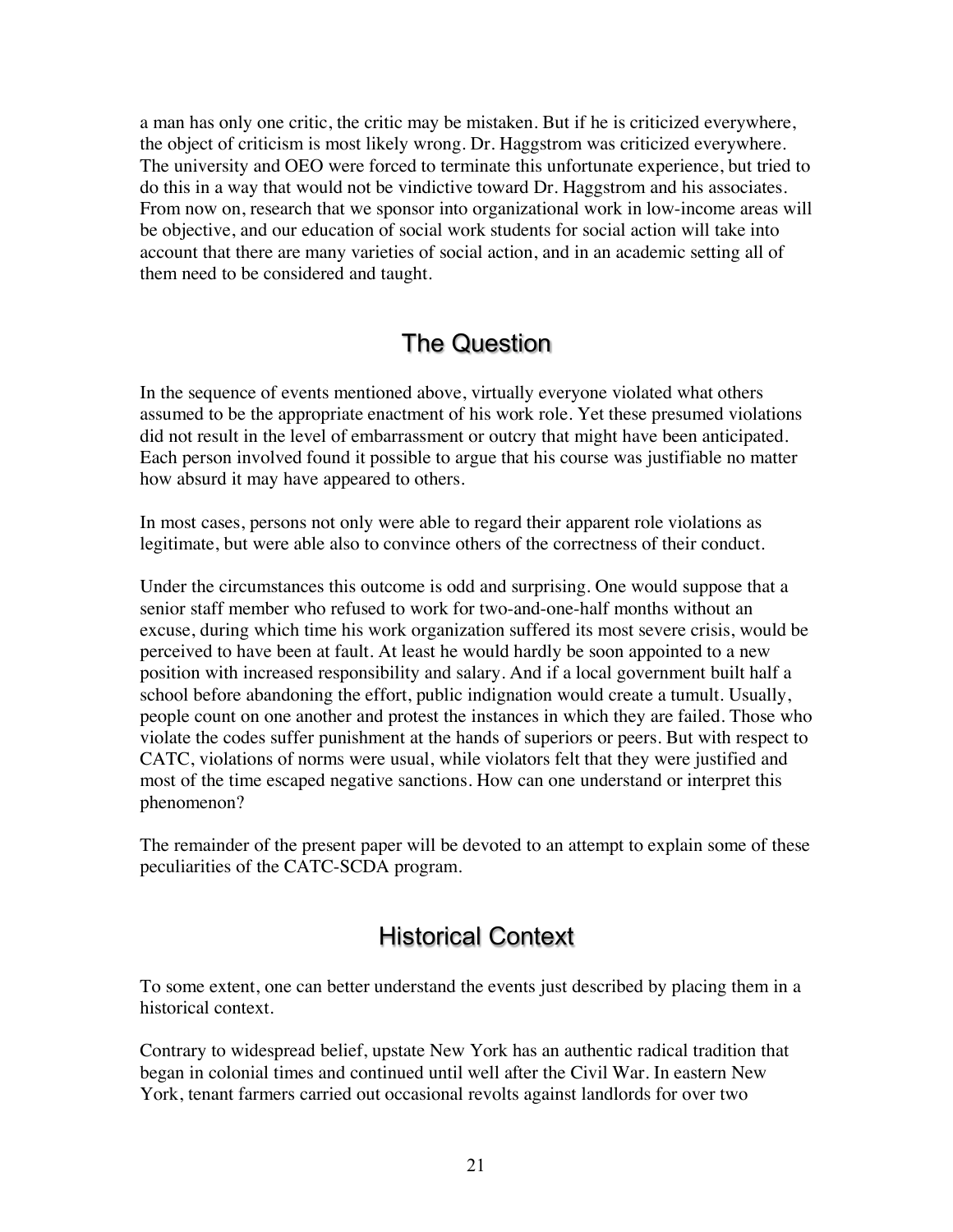a man has only one critic, the critic may be mistaken. But if he is criticized everywhere, the object of criticism is most likely wrong. Dr. Haggstrom was criticized everywhere. The university and OEO were forced to terminate this unfortunate experience, but tried to do this in a way that would not be vindictive toward Dr. Haggstrom and his associates. From now on, research that we sponsor into organizational work in low-income areas will be objective, and our education of social work students for social action will take into account that there are many varieties of social action, and in an academic setting all of them need to be considered and taught.

## The Question

In the sequence of events mentioned above, virtually everyone violated what others assumed to be the appropriate enactment of his work role. Yet these presumed violations did not result in the level of embarrassment or outcry that might have been anticipated. Each person involved found it possible to argue that his course was justifiable no matter how absurd it may have appeared to others.

In most cases, persons not only were able to regard their apparent role violations as legitimate, but were able also to convince others of the correctness of their conduct.

Under the circumstances this outcome is odd and surprising. One would suppose that a senior staff member who refused to work for two-and-one-half months without an excuse, during which time his work organization suffered its most severe crisis, would be perceived to have been at fault. At least he would hardly be soon appointed to a new position with increased responsibility and salary. And if a local government built half a school before abandoning the effort, public indignation would create a tumult. Usually, people count on one another and protest the instances in which they are failed. Those who violate the codes suffer punishment at the hands of superiors or peers. But with respect to CATC, violations of norms were usual, while violators felt that they were justified and most of the time escaped negative sanctions. How can one understand or interpret this phenomenon?

The remainder of the present paper will be devoted to an attempt to explain some of these peculiarities of the CATC-SCDA program.

## Historical Context

To some extent, one can better understand the events just described by placing them in a historical context.

Contrary to widespread belief, upstate New York has an authentic radical tradition that began in colonial times and continued until well after the Civil War. In eastern New York, tenant farmers carried out occasional revolts against landlords for over two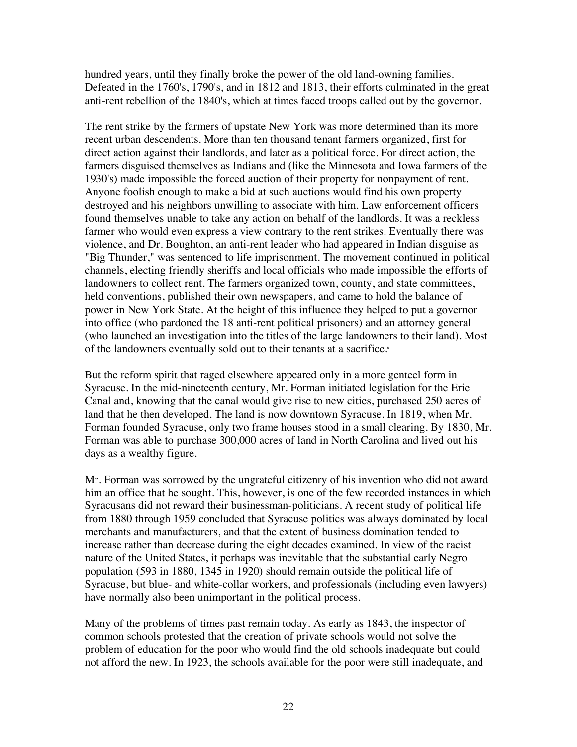hundred years, until they finally broke the power of the old land-owning families. Defeated in the 1760's, 1790's, and in 1812 and 1813, their efforts culminated in the great anti-rent rebellion of the 1840's, which at times faced troops called out by the governor.

The rent strike by the farmers of upstate New York was more determined than its more recent urban descendents. More than ten thousand tenant farmers organized, first for direct action against their landlords, and later as a political force. For direct action, the farmers disguised themselves as Indians and (like the Minnesota and Iowa farmers of the 1930's) made impossible the forced auction of their property for nonpayment of rent. Anyone foolish enough to make a bid at such auctions would find his own property destroyed and his neighbors unwilling to associate with him. Law enforcement officers found themselves unable to take any action on behalf of the landlords. It was a reckless farmer who would even express a view contrary to the rent strikes. Eventually there was violence, and Dr. Boughton, an anti-rent leader who had appeared in Indian disguise as "Big Thunder," was sentenced to life imprisonment. The movement continued in political channels, electing friendly sheriffs and local officials who made impossible the efforts of landowners to collect rent. The farmers organized town, county, and state committees, held conventions, published their own newspapers, and came to hold the balance of power in New York State. At the height of this influence they helped to put a governor into office (who pardoned the 18 anti-rent political prisoners) and an attorney general (who launched an investigation into the titles of the large landowners to their land). Most of the landowners eventually sold out to their tenants at a sacrifice.[8]

But the reform spirit that raged elsewhere appeared only in a more genteel form in Syracuse. In the mid-nineteenth century, Mr. Forman initiated legislation for the Erie Canal and, knowing that the canal would give rise to new cities, purchased 250 acres of land that he then developed. The land is now downtown Syracuse. In 1819, when Mr. Forman founded Syracuse, only two frame houses stood in a small clearing. By 1830, Mr. Forman was able to purchase 300,000 acres of land in North Carolina and lived out his days as a wealthy figure.

Mr. Forman was sorrowed by the ungrateful citizenry of his invention who did not award him an office that he sought. This, however, is one of the few recorded instances in which Syracusans did not reward their businessman-politicians. A recent study of political life from 1880 through 1959 concluded that Syracuse politics was always dominated by local merchants and manufacturers, and that the extent of business domination tended to increase rather than decrease during the eight decades examined. In view of the racist nature of the United States, it perhaps was inevitable that the substantial early Negro population (593 in 1880, 1345 in 1920) should remain outside the political life of Syracuse, but blue- and white-collar workers, and professionals (including even lawyers) have normally also been unimportant in the political process.

Many of the problems of times past remain today. As early as 1843, the inspector of common schools protested that the creation of private schools would not solve the problem of education for the poor who would find the old schools inadequate but could not afford the new. In 1923, the schools available for the poor were still inadequate, and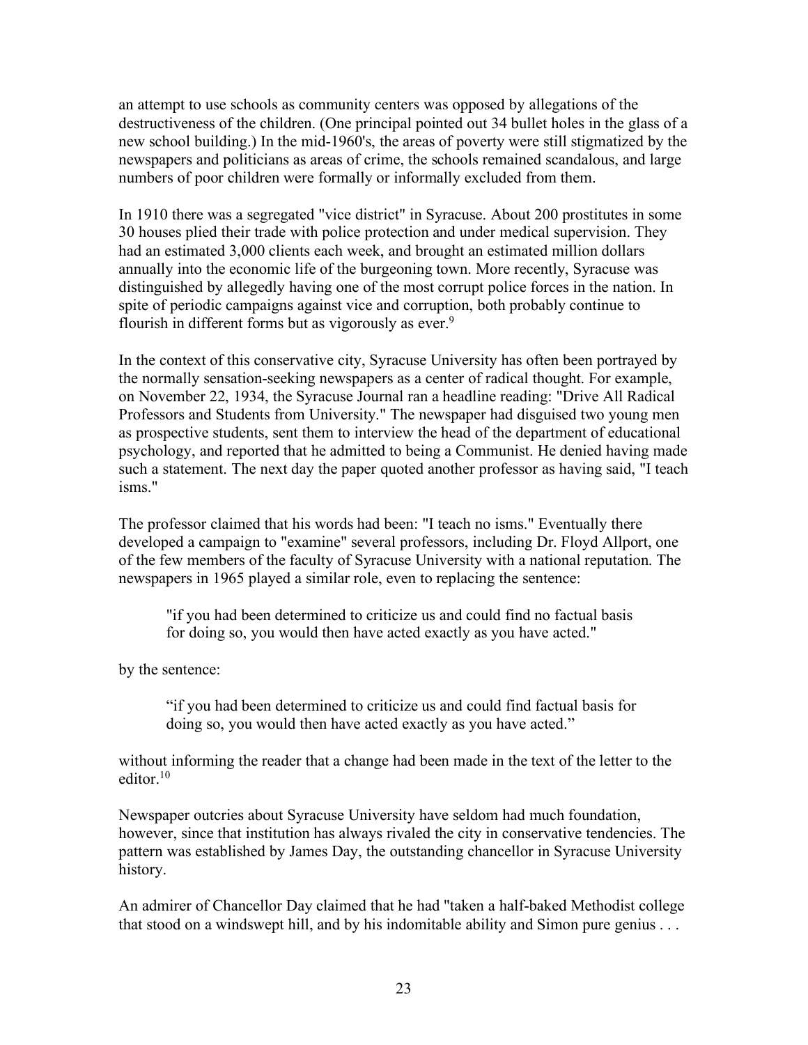an attempt to use schools as community centers was opposed by allegations of the destructiveness of the children. (One principal pointed out 34 bullet holes in the glass of a new school building.) In the mid-1960's, the areas of poverty were still stigmatized by the newspapers and politicians as areas of crime, the schools remained scandalous, and large numbers of poor children were formally or informally excluded from them.

In 1910 there was a segregated "vice district" in Syracuse. About 200 prostitutes in some 30 houses plied their trade with police protection and under medical supervision. They had an estimated 3,000 clients each week, and brought an estimated million dollars annually into the economic life of the burgeoning town. More recently, Syracuse was distinguished by allegedly having one of the most corrupt police forces in the nation. In spite of periodic campaigns against vice and corruption, both probably continue to flourish in different forms but as vigorously as ever.[9]

In the context of this conservative city, Syracuse University has often been portrayed by the normally sensation-seeking newspapers as a center of radical thought. For example, on November 22, 1934, the Syracuse Journal ran a headline reading: "Drive All Radical Professors and Students from University." The newspaper had disguised two young men as prospective students, sent them to interview the head of the department of educational psychology, and reported that he admitted to being a Communist. He denied having made such a statement. The next day the paper quoted another professor as having said, "I teach isms."

The professor claimed that his words had been: "I teach no isms." Eventually there developed a campaign to "examine" several professors, including Dr. Floyd Allport, one of the few members of the faculty of Syracuse University with a national reputation. The newspapers in 1965 played a similar role, even to replacing the sentence:

> "if you had been determined to criticize us and could find no factual basis for doing so, you would then have acted exactly as you have acted."

by the sentence:

> "if you had been determined to criticize us and could find factual basis for doing so, you would then have acted exactly as you have acted."

without informing the reader that a change had been made in the text of the letter to the editor.[10]

Newspaper outcries about Syracuse University have seldom had much foundation, however, since that institution has always rivaled the city in conservative tendencies. The pattern was established by James Day, the outstanding chancellor in Syracuse University history.

An admirer of Chancellor Day claimed that he had "taken a half-baked Methodist college that stood on a windswept hill, and by his indomitable ability and Simon pure genius . . .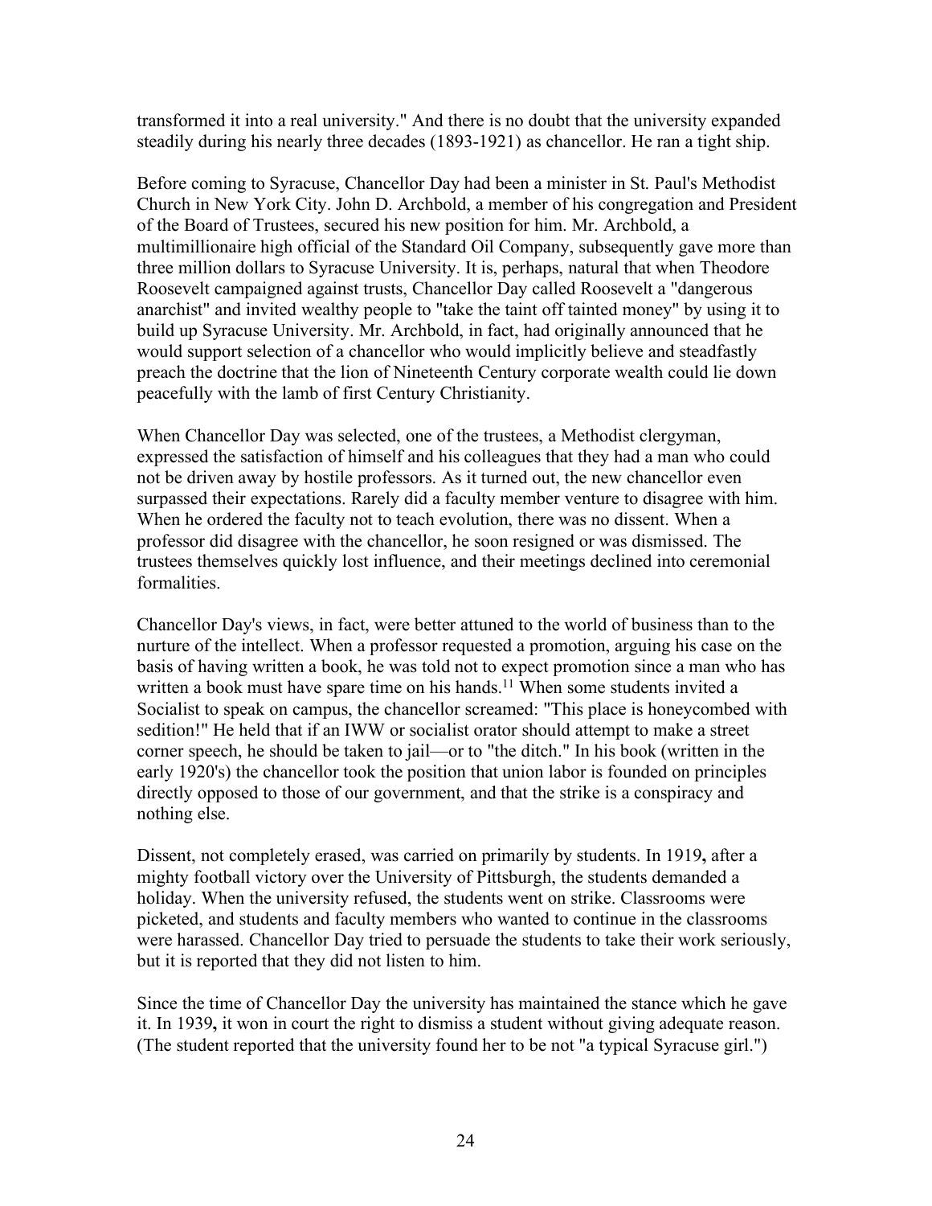transformed it into a real university." And there is no doubt that the university expanded steadily during his nearly three decades (1893-1921) as chancellor. He ran a tight ship.

Before coming to Syracuse, Chancellor Day had been a minister in St. Paul's Methodist Church in New York City. John D. Archbold, a member of his congregation and President of the Board of Trustees, secured his new position for him. Mr. Archbold, a multimillionaire high official of the Standard Oil Company, subsequently gave more than three million dollars to Syracuse University. It is, perhaps, natural that when Theodore Roosevelt campaigned against trusts, Chancellor Day called Roosevelt a "dangerous anarchist" and invited wealthy people to "take the taint off tainted money" by using it to build up Syracuse University. Mr. Archbold, in fact, had originally announced that he would support selection of a chancellor who would implicitly believe and steadfastly preach the doctrine that the lion of Nineteenth Century corporate wealth could lie down peacefully with the lamb of first Century Christianity.

When Chancellor Day was selected, one of the trustees, a Methodist clergyman, expressed the satisfaction of himself and his colleagues that they had a man who could not be driven away by hostile professors. As it turned out, the new chancellor even surpassed their expectations. Rarely did a faculty member venture to disagree with him. When he ordered the faculty not to teach evolution, there was no dissent. When a professor did disagree with the chancellor, he soon resigned or was dismissed. The trustees themselves quickly lost influence, and their meetings declined into ceremonial formalities.

Chancellor Day's views, in fact, were better attuned to the world of business than to the nurture of the intellect. When a professor requested a promotion, arguing his case on the basis of having written a book, he was told not to expect promotion since a man who has written a book must have spare time on his hands.[11] When some students invited a Socialist to speak on campus, the chancellor screamed: "This place is honeycombed with sedition!" He held that if an IWW or socialist orator should attempt to make a street corner speech, he should be taken to jail—or to "the ditch." In his book (written in the early 1920's) the chancellor took the position that union labor is founded on principles directly opposed to those of our government, and that the strike is a conspiracy and nothing else.

Dissent, not completely erased, was carried on primarily by students. In 1919**,** after a mighty football victory over the University of Pittsburgh, the students demanded a holiday. When the university refused, the students went on strike. Classrooms were picketed, and students and faculty members who wanted to continue in the classrooms were harassed. Chancellor Day tried to persuade the students to take their work seriously, but it is reported that they did not listen to him.

Since the time of Chancellor Day the university has maintained the stance which he gave it. In 1939**,** it won in court the right to dismiss a student without giving adequate reason. (The student reported that the university found her to be not "a typical Syracuse girl.")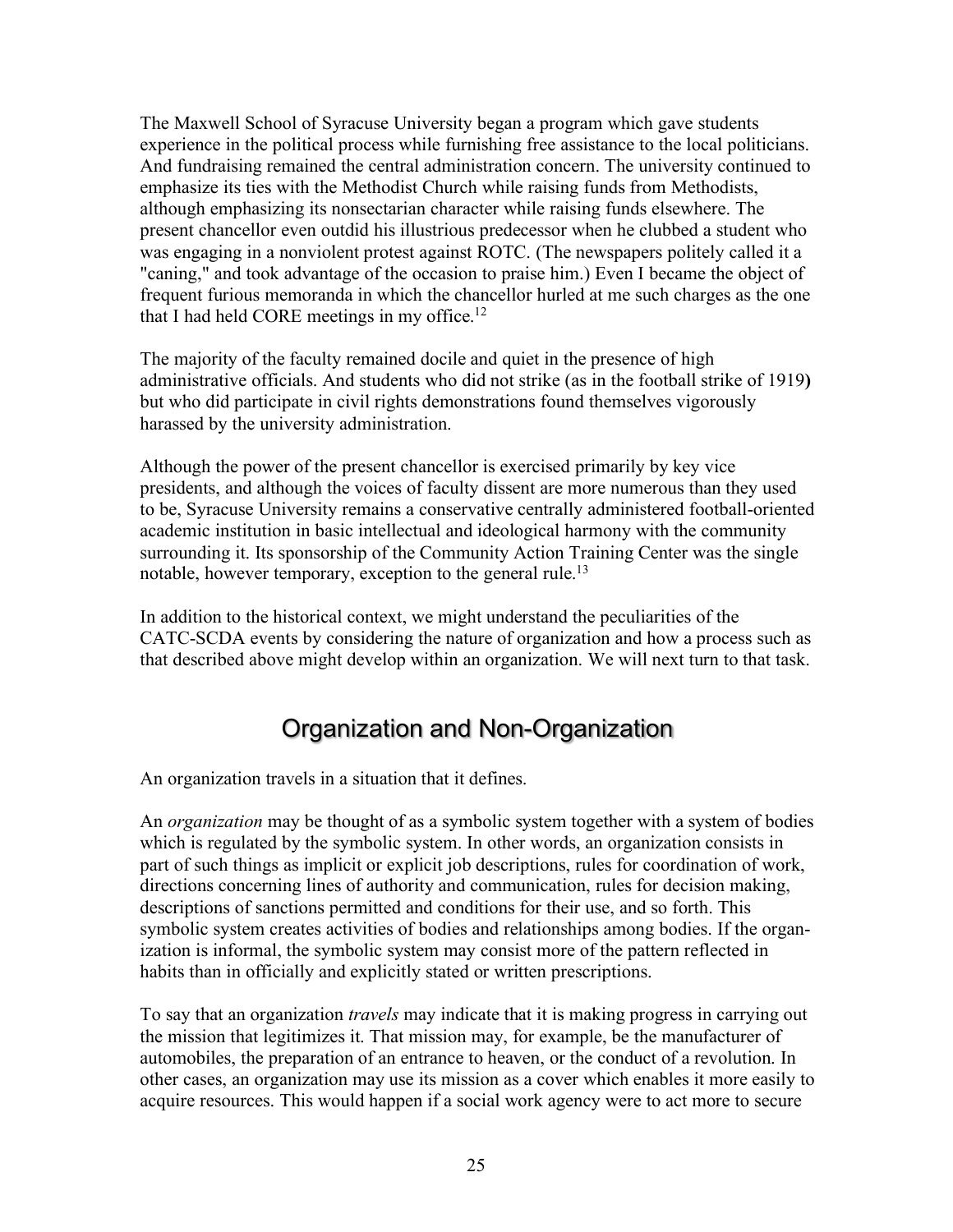The Maxwell School of Syracuse University began a program which gave students experience in the political process while furnishing free assistance to the local politicians. And fundraising remained the central administration concern. The university continued to emphasize its ties with the Methodist Church while raising funds from Methodists, although emphasizing its nonsectarian character while raising funds elsewhere. The present chancellor even outdid his illustrious predecessor when he clubbed a student who was engaging in a nonviolent protest against ROTC. (The newspapers politely called it a "caning," and took advantage of the occasion to praise him.) Even I became the object of frequent furious memoranda in which the chancellor hurled at me such charges as the one that I had held CORE meetings in my office.[12]

The majority of the faculty remained docile and quiet in the presence of high administrative officials. And students who did not strike (as in the football strike of 1919**)** but who did participate in civil rights demonstrations found themselves vigorously harassed by the university administration.

Although the power of the present chancellor is exercised primarily by key vice presidents, and although the voices of faculty dissent are more numerous than they used to be, Syracuse University remains a conservative centrally administered football-oriented academic institution in basic intellectual and ideological harmony with the community surrounding it. Its sponsorship of the Community Action Training Center was the single notable, however temporary, exception to the general rule.[13]

In addition to the historical context, we might understand the peculiarities of the CATC-SCDA events by considering the nature of organization and how a process such as that described above might develop within an organization. We will next turn to that task.

## Organization and Non-Organization

An organization travels in a situation that it defines.

An *organization* may be thought of as a symbolic system together with a system of bodies which is regulated by the symbolic system. In other words, an organization consists in part of such things as implicit or explicit job descriptions, rules for coordination of work, directions concerning lines of authority and communication, rules for decision making, descriptions of sanctions permitted and conditions for their use, and so forth. This symbolic system creates activities of bodies and relationships among bodies. If the organization is informal, the symbolic system may consist more of the pattern reflected in habits than in officially and explicitly stated or written prescriptions.

To say that an organization *travels* may indicate that it is making progress in carrying out the mission that legitimizes it. That mission may, for example, be the manufacturer of automobiles, the preparation of an entrance to heaven, or the conduct of a revolution. In other cases, an organization may use its mission as a cover which enables it more easily to acquire resources. This would happen if a social work agency were to act more to secure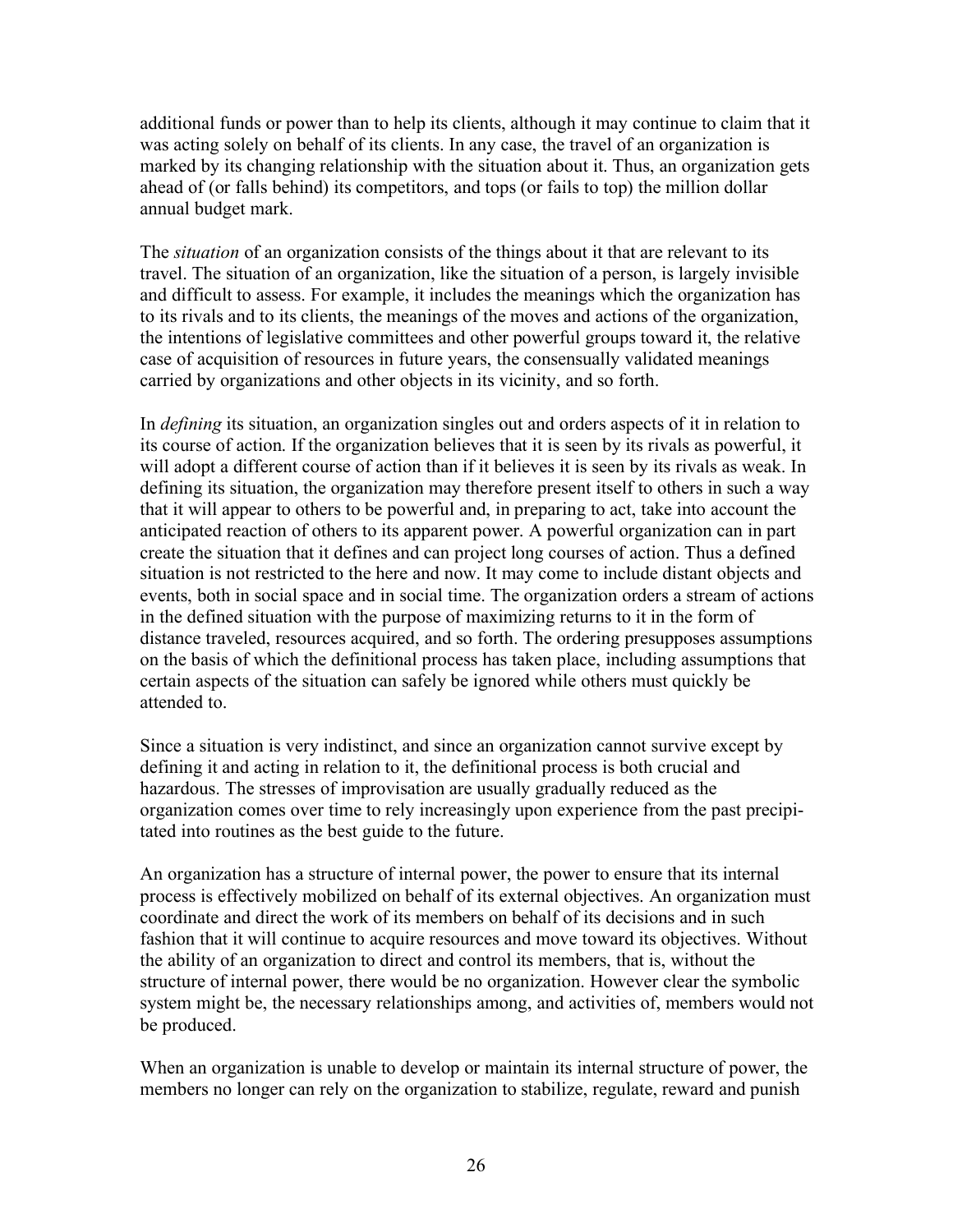additional funds or power than to help its clients, although it may continue to claim that it was acting solely on behalf of its clients. In any case, the travel of an organization is marked by its changing relationship with the situation about it. Thus, an organization gets ahead of (or falls behind) its competitors, and tops (or fails to top) the million dollar annual budget mark.

The *situation* of an organization consists of the things about it that are relevant to its travel. The situation of an organization, like the situation of a person, is largely invisible and difficult to assess. For example, it includes the meanings which the organization has to its rivals and to its clients, the meanings of the moves and actions of the organization, the intentions of legislative committees and other powerful groups toward it, the relative case of acquisition of resources in future years, the consensually validated meanings carried by organizations and other objects in its vicinity, and so forth.

In *defining* its situation, an organization singles out and orders aspects of it in relation to its course of action. If the organization believes that it is seen by its rivals as powerful, it will adopt a different course of action than if it believes it is seen by its rivals as weak. In defining its situation, the organization may therefore present itself to others in such a way that it will appear to others to be powerful and, in preparing to act, take into account the anticipated reaction of others to its apparent power. A powerful organization can in part create the situation that it defines and can project long courses of action. Thus a defined situation is not restricted to the here and now. It may come to include distant objects and events, both in social space and in social time. The organization orders a stream of actions in the defined situation with the purpose of maximizing returns to it in the form of distance traveled, resources acquired, and so forth. The ordering presupposes assumptions on the basis of which the definitional process has taken place, including assumptions that certain aspects of the situation can safely be ignored while others must quickly be attended to.

Since a situation is very indistinct, and since an organization cannot survive except by defining it and acting in relation to it, the definitional process is both crucial and hazardous. The stresses of improvisation are usually gradually reduced as the organization comes over time to rely increasingly upon experience from the past precipitated into routines as the best guide to the future.

An organization has a structure of internal power, the power to ensure that its internal process is effectively mobilized on behalf of its external objectives. An organization must coordinate and direct the work of its members on behalf of its decisions and in such fashion that it will continue to acquire resources and move toward its objectives. Without the ability of an organization to direct and control its members, that is, without the structure of internal power, there would be no organization. However clear the symbolic system might be, the necessary relationships among, and activities of, members would not be produced.

When an organization is unable to develop or maintain its internal structure of power, the members no longer can rely on the organization to stabilize, regulate, reward and punish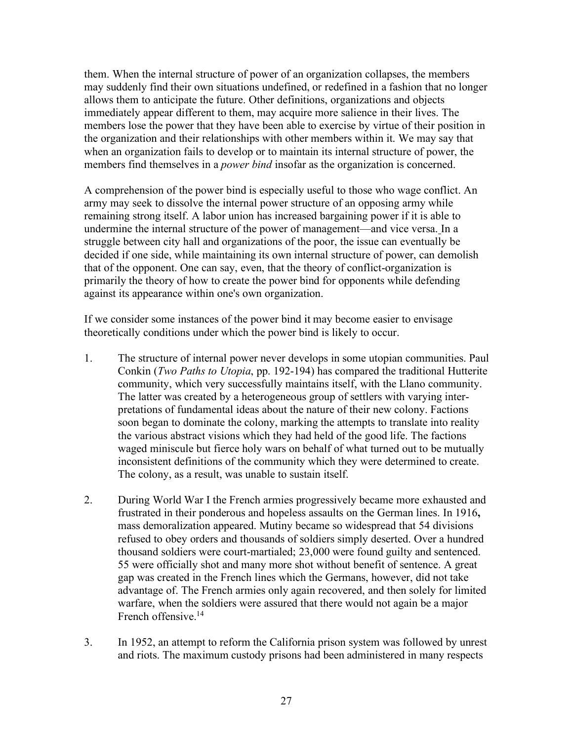them. When the internal structure of power of an organization collapses, the members may suddenly find their own situations undefined, or redefined in a fashion that no longer allows them to anticipate the future. Other definitions, organizations and objects immediately appear different to them, may acquire more salience in their lives. The members lose the power that they have been able to exercise by virtue of their position in the organization and their relationships with other members within it. We may say that when an organization fails to develop or to maintain its internal structure of power, the members find themselves in a *power bind* insofar as the organization is concerned.

A comprehension of the power bind is especially useful to those who wage conflict. An army may seek to dissolve the internal power structure of an opposing army while remaining strong itself. A labor union has increased bargaining power if it is able to undermine the internal structure of the power of management—and vice versa. In a struggle between city hall and organizations of the poor, the issue can eventually be decided if one side, while maintaining its own internal structure of power, can demolish that of the opponent. One can say, even, that the theory of conflict-organization is primarily the theory of how to create the power bind for opponents while defending against its appearance within one's own organization.

If we consider some instances of the power bind it may become easier to envisage theoretically conditions under which the power bind is likely to occur.

1. The structure of internal power never develops in some utopian communities. Paul Conkin (*Two Paths to Utopia*, pp. 192-194) has compared the traditional Hutterite community, which very successfully maintains itself, with the Llano community. The latter was created by a heterogeneous group of settlers with varying interpretations of fundamental ideas about the nature of their new colony. Factions soon began to dominate the colony, marking the attempts to translate into reality the various abstract visions which they had held of the good life. The factions waged miniscule but fierce holy wars on behalf of what turned out to be mutually inconsistent definitions of the community which they were determined to create. The colony, as a result, was unable to sustain itself.

2. During World War I the French armies progressively became more exhausted and frustrated in their ponderous and hopeless assaults on the German lines. In 1916, mass demoralization appeared. Mutiny became so widespread that 54 divisions refused to obey orders and thousands of soldiers simply deserted. Over a hundred thousand soldiers were court-martialed; 23,000 were found guilty and sentenced. 55 were officially shot and many more shot without benefit of sentence. A great gap was created in the French lines which the Germans, however, did not take advantage of. The French armies only again recovered, and then solely for limited warfare, when the soldiers were assured that there would not again be a major French offensive.[14]

3. In 1952, an attempt to reform the California prison system was followed by unrest and riots. The maximum custody prisons had been administered in many respects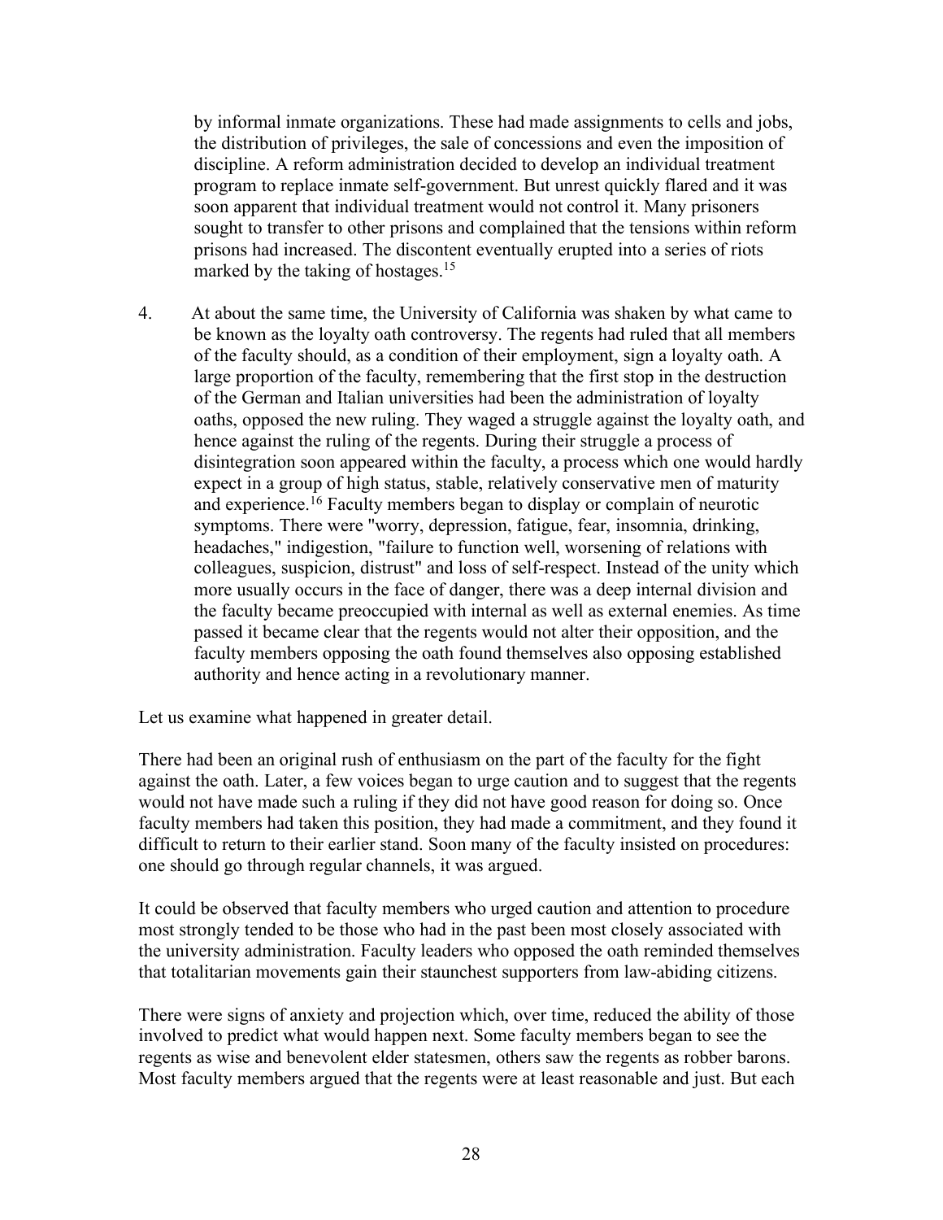by informal inmate organizations. These had made assignments to cells and jobs, the distribution of privileges, the sale of concessions and even the imposition of discipline. A reform administration decided to develop an individual treatment program to replace inmate self-government. But unrest quickly flared and it was soon apparent that individual treatment would not control it. Many prisoners sought to transfer to other prisons and complained that the tensions within reform prisons had increased. The discontent eventually erupted into a series of riots marked by the taking of hostages.[15]

4. At about the same time, the University of California was shaken by what came to be known as the loyalty oath controversy. The regents had ruled that all members of the faculty should, as a condition of their employment, sign a loyalty oath. A large proportion of the faculty, remembering that the first stop in the destruction of the German and Italian universities had been the administration of loyalty oaths, opposed the new ruling. They waged a struggle against the loyalty oath, and hence against the ruling of the regents. During their struggle a process of disintegration soon appeared within the faculty, a process which one would hardly expect in a group of high status, stable, relatively conservative men of maturity and experience.[16] Faculty members began to display or complain of neurotic symptoms. There were "worry, depression, fatigue, fear, insomnia, drinking, headaches," indigestion, "failure to function well, worsening of relations with colleagues, suspicion, distrust" and loss of self-respect. Instead of the unity which more usually occurs in the face of danger, there was a deep internal division and the faculty became preoccupied with internal as well as external enemies. As time passed it became clear that the regents would not alter their opposition, and the faculty members opposing the oath found themselves also opposing established authority and hence acting in a revolutionary manner.

Let us examine what happened in greater detail.

There had been an original rush of enthusiasm on the part of the faculty for the fight against the oath. Later, a few voices began to urge caution and to suggest that the regents would not have made such a ruling if they did not have good reason for doing so. Once faculty members had taken this position, they had made a commitment, and they found it difficult to return to their earlier stand. Soon many of the faculty insisted on procedures: one should go through regular channels, it was argued.

It could be observed that faculty members who urged caution and attention to procedure most strongly tended to be those who had in the past been most closely associated with the university administration. Faculty leaders who opposed the oath reminded themselves that totalitarian movements gain their staunchest supporters from law-abiding citizens.

There were signs of anxiety and projection which, over time, reduced the ability of those involved to predict what would happen next. Some faculty members began to see the regents as wise and benevolent elder statesmen, others saw the regents as robber barons. Most faculty members argued that the regents were at least reasonable and just. But each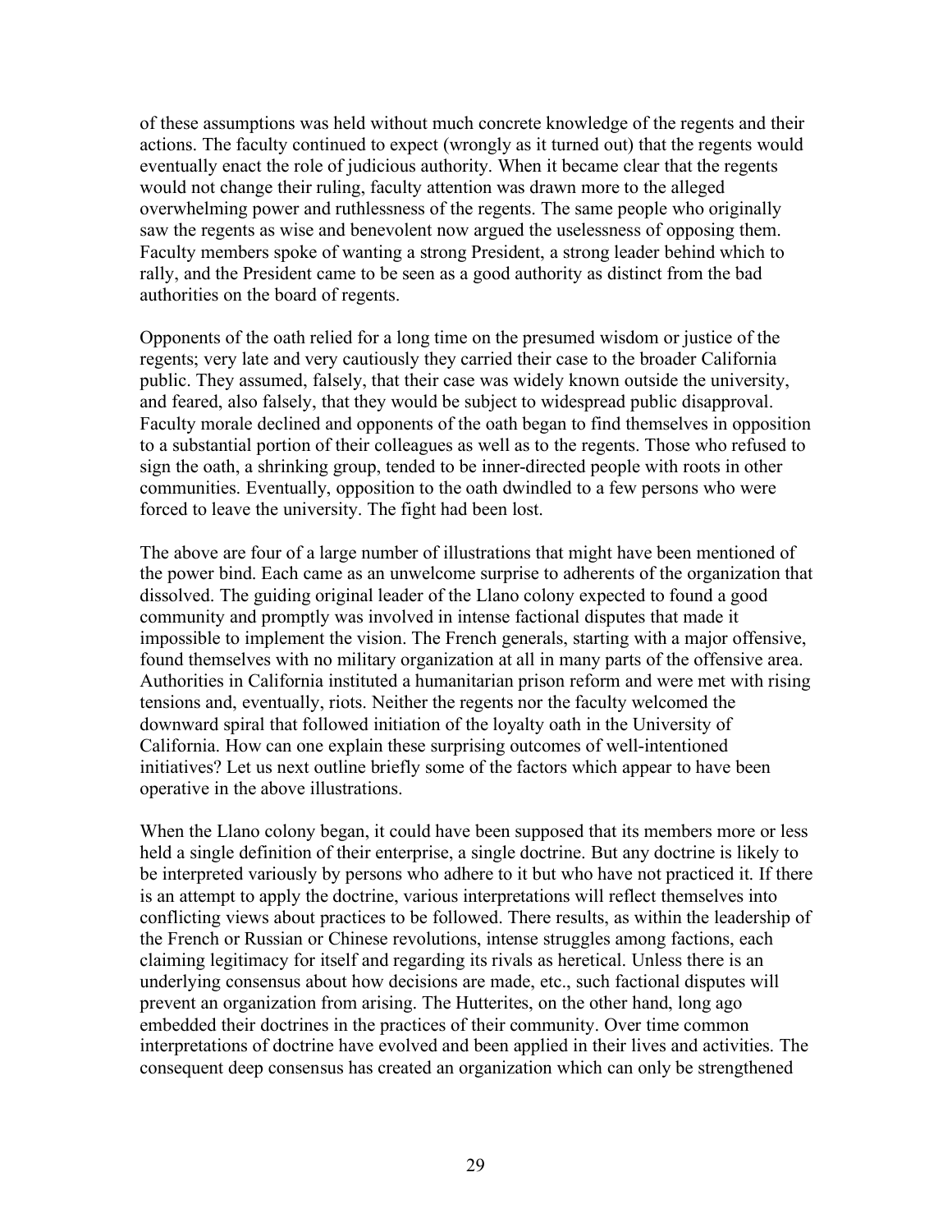of these assumptions was held without much concrete knowledge of the regents and their actions. The faculty continued to expect (wrongly as it turned out) that the regents would eventually enact the role of judicious authority. When it became clear that the regents would not change their ruling, faculty attention was drawn more to the alleged overwhelming power and ruthlessness of the regents. The same people who originally saw the regents as wise and benevolent now argued the uselessness of opposing them. Faculty members spoke of wanting a strong President, a strong leader behind which to rally, and the President came to be seen as a good authority as distinct from the bad authorities on the board of regents.

Opponents of the oath relied for a long time on the presumed wisdom or justice of the regents; very late and very cautiously they carried their case to the broader California public. They assumed, falsely, that their case was widely known outside the university, and feared, also falsely, that they would be subject to widespread public disapproval. Faculty morale declined and opponents of the oath began to find themselves in opposition to a substantial portion of their colleagues as well as to the regents. Those who refused to sign the oath, a shrinking group, tended to be inner-directed people with roots in other communities. Eventually, opposition to the oath dwindled to a few persons who were forced to leave the university. The fight had been lost.

The above are four of a large number of illustrations that might have been mentioned of the power bind. Each came as an unwelcome surprise to adherents of the organization that dissolved. The guiding original leader of the Llano colony expected to found a good community and promptly was involved in intense factional disputes that made it impossible to implement the vision. The French generals, starting with a major offensive, found themselves with no military organization at all in many parts of the offensive area. Authorities in California instituted a humanitarian prison reform and were met with rising tensions and, eventually, riots. Neither the regents nor the faculty welcomed the downward spiral that followed initiation of the loyalty oath in the University of California. How can one explain these surprising outcomes of well-intentioned initiatives? Let us next outline briefly some of the factors which appear to have been operative in the above illustrations.

When the Llano colony began, it could have been supposed that its members more or less held a single definition of their enterprise, a single doctrine. But any doctrine is likely to be interpreted variously by persons who adhere to it but who have not practiced it. If there is an attempt to apply the doctrine, various interpretations will reflect themselves into conflicting views about practices to be followed. There results, as within the leadership of the French or Russian or Chinese revolutions, intense struggles among factions, each claiming legitimacy for itself and regarding its rivals as heretical. Unless there is an underlying consensus about how decisions are made, etc., such factional disputes will prevent an organization from arising. The Hutterites, on the other hand, long ago embedded their doctrines in the practices of their community. Over time common interpretations of doctrine have evolved and been applied in their lives and activities. The consequent deep consensus has created an organization which can only be strengthened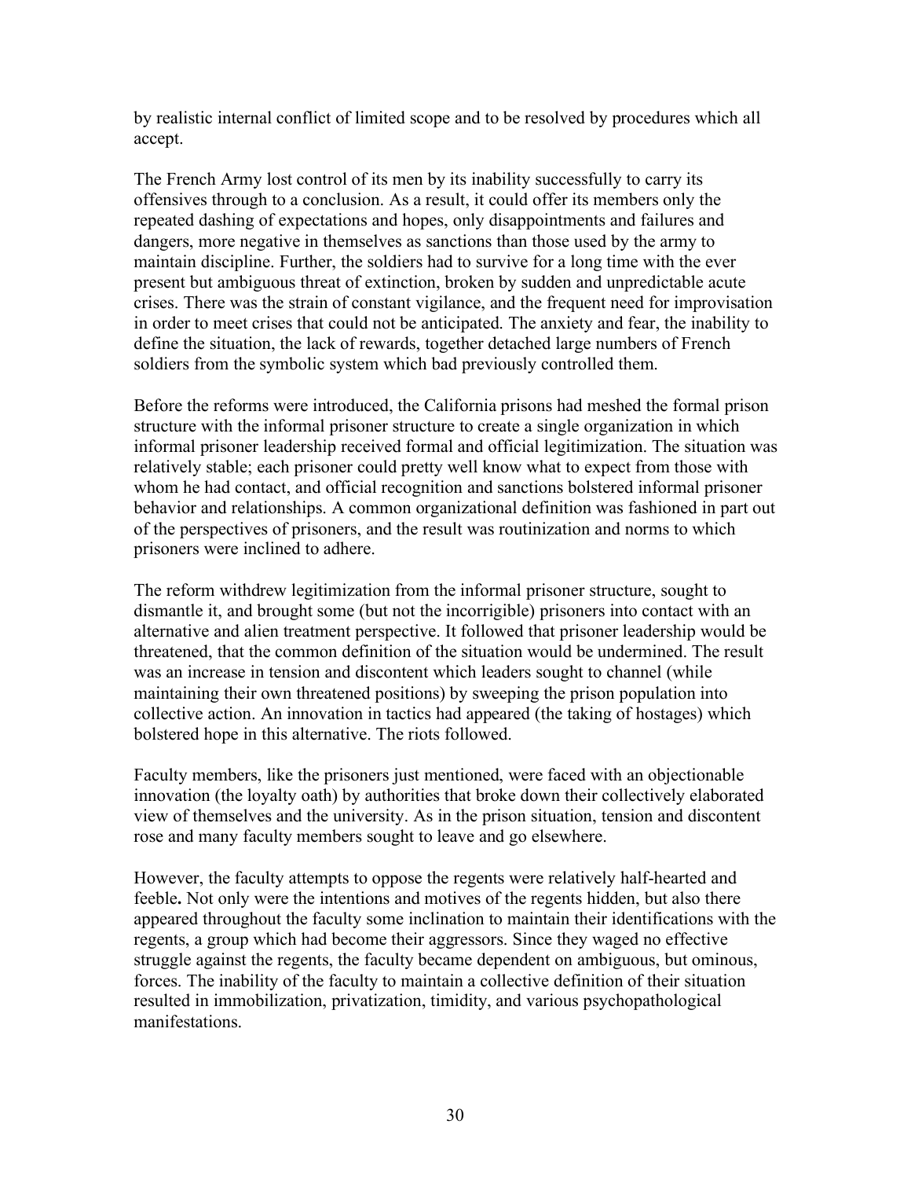by realistic internal conflict of limited scope and to be resolved by procedures which all accept.

The French Army lost control of its men by its inability successfully to carry its offensives through to a conclusion. As a result, it could offer its members only the repeated dashing of expectations and hopes, only disappointments and failures and dangers, more negative in themselves as sanctions than those used by the army to maintain discipline. Further, the soldiers had to survive for a long time with the ever present but ambiguous threat of extinction, broken by sudden and unpredictable acute crises. There was the strain of constant vigilance, and the frequent need for improvisation in order to meet crises that could not be anticipated. The anxiety and fear, the inability to define the situation, the lack of rewards, together detached large numbers of French soldiers from the symbolic system which bad previously controlled them.

Before the reforms were introduced, the California prisons had meshed the formal prison structure with the informal prisoner structure to create a single organization in which informal prisoner leadership received formal and official legitimization. The situation was relatively stable; each prisoner could pretty well know what to expect from those with whom he had contact, and official recognition and sanctions bolstered informal prisoner behavior and relationships. A common organizational definition was fashioned in part out of the perspectives of prisoners, and the result was routinization and norms to which prisoners were inclined to adhere.

The reform withdrew legitimization from the informal prisoner structure, sought to dismantle it, and brought some (but not the incorrigible) prisoners into contact with an alternative and alien treatment perspective. It followed that prisoner leadership would be threatened, that the common definition of the situation would be undermined. The result was an increase in tension and discontent which leaders sought to channel (while maintaining their own threatened positions) by sweeping the prison population into collective action. An innovation in tactics had appeared (the taking of hostages) which bolstered hope in this alternative. The riots followed.

Faculty members, like the prisoners just mentioned, were faced with an objectionable innovation (the loyalty oath) by authorities that broke down their collectively elaborated view of themselves and the university. As in the prison situation, tension and discontent rose and many faculty members sought to leave and go elsewhere.

However, the faculty attempts to oppose the regents were relatively half-hearted and feeble. Not only were the intentions and motives of the regents hidden, but also there appeared throughout the faculty some inclination to maintain their identifications with the regents, a group which had become their aggressors. Since they waged no effective struggle against the regents, the faculty became dependent on ambiguous, but ominous, forces. The inability of the faculty to maintain a collective definition of their situation resulted in immobilization, privatization, timidity, and various psychopathological manifestations.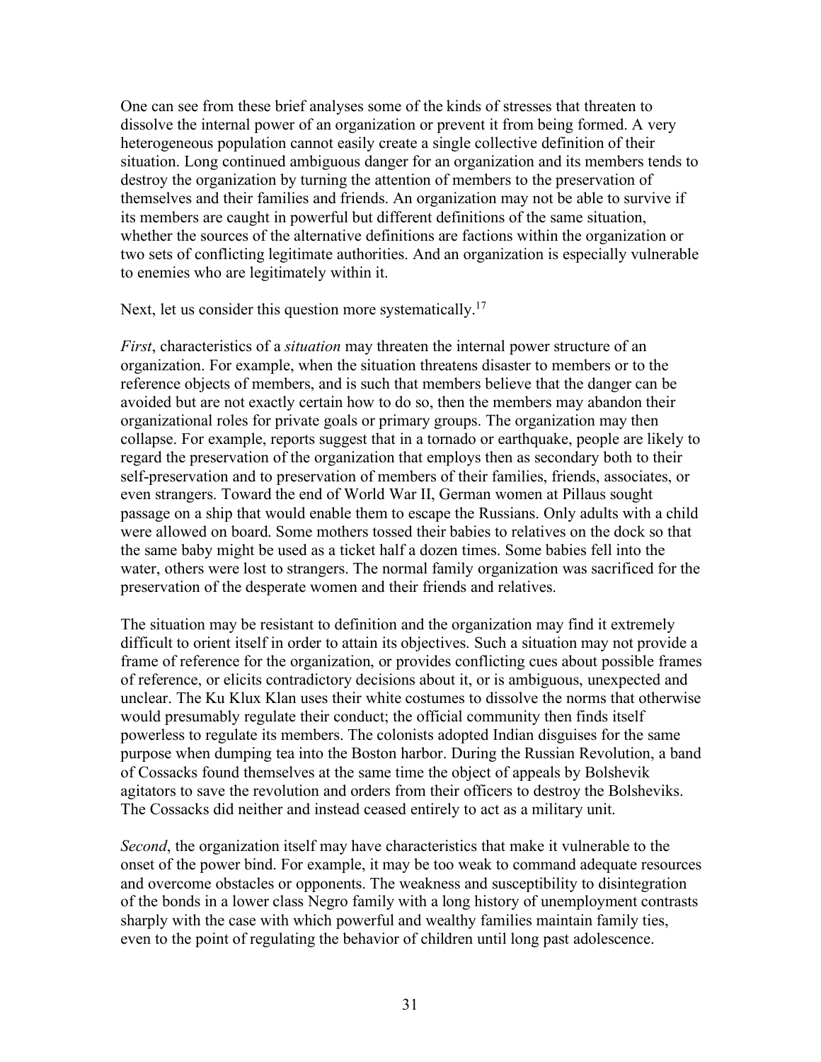One can see from these brief analyses some of the kinds of stresses that threaten to dissolve the internal power of an organization or prevent it from being formed. A very heterogeneous population cannot easily create a single collective definition of their situation. Long continued ambiguous danger for an organization and its members tends to destroy the organization by turning the attention of members to the preservation of themselves and their families and friends. An organization may not be able to survive if its members are caught in powerful but different definitions of the same situation, whether the sources of the alternative definitions are factions within the organization or two sets of conflicting legitimate authorities. And an organization is especially vulnerable to enemies who are legitimately within it.

Next, let us consider this question more systematically.[17]

*First*, characteristics of a *situation* may threaten the internal power structure of an organization. For example, when the situation threatens disaster to members or to the reference objects of members, and is such that members believe that the danger can be avoided but are not exactly certain how to do so, then the members may abandon their organizational roles for private goals or primary groups. The organization may then collapse. For example, reports suggest that in a tornado or earthquake, people are likely to regard the preservation of the organization that employs then as secondary both to their self-preservation and to preservation of members of their families, friends, associates, or even strangers. Toward the end of World War II, German women at Pillaus sought passage on a ship that would enable them to escape the Russians. Only adults with a child were allowed on board. Some mothers tossed their babies to relatives on the dock so that the same baby might be used as a ticket half a dozen times. Some babies fell into the water, others were lost to strangers. The normal family organization was sacrificed for the preservation of the desperate women and their friends and relatives.

The situation may be resistant to definition and the organization may find it extremely difficult to orient itself in order to attain its objectives. Such a situation may not provide a frame of reference for the organization, or provides conflicting cues about possible frames of reference, or elicits contradictory decisions about it, or is ambiguous, unexpected and unclear. The Ku Klux Klan uses their white costumes to dissolve the norms that otherwise would presumably regulate their conduct; the official community then finds itself powerless to regulate its members. The colonists adopted Indian disguises for the same purpose when dumping tea into the Boston harbor. During the Russian Revolution, a band of Cossacks found themselves at the same time the object of appeals by Bolshevik agitators to save the revolution and orders from their officers to destroy the Bolsheviks. The Cossacks did neither and instead ceased entirely to act as a military unit.

*Second*, the organization itself may have characteristics that make it vulnerable to the onset of the power bind. For example, it may be too weak to command adequate resources and overcome obstacles or opponents. The weakness and susceptibility to disintegration of the bonds in a lower class Negro family with a long history of unemployment contrasts sharply with the case with which powerful and wealthy families maintain family ties, even to the point of regulating the behavior of children until long past adolescence.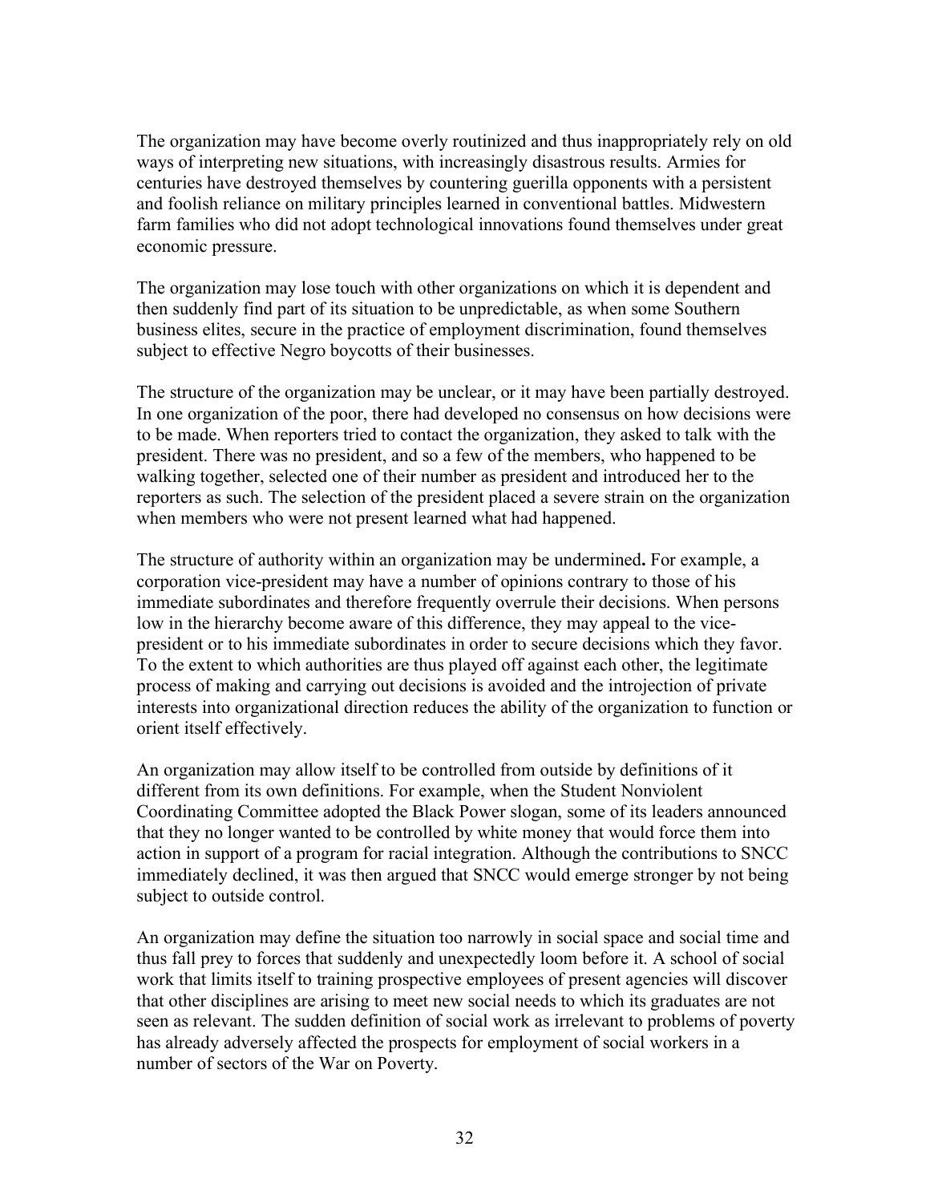The organization may have become overly routinized and thus inappropriately rely on old ways of interpreting new situations, with increasingly disastrous results. Armies for centuries have destroyed themselves by countering guerilla opponents with a persistent and foolish reliance on military principles learned in conventional battles. Midwestern farm families who did not adopt technological innovations found themselves under great economic pressure.

The organization may lose touch with other organizations on which it is dependent and then suddenly find part of its situation to be unpredictable, as when some Southern business elites, secure in the practice of employment discrimination, found themselves subject to effective Negro boycotts of their businesses.

The structure of the organization may be unclear, or it may have been partially destroyed. In one organization of the poor, there had developed no consensus on how decisions were to be made. When reporters tried to contact the organization, they asked to talk with the president. There was no president, and so a few of the members, who happened to be walking together, selected one of their number as president and introduced her to the reporters as such. The selection of the president placed a severe strain on the organization when members who were not present learned what had happened.

The structure of authority within an organization may be undermined**.** For example, a corporation vice-president may have a number of opinions contrary to those of his immediate subordinates and therefore frequently overrule their decisions. When persons low in the hierarchy become aware of this difference, they may appeal to the vice-president or to his immediate subordinates in order to secure decisions which they favor. To the extent to which authorities are thus played off against each other, the legitimate process of making and carrying out decisions is avoided and the introjection of private interests into organizational direction reduces the ability of the organization to function or orient itself effectively.

An organization may allow itself to be controlled from outside by definitions of it different from its own definitions. For example, when the Student Nonviolent Coordinating Committee adopted the Black Power slogan, some of its leaders announced that they no longer wanted to be controlled by white money that would force them into action in support of a program for racial integration. Although the contributions to SNCC immediately declined, it was then argued that SNCC would emerge stronger by not being subject to outside control.

An organization may define the situation too narrowly in social space and social time and thus fall prey to forces that suddenly and unexpectedly loom before it. A school of social work that limits itself to training prospective employees of present agencies will discover that other disciplines are arising to meet new social needs to which its graduates are not seen as relevant. The sudden definition of social work as irrelevant to problems of poverty has already adversely affected the prospects for employment of social workers in a number of sectors of the War on Poverty.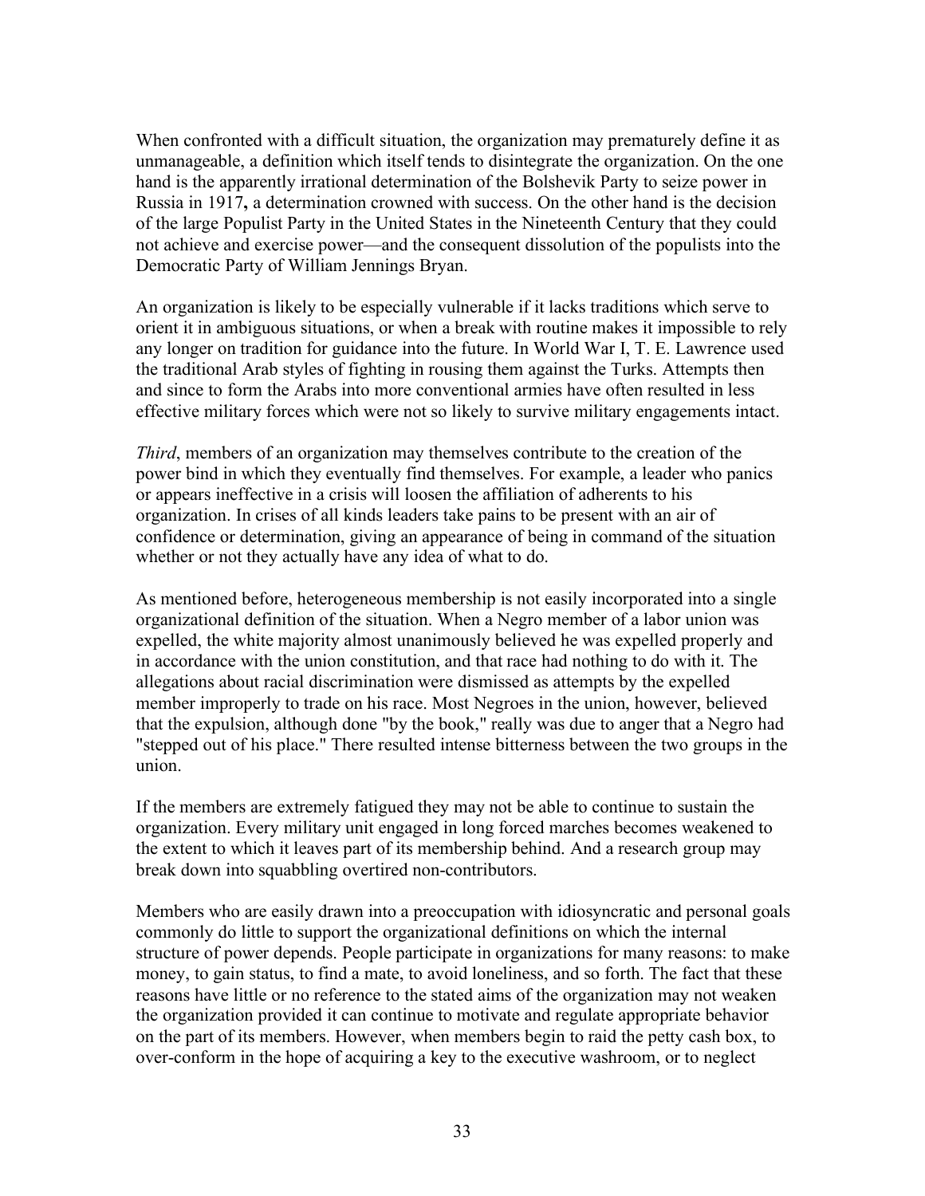When confronted with a difficult situation, the organization may prematurely define it as unmanageable, a definition which itself tends to disintegrate the organization. On the one hand is the apparently irrational determination of the Bolshevik Party to seize power in Russia in 1917**,** a determination crowned with success. On the other hand is the decision of the large Populist Party in the United States in the Nineteenth Century that they could not achieve and exercise power—and the consequent dissolution of the populists into the Democratic Party of William Jennings Bryan.

An organization is likely to be especially vulnerable if it lacks traditions which serve to orient it in ambiguous situations, or when a break with routine makes it impossible to rely any longer on tradition for guidance into the future. In World War I, T. E. Lawrence used the traditional Arab styles of fighting in rousing them against the Turks. Attempts then and since to form the Arabs into more conventional armies have often resulted in less effective military forces which were not so likely to survive military engagements intact.

*Third*, members of an organization may themselves contribute to the creation of the power bind in which they eventually find themselves. For example, a leader who panics or appears ineffective in a crisis will loosen the affiliation of adherents to his organization. In crises of all kinds leaders take pains to be present with an air of confidence or determination, giving an appearance of being in command of the situation whether or not they actually have any idea of what to do.

As mentioned before, heterogeneous membership is not easily incorporated into a single organizational definition of the situation. When a Negro member of a labor union was expelled, the white majority almost unanimously believed he was expelled properly and in accordance with the union constitution, and that race had nothing to do with it. The allegations about racial discrimination were dismissed as attempts by the expelled member improperly to trade on his race. Most Negroes in the union, however, believed that the expulsion, although done "by the book," really was due to anger that a Negro had "stepped out of his place." There resulted intense bitterness between the two groups in the union.

If the members are extremely fatigued they may not be able to continue to sustain the organization. Every military unit engaged in long forced marches becomes weakened to the extent to which it leaves part of its membership behind. And a research group may break down into squabbling overtired non-contributors.

Members who are easily drawn into a preoccupation with idiosyncratic and personal goals commonly do little to support the organizational definitions on which the internal structure of power depends. People participate in organizations for many reasons: to make money, to gain status, to find a mate, to avoid loneliness, and so forth. The fact that these reasons have little or no reference to the stated aims of the organization may not weaken the organization provided it can continue to motivate and regulate appropriate behavior on the part of its members. However, when members begin to raid the petty cash box, to over-conform in the hope of acquiring a key to the executive washroom, or to neglect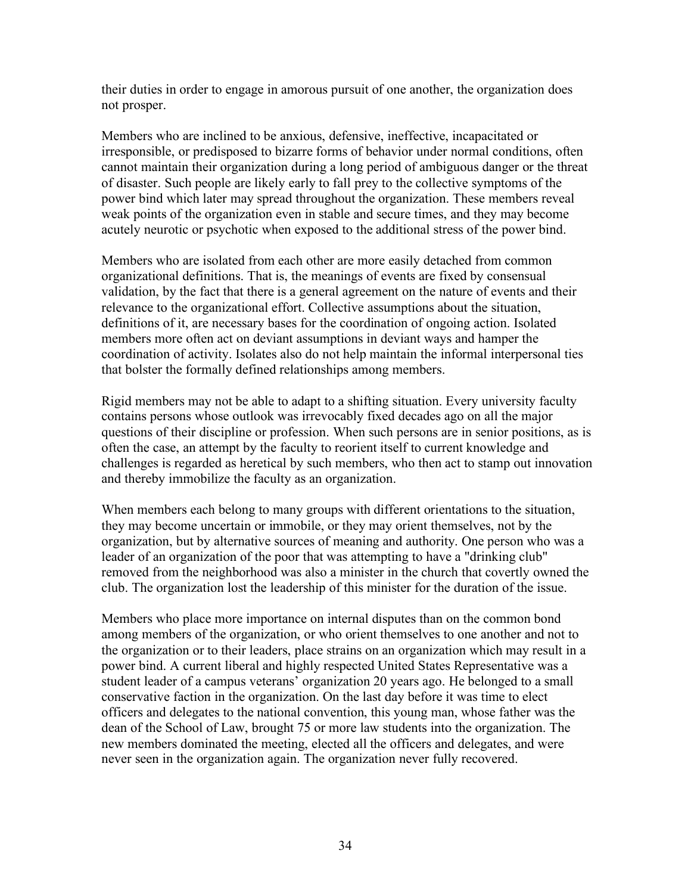their duties in order to engage in amorous pursuit of one another, the organization does not prosper.

Members who are inclined to be anxious, defensive, ineffective, incapacitated or irresponsible, or predisposed to bizarre forms of behavior under normal conditions, often cannot maintain their organization during a long period of ambiguous danger or the threat of disaster. Such people are likely early to fall prey to the collective symptoms of the power bind which later may spread throughout the organization. These members reveal weak points of the organization even in stable and secure times, and they may become acutely neurotic or psychotic when exposed to the additional stress of the power bind.

Members who are isolated from each other are more easily detached from common organizational definitions. That is, the meanings of events are fixed by consensual validation, by the fact that there is a general agreement on the nature of events and their relevance to the organizational effort. Collective assumptions about the situation, definitions of it, are necessary bases for the coordination of ongoing action. Isolated members more often act on deviant assumptions in deviant ways and hamper the coordination of activity. Isolates also do not help maintain the informal interpersonal ties that bolster the formally defined relationships among members.

Rigid members may not be able to adapt to a shifting situation. Every university faculty contains persons whose outlook was irrevocably fixed decades ago on all the major questions of their discipline or profession. When such persons are in senior positions, as is often the case, an attempt by the faculty to reorient itself to current knowledge and challenges is regarded as heretical by such members, who then act to stamp out innovation and thereby immobilize the faculty as an organization.

When members each belong to many groups with different orientations to the situation, they may become uncertain or immobile, or they may orient themselves, not by the organization, but by alternative sources of meaning and authority. One person who was a leader of an organization of the poor that was attempting to have a "drinking club" removed from the neighborhood was also a minister in the church that covertly owned the club. The organization lost the leadership of this minister for the duration of the issue.

Members who place more importance on internal disputes than on the common bond among members of the organization, or who orient themselves to one another and not to the organization or to their leaders, place strains on an organization which may result in a power bind. A current liberal and highly respected United States Representative was a student leader of a campus veterans' organization 20 years ago. He belonged to a small conservative faction in the organization. On the last day before it was time to elect officers and delegates to the national convention, this young man, whose father was the dean of the School of Law, brought 75 or more law students into the organization. The new members dominated the meeting, elected all the officers and delegates, and were never seen in the organization again. The organization never fully recovered.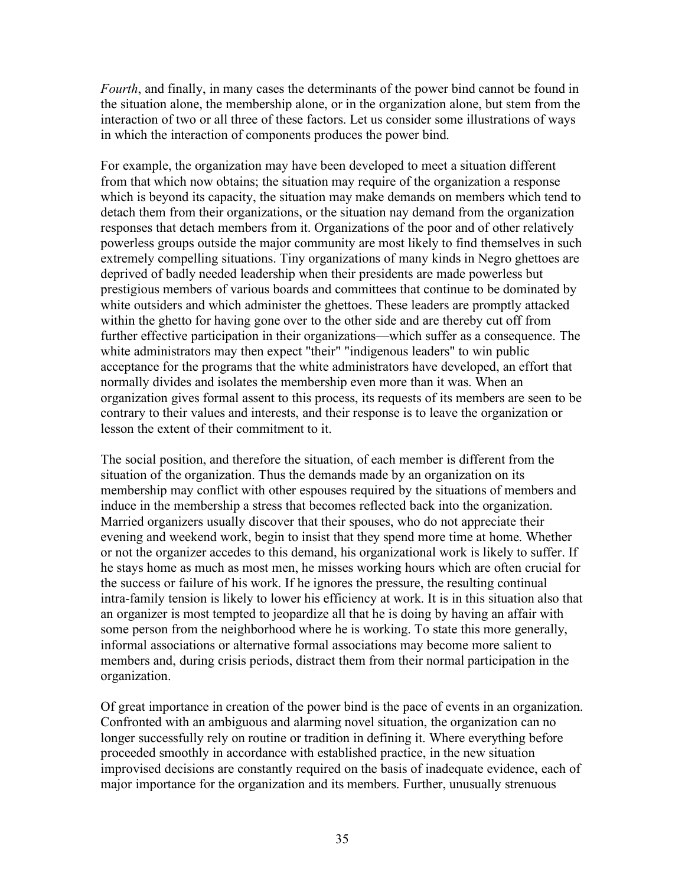*Fourth*, and finally, in many cases the determinants of the power bind cannot be found in the situation alone, the membership alone, or in the organization alone, but stem from the interaction of two or all three of these factors. Let us consider some illustrations of ways in which the interaction of components produces the power bind.

For example, the organization may have been developed to meet a situation different from that which now obtains; the situation may require of the organization a response which is beyond its capacity, the situation may make demands on members which tend to detach them from their organizations, or the situation nay demand from the organization responses that detach members from it. Organizations of the poor and of other relatively powerless groups outside the major community are most likely to find themselves in such extremely compelling situations. Tiny organizations of many kinds in Negro ghettoes are deprived of badly needed leadership when their presidents are made powerless but prestigious members of various boards and committees that continue to be dominated by white outsiders and which administer the ghettoes. These leaders are promptly attacked within the ghetto for having gone over to the other side and are thereby cut off from further effective participation in their organizations—which suffer as a consequence. The white administrators may then expect "their" "indigenous leaders" to win public acceptance for the programs that the white administrators have developed, an effort that normally divides and isolates the membership even more than it was. When an organization gives formal assent to this process, its requests of its members are seen to be contrary to their values and interests, and their response is to leave the organization or lesson the extent of their commitment to it.

The social position, and therefore the situation, of each member is different from the situation of the organization. Thus the demands made by an organization on its membership may conflict with other espouses required by the situations of members and induce in the membership a stress that becomes reflected back into the organization. Married organizers usually discover that their spouses, who do not appreciate their evening and weekend work, begin to insist that they spend more time at home. Whether or not the organizer accedes to this demand, his organizational work is likely to suffer. If he stays home as much as most men, he misses working hours which are often crucial for the success or failure of his work. If he ignores the pressure, the resulting continual intra-family tension is likely to lower his efficiency at work. It is in this situation also that an organizer is most tempted to jeopardize all that he is doing by having an affair with some person from the neighborhood where he is working. To state this more generally, informal associations or alternative formal associations may become more salient to members and, during crisis periods, distract them from their normal participation in the organization.

Of great importance in creation of the power bind is the pace of events in an organization. Confronted with an ambiguous and alarming novel situation, the organization can no longer successfully rely on routine or tradition in defining it. Where everything before proceeded smoothly in accordance with established practice, in the new situation improvised decisions are constantly required on the basis of inadequate evidence, each of major importance for the organization and its members. Further, unusually strenuous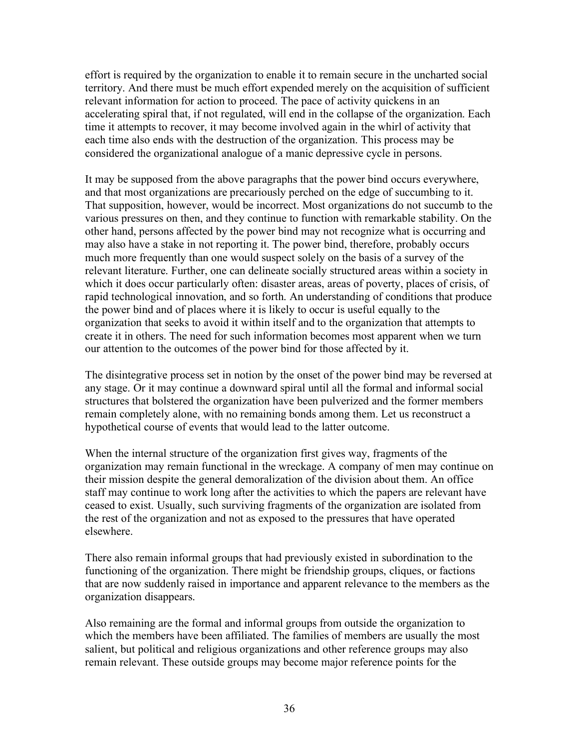effort is required by the organization to enable it to remain secure in the uncharted social territory. And there must be much effort expended merely on the acquisition of sufficient relevant information for action to proceed. The pace of activity quickens in an accelerating spiral that, if not regulated, will end in the collapse of the organization. Each time it attempts to recover, it may become involved again in the whirl of activity that each time also ends with the destruction of the organization. This process may be considered the organizational analogue of a manic depressive cycle in persons.

It may be supposed from the above paragraphs that the power bind occurs everywhere, and that most organizations are precariously perched on the edge of succumbing to it. That supposition, however, would be incorrect. Most organizations do not succumb to the various pressures on then, and they continue to function with remarkable stability. On the other hand, persons affected by the power bind may not recognize what is occurring and may also have a stake in not reporting it. The power bind, therefore, probably occurs much more frequently than one would suspect solely on the basis of a survey of the relevant literature. Further, one can delineate socially structured areas within a society in which it does occur particularly often: disaster areas, areas of poverty, places of crisis, of rapid technological innovation, and so forth. An understanding of conditions that produce the power bind and of places where it is likely to occur is useful equally to the organization that seeks to avoid it within itself and to the organization that attempts to create it in others. The need for such information becomes most apparent when we turn our attention to the outcomes of the power bind for those affected by it.

The disintegrative process set in notion by the onset of the power bind may be reversed at any stage. Or it may continue a downward spiral until all the formal and informal social structures that bolstered the organization have been pulverized and the former members remain completely alone, with no remaining bonds among them. Let us reconstruct a hypothetical course of events that would lead to the latter outcome.

When the internal structure of the organization first gives way, fragments of the organization may remain functional in the wreckage. A company of men may continue on their mission despite the general demoralization of the division about them. An office staff may continue to work long after the activities to which the papers are relevant have ceased to exist. Usually, such surviving fragments of the organization are isolated from the rest of the organization and not as exposed to the pressures that have operated elsewhere.

There also remain informal groups that had previously existed in subordination to the functioning of the organization. There might be friendship groups, cliques, or factions that are now suddenly raised in importance and apparent relevance to the members as the organization disappears.

Also remaining are the formal and informal groups from outside the organization to which the members have been affiliated. The families of members are usually the most salient, but political and religious organizations and other reference groups may also remain relevant. These outside groups may become major reference points for the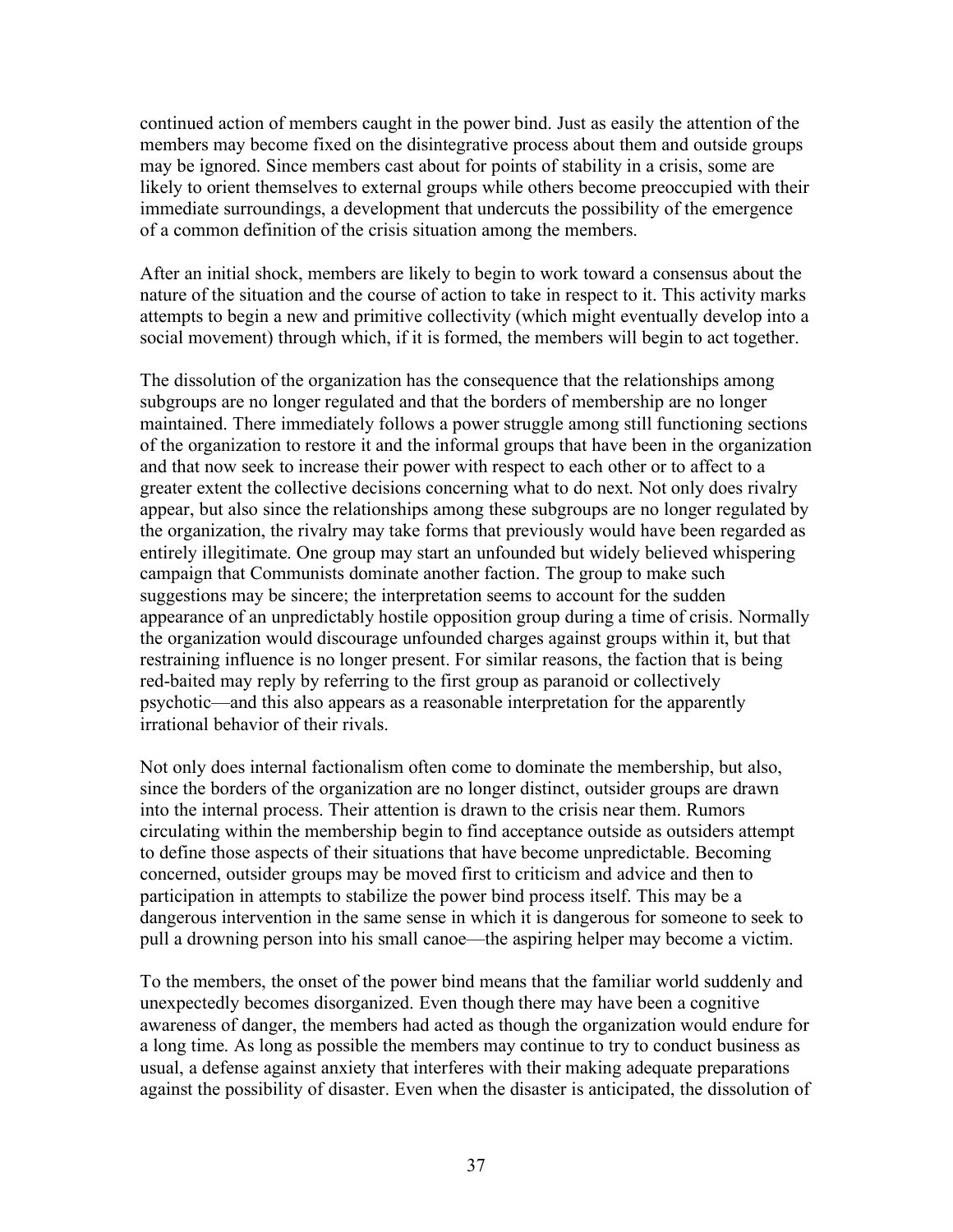continued action of members caught in the power bind. Just as easily the attention of the members may become fixed on the disintegrative process about them and outside groups may be ignored. Since members cast about for points of stability in a crisis, some are likely to orient themselves to external groups while others become preoccupied with their immediate surroundings, a development that undercuts the possibility of the emergence of a common definition of the crisis situation among the members.

After an initial shock, members are likely to begin to work toward a consensus about the nature of the situation and the course of action to take in respect to it. This activity marks attempts to begin a new and primitive collectivity (which might eventually develop into a social movement) through which, if it is formed, the members will begin to act together.

The dissolution of the organization has the consequence that the relationships among subgroups are no longer regulated and that the borders of membership are no longer maintained. There immediately follows a power struggle among still functioning sections of the organization to restore it and the informal groups that have been in the organization and that now seek to increase their power with respect to each other or to affect to a greater extent the collective decisions concerning what to do next. Not only does rivalry appear, but also since the relationships among these subgroups are no longer regulated by the organization, the rivalry may take forms that previously would have been regarded as entirely illegitimate. One group may start an unfounded but widely believed whispering campaign that Communists dominate another faction. The group to make such suggestions may be sincere; the interpretation seems to account for the sudden appearance of an unpredictably hostile opposition group during a time of crisis. Normally the organization would discourage unfounded charges against groups within it, but that restraining influence is no longer present. For similar reasons, the faction that is being red-baited may reply by referring to the first group as paranoid or collectively psychotic—and this also appears as a reasonable interpretation for the apparently irrational behavior of their rivals.

Not only does internal factionalism often come to dominate the membership, but also, since the borders of the organization are no longer distinct, outsider groups are drawn into the internal process. Their attention is drawn to the crisis near them. Rumors circulating within the membership begin to find acceptance outside as outsiders attempt to define those aspects of their situations that have become unpredictable. Becoming concerned, outsider groups may be moved first to criticism and advice and then to participation in attempts to stabilize the power bind process itself. This may be a dangerous intervention in the same sense in which it is dangerous for someone to seek to pull a drowning person into his small canoe—the aspiring helper may become a victim.

To the members, the onset of the power bind means that the familiar world suddenly and unexpectedly becomes disorganized. Even though there may have been a cognitive awareness of danger, the members had acted as though the organization would endure for a long time. As long as possible the members may continue to try to conduct business as usual, a defense against anxiety that interferes with their making adequate preparations against the possibility of disaster. Even when the disaster is anticipated, the dissolution of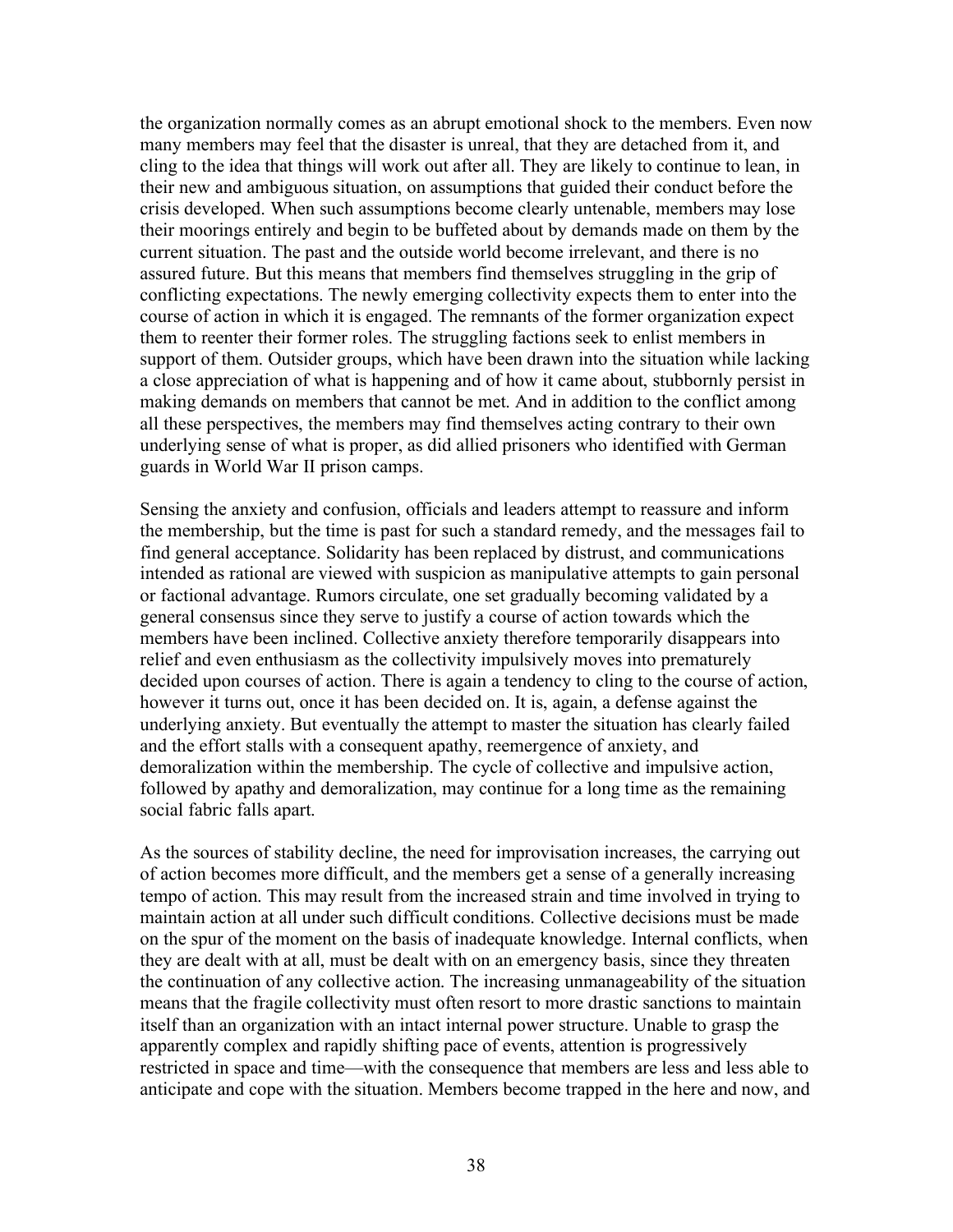the organization normally comes as an abrupt emotional shock to the members. Even now many members may feel that the disaster is unreal, that they are detached from it, and cling to the idea that things will work out after all. They are likely to continue to lean, in their new and ambiguous situation, on assumptions that guided their conduct before the crisis developed. When such assumptions become clearly untenable, members may lose their moorings entirely and begin to be buffeted about by demands made on them by the current situation. The past and the outside world become irrelevant, and there is no assured future. But this means that members find themselves struggling in the grip of conflicting expectations. The newly emerging collectivity expects them to enter into the course of action in which it is engaged. The remnants of the former organization expect them to reenter their former roles. The struggling factions seek to enlist members in support of them. Outsider groups, which have been drawn into the situation while lacking a close appreciation of what is happening and of how it came about, stubbornly persist in making demands on members that cannot be met. And in addition to the conflict among all these perspectives, the members may find themselves acting contrary to their own underlying sense of what is proper, as did allied prisoners who identified with German guards in World War II prison camps.

Sensing the anxiety and confusion, officials and leaders attempt to reassure and inform the membership, but the time is past for such a standard remedy, and the messages fail to find general acceptance. Solidarity has been replaced by distrust, and communications intended as rational are viewed with suspicion as manipulative attempts to gain personal or factional advantage. Rumors circulate, one set gradually becoming validated by a general consensus since they serve to justify a course of action towards which the members have been inclined. Collective anxiety therefore temporarily disappears into relief and even enthusiasm as the collectivity impulsively moves into prematurely decided upon courses of action. There is again a tendency to cling to the course of action, however it turns out, once it has been decided on. It is, again, a defense against the underlying anxiety. But eventually the attempt to master the situation has clearly failed and the effort stalls with a consequent apathy, reemergence of anxiety, and demoralization within the membership. The cycle of collective and impulsive action, followed by apathy and demoralization, may continue for a long time as the remaining social fabric falls apart.

As the sources of stability decline, the need for improvisation increases, the carrying out of action becomes more difficult, and the members get a sense of a generally increasing tempo of action. This may result from the increased strain and time involved in trying to maintain action at all under such difficult conditions. Collective decisions must be made on the spur of the moment on the basis of inadequate knowledge. Internal conflicts, when they are dealt with at all, must be dealt with on an emergency basis, since they threaten the continuation of any collective action. The increasing unmanageability of the situation means that the fragile collectivity must often resort to more drastic sanctions to maintain itself than an organization with an intact internal power structure. Unable to grasp the apparently complex and rapidly shifting pace of events, attention is progressively restricted in space and time—with the consequence that members are less and less able to anticipate and cope with the situation. Members become trapped in the here and now, and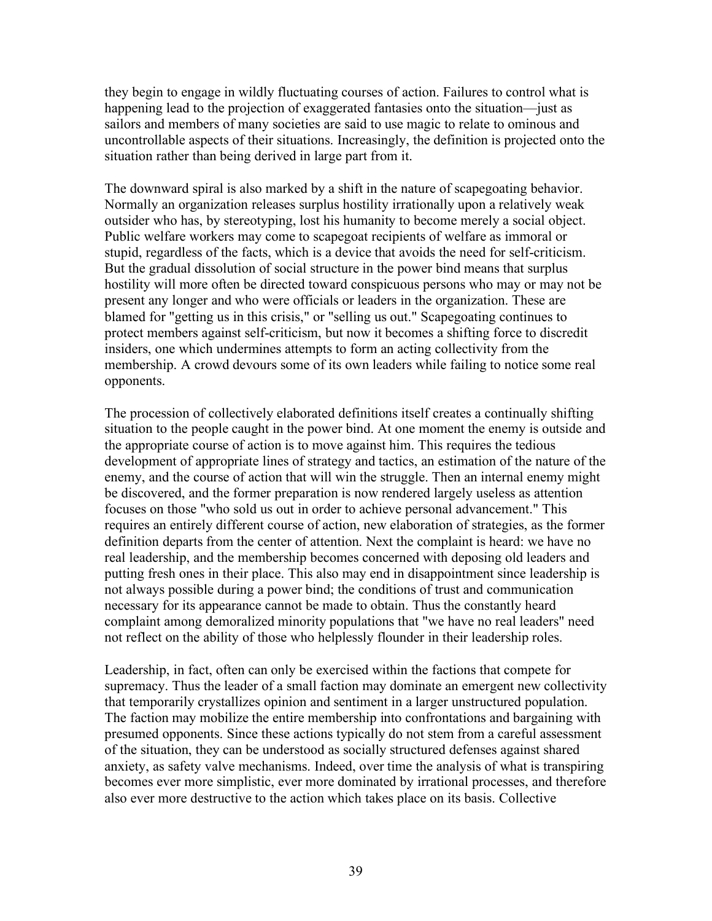they begin to engage in wildly fluctuating courses of action. Failures to control what is happening lead to the projection of exaggerated fantasies onto the situation—just as sailors and members of many societies are said to use magic to relate to ominous and uncontrollable aspects of their situations. Increasingly, the definition is projected onto the situation rather than being derived in large part from it.

The downward spiral is also marked by a shift in the nature of scapegoating behavior. Normally an organization releases surplus hostility irrationally upon a relatively weak outsider who has, by stereotyping, lost his humanity to become merely a social object. Public welfare workers may come to scapegoat recipients of welfare as immoral or stupid, regardless of the facts, which is a device that avoids the need for self-criticism. But the gradual dissolution of social structure in the power bind means that surplus hostility will more often be directed toward conspicuous persons who may or may not be present any longer and who were officials or leaders in the organization. These are blamed for "getting us in this crisis," or "selling us out." Scapegoating continues to protect members against self-criticism, but now it becomes a shifting force to discredit insiders, one which undermines attempts to form an acting collectivity from the membership. A crowd devours some of its own leaders while failing to notice some real opponents.

The procession of collectively elaborated definitions itself creates a continually shifting situation to the people caught in the power bind. At one moment the enemy is outside and the appropriate course of action is to move against him. This requires the tedious development of appropriate lines of strategy and tactics, an estimation of the nature of the enemy, and the course of action that will win the struggle. Then an internal enemy might be discovered, and the former preparation is now rendered largely useless as attention focuses on those "who sold us out in order to achieve personal advancement." This requires an entirely different course of action, new elaboration of strategies, as the former definition departs from the center of attention. Next the complaint is heard: we have no real leadership, and the membership becomes concerned with deposing old leaders and putting fresh ones in their place. This also may end in disappointment since leadership is not always possible during a power bind; the conditions of trust and communication necessary for its appearance cannot be made to obtain. Thus the constantly heard complaint among demoralized minority populations that "we have no real leaders" need not reflect on the ability of those who helplessly flounder in their leadership roles.

Leadership, in fact, often can only be exercised within the factions that compete for supremacy. Thus the leader of a small faction may dominate an emergent new collectivity that temporarily crystallizes opinion and sentiment in a larger unstructured population. The faction may mobilize the entire membership into confrontations and bargaining with presumed opponents. Since these actions typically do not stem from a careful assessment of the situation, they can be understood as socially structured defenses against shared anxiety, as safety valve mechanisms. Indeed, over time the analysis of what is transpiring becomes ever more simplistic, ever more dominated by irrational processes, and therefore also ever more destructive to the action which takes place on its basis. Collective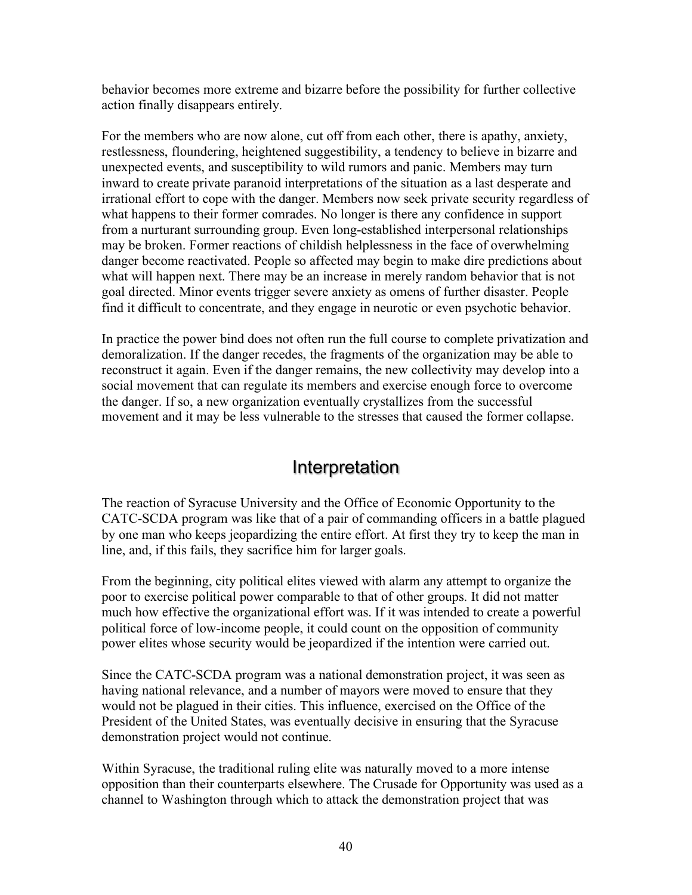behavior becomes more extreme and bizarre before the possibility for further collective action finally disappears entirely.

For the members who are now alone, cut off from each other, there is apathy, anxiety, restlessness, floundering, heightened suggestibility, a tendency to believe in bizarre and unexpected events, and susceptibility to wild rumors and panic. Members may turn inward to create private paranoid interpretations of the situation as a last desperate and irrational effort to cope with the danger. Members now seek private security regardless of what happens to their former comrades. No longer is there any confidence in support from a nurturant surrounding group. Even long-established interpersonal relationships may be broken. Former reactions of childish helplessness in the face of overwhelming danger become reactivated. People so affected may begin to make dire predictions about what will happen next. There may be an increase in merely random behavior that is not goal directed. Minor events trigger severe anxiety as omens of further disaster. People find it difficult to concentrate, and they engage in neurotic or even psychotic behavior.

In practice the power bind does not often run the full course to complete privatization and demoralization. If the danger recedes, the fragments of the organization may be able to reconstruct it again. Even if the danger remains, the new collectivity may develop into a social movement that can regulate its members and exercise enough force to overcome the danger. If so, a new organization eventually crystallizes from the successful movement and it may be less vulnerable to the stresses that caused the former collapse.

## Interpretation

The reaction of Syracuse University and the Office of Economic Opportunity to the CATC-SCDA program was like that of a pair of commanding officers in a battle plagued by one man who keeps jeopardizing the entire effort. At first they try to keep the man in line, and, if this fails, they sacrifice him for larger goals.

From the beginning, city political elites viewed with alarm any attempt to organize the poor to exercise political power comparable to that of other groups. It did not matter much how effective the organizational effort was. If it was intended to create a powerful political force of low-income people, it could count on the opposition of community power elites whose security would be jeopardized if the intention were carried out.

Since the CATC-SCDA program was a national demonstration project, it was seen as having national relevance, and a number of mayors were moved to ensure that they would not be plagued in their cities. This influence, exercised on the Office of the President of the United States, was eventually decisive in ensuring that the Syracuse demonstration project would not continue.

Within Syracuse, the traditional ruling elite was naturally moved to a more intense opposition than their counterparts elsewhere. The Crusade for Opportunity was used as a channel to Washington through which to attack the demonstration project that was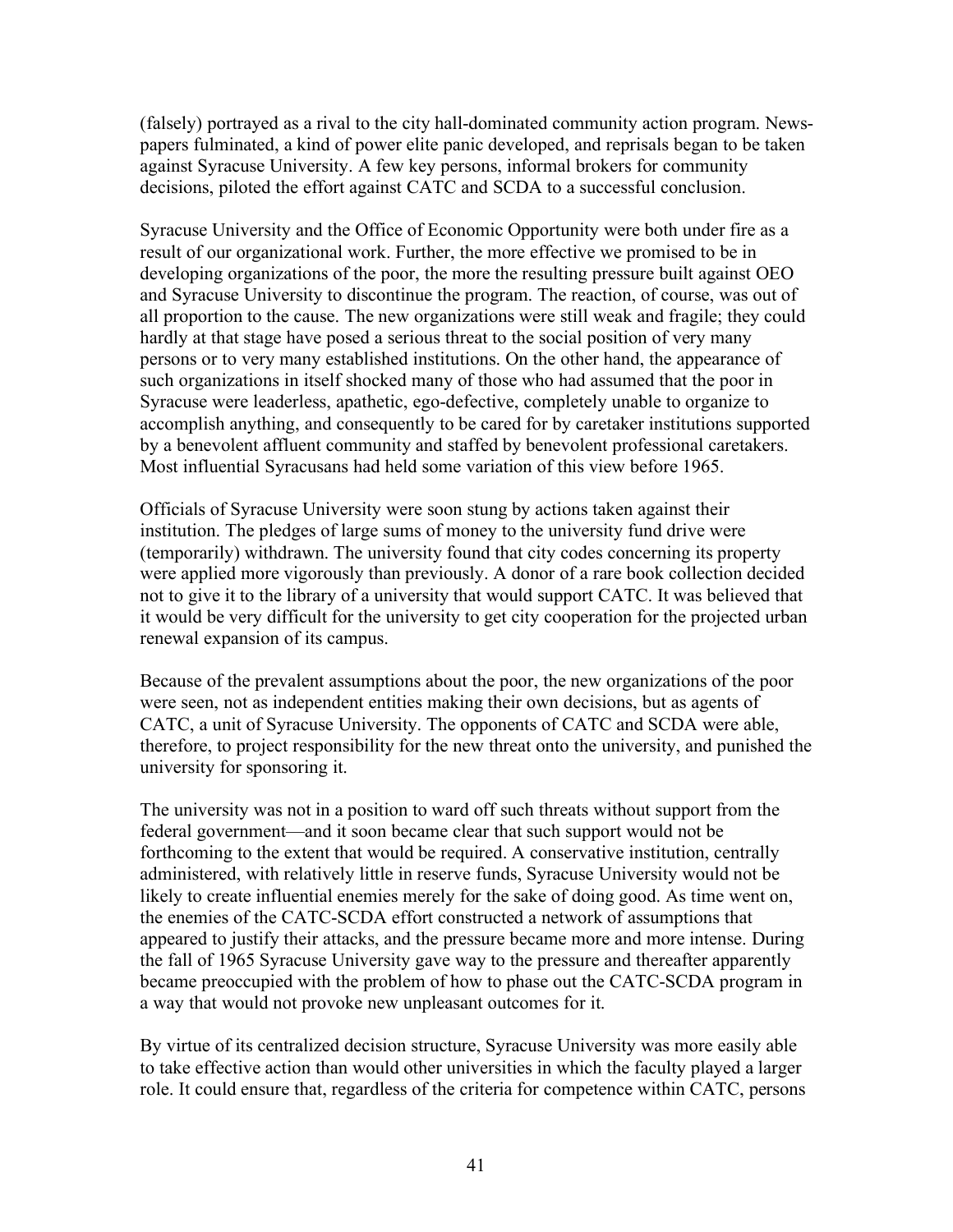(falsely) portrayed as a rival to the city hall-dominated community action program. Newspapers fulminated, a kind of power elite panic developed, and reprisals began to be taken against Syracuse University. A few key persons, informal brokers for community decisions, piloted the effort against CATC and SCDA to a successful conclusion.

Syracuse University and the Office of Economic Opportunity were both under fire as a result of our organizational work. Further, the more effective we promised to be in developing organizations of the poor, the more the resulting pressure built against OEO and Syracuse University to discontinue the program. The reaction, of course, was out of all proportion to the cause. The new organizations were still weak and fragile; they could hardly at that stage have posed a serious threat to the social position of very many persons or to very many established institutions. On the other hand, the appearance of such organizations in itself shocked many of those who had assumed that the poor in Syracuse were leaderless, apathetic, ego-defective, completely unable to organize to accomplish anything, and consequently to be cared for by caretaker institutions supported by a benevolent affluent community and staffed by benevolent professional caretakers. Most influential Syracusans had held some variation of this view before 1965.

Officials of Syracuse University were soon stung by actions taken against their institution. The pledges of large sums of money to the university fund drive were (temporarily) withdrawn. The university found that city codes concerning its property were applied more vigorously than previously. A donor of a rare book collection decided not to give it to the library of a university that would support CATC. It was believed that it would be very difficult for the university to get city cooperation for the projected urban renewal expansion of its campus.

Because of the prevalent assumptions about the poor, the new organizations of the poor were seen, not as independent entities making their own decisions, but as agents of CATC, a unit of Syracuse University. The opponents of CATC and SCDA were able, therefore, to project responsibility for the new threat onto the university, and punished the university for sponsoring it.

The university was not in a position to ward off such threats without support from the federal government—and it soon became clear that such support would not be forthcoming to the extent that would be required. A conservative institution, centrally administered, with relatively little in reserve funds, Syracuse University would not be likely to create influential enemies merely for the sake of doing good. As time went on, the enemies of the CATC-SCDA effort constructed a network of assumptions that appeared to justify their attacks, and the pressure became more and more intense. During the fall of 1965 Syracuse University gave way to the pressure and thereafter apparently became preoccupied with the problem of how to phase out the CATC-SCDA program in a way that would not provoke new unpleasant outcomes for it.

By virtue of its centralized decision structure, Syracuse University was more easily able to take effective action than would other universities in which the faculty played a larger role. It could ensure that, regardless of the criteria for competence within CATC, persons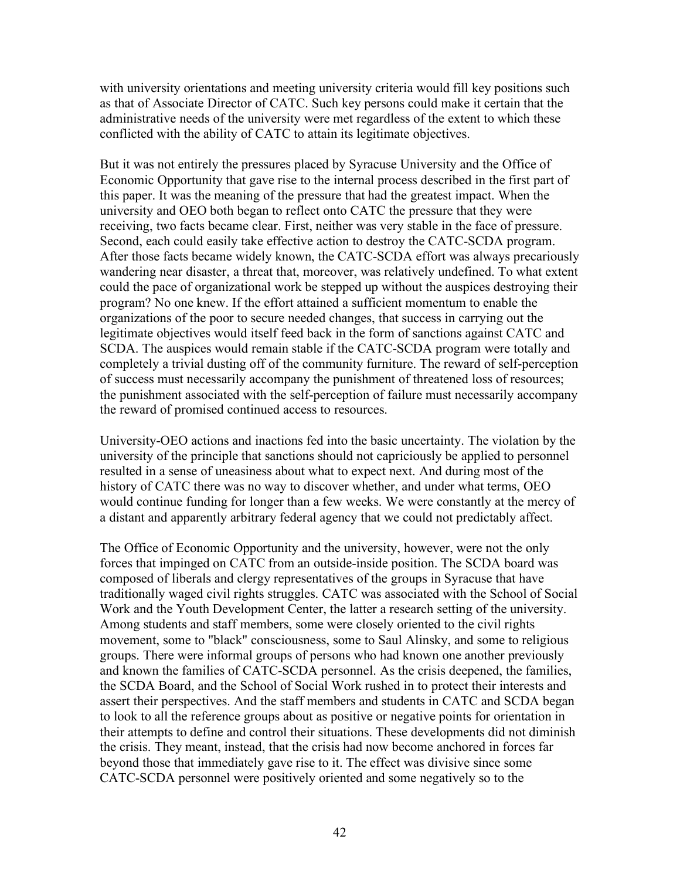with university orientations and meeting university criteria would fill key positions such as that of Associate Director of CATC. Such key persons could make it certain that the administrative needs of the university were met regardless of the extent to which these conflicted with the ability of CATC to attain its legitimate objectives.

But it was not entirely the pressures placed by Syracuse University and the Office of Economic Opportunity that gave rise to the internal process described in the first part of this paper. It was the meaning of the pressure that had the greatest impact. When the university and OEO both began to reflect onto CATC the pressure that they were receiving, two facts became clear. First, neither was very stable in the face of pressure. Second, each could easily take effective action to destroy the CATC-SCDA program. After those facts became widely known, the CATC-SCDA effort was always precariously wandering near disaster, a threat that, moreover, was relatively undefined. To what extent could the pace of organizational work be stepped up without the auspices destroying their program? No one knew. If the effort attained a sufficient momentum to enable the organizations of the poor to secure needed changes, that success in carrying out the legitimate objectives would itself feed back in the form of sanctions against CATC and SCDA. The auspices would remain stable if the CATC-SCDA program were totally and completely a trivial dusting off of the community furniture. The reward of self-perception of success must necessarily accompany the punishment of threatened loss of resources; the punishment associated with the self-perception of failure must necessarily accompany the reward of promised continued access to resources.

University-OEO actions and inactions fed into the basic uncertainty. The violation by the university of the principle that sanctions should not capriciously be applied to personnel resulted in a sense of uneasiness about what to expect next. And during most of the history of CATC there was no way to discover whether, and under what terms, OEO would continue funding for longer than a few weeks. We were constantly at the mercy of a distant and apparently arbitrary federal agency that we could not predictably affect.

The Office of Economic Opportunity and the university, however, were not the only forces that impinged on CATC from an outside-inside position. The SCDA board was composed of liberals and clergy representatives of the groups in Syracuse that have traditionally waged civil rights struggles. CATC was associated with the School of Social Work and the Youth Development Center, the latter a research setting of the university. Among students and staff members, some were closely oriented to the civil rights movement, some to "black" consciousness, some to Saul Alinsky, and some to religious groups. There were informal groups of persons who had known one another previously and known the families of CATC-SCDA personnel. As the crisis deepened, the families, the SCDA Board, and the School of Social Work rushed in to protect their interests and assert their perspectives. And the staff members and students in CATC and SCDA began to look to all the reference groups about as positive or negative points for orientation in their attempts to define and control their situations. These developments did not diminish the crisis. They meant, instead, that the crisis had now become anchored in forces far beyond those that immediately gave rise to it. The effect was divisive since some CATC-SCDA personnel were positively oriented and some negatively so to the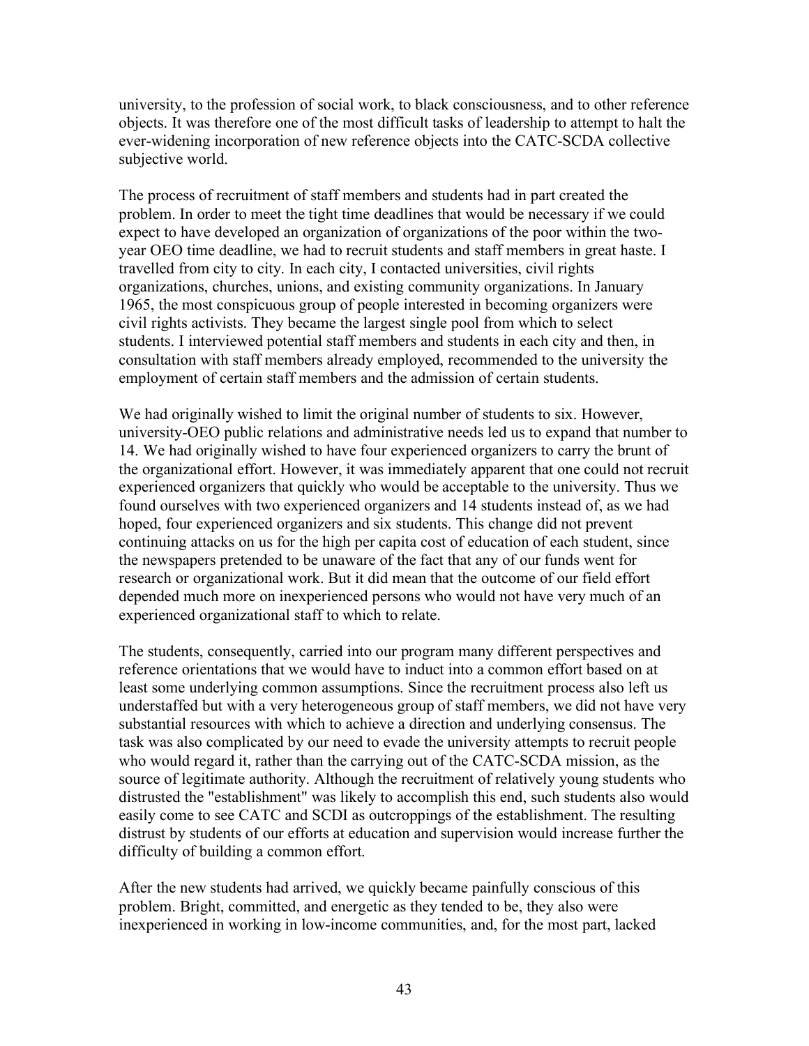university, to the profession of social work, to black consciousness, and to other reference objects. It was therefore one of the most difficult tasks of leadership to attempt to halt the ever-widening incorporation of new reference objects into the CATC-SCDA collective subjective world.

The process of recruitment of staff members and students had in part created the problem. In order to meet the tight time deadlines that would be necessary if we could expect to have developed an organization of organizations of the poor within the two-year OEO time deadline, we had to recruit students and staff members in great haste. I travelled from city to city. In each city, I contacted universities, civil rights organizations, churches, unions, and existing community organizations. In January 1965, the most conspicuous group of people interested in becoming organizers were civil rights activists. They became the largest single pool from which to select students. I interviewed potential staff members and students in each city and then, in consultation with staff members already employed, recommended to the university the employment of certain staff members and the admission of certain students.

We had originally wished to limit the original number of students to six. However, university-OEO public relations and administrative needs led us to expand that number to 14. We had originally wished to have four experienced organizers to carry the brunt of the organizational effort. However, it was immediately apparent that one could not recruit experienced organizers that quickly who would be acceptable to the university. Thus we found ourselves with two experienced organizers and 14 students instead of, as we had hoped, four experienced organizers and six students. This change did not prevent continuing attacks on us for the high per capita cost of education of each student, since the newspapers pretended to be unaware of the fact that any of our funds went for research or organizational work. But it did mean that the outcome of our field effort depended much more on inexperienced persons who would not have very much of an experienced organizational staff to which to relate.

The students, consequently, carried into our program many different perspectives and reference orientations that we would have to induct into a common effort based on at least some underlying common assumptions. Since the recruitment process also left us understaffed but with a very heterogeneous group of staff members, we did not have very substantial resources with which to achieve a direction and underlying consensus. The task was also complicated by our need to evade the university attempts to recruit people who would regard it, rather than the carrying out of the CATC-SCDA mission, as the source of legitimate authority. Although the recruitment of relatively young students who distrusted the "establishment" was likely to accomplish this end, such students also would easily come to see CATC and SCDI as outcroppings of the establishment. The resulting distrust by students of our efforts at education and supervision would increase further the difficulty of building a common effort.

After the new students had arrived, we quickly became painfully conscious of this problem. Bright, committed, and energetic as they tended to be, they also were inexperienced in working in low-income communities, and, for the most part, lacked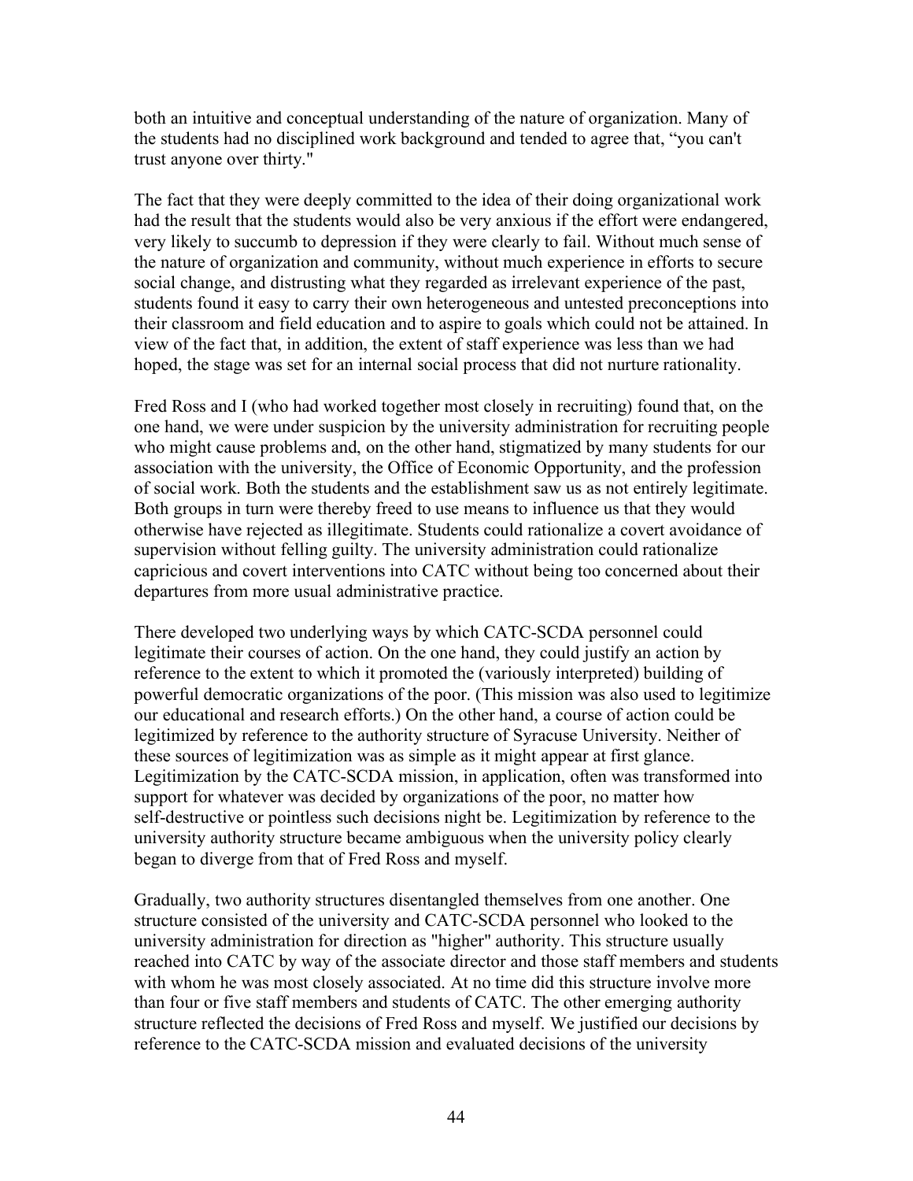both an intuitive and conceptual understanding of the nature of organization. Many of the students had no disciplined work background and tended to agree that, "you can't trust anyone over thirty."

The fact that they were deeply committed to the idea of their doing organizational work had the result that the students would also be very anxious if the effort were endangered, very likely to succumb to depression if they were clearly to fail. Without much sense of the nature of organization and community, without much experience in efforts to secure social change, and distrusting what they regarded as irrelevant experience of the past, students found it easy to carry their own heterogeneous and untested preconceptions into their classroom and field education and to aspire to goals which could not be attained. In view of the fact that, in addition, the extent of staff experience was less than we had hoped, the stage was set for an internal social process that did not nurture rationality.

Fred Ross and I (who had worked together most closely in recruiting) found that, on the one hand, we were under suspicion by the university administration for recruiting people who might cause problems and, on the other hand, stigmatized by many students for our association with the university, the Office of Economic Opportunity, and the profession of social work. Both the students and the establishment saw us as not entirely legitimate. Both groups in turn were thereby freed to use means to influence us that they would otherwise have rejected as illegitimate. Students could rationalize a covert avoidance of supervision without felling guilty. The university administration could rationalize capricious and covert interventions into CATC without being too concerned about their departures from more usual administrative practice.

There developed two underlying ways by which CATC-SCDA personnel could legitimate their courses of action. On the one hand, they could justify an action by reference to the extent to which it promoted the (variously interpreted) building of powerful democratic organizations of the poor. (This mission was also used to legitimize our educational and research efforts.) On the other hand, a course of action could be legitimized by reference to the authority structure of Syracuse University. Neither of these sources of legitimization was as simple as it might appear at first glance. Legitimization by the CATC-SCDA mission, in application, often was transformed into support for whatever was decided by organizations of the poor, no matter how self-destructive or pointless such decisions night be. Legitimization by reference to the university authority structure became ambiguous when the university policy clearly began to diverge from that of Fred Ross and myself.

Gradually, two authority structures disentangled themselves from one another. One structure consisted of the university and CATC-SCDA personnel who looked to the university administration for direction as "higher" authority. This structure usually reached into CATC by way of the associate director and those staff members and students with whom he was most closely associated. At no time did this structure involve more than four or five staff members and students of CATC. The other emerging authority structure reflected the decisions of Fred Ross and myself. We justified our decisions by reference to the CATC-SCDA mission and evaluated decisions of the university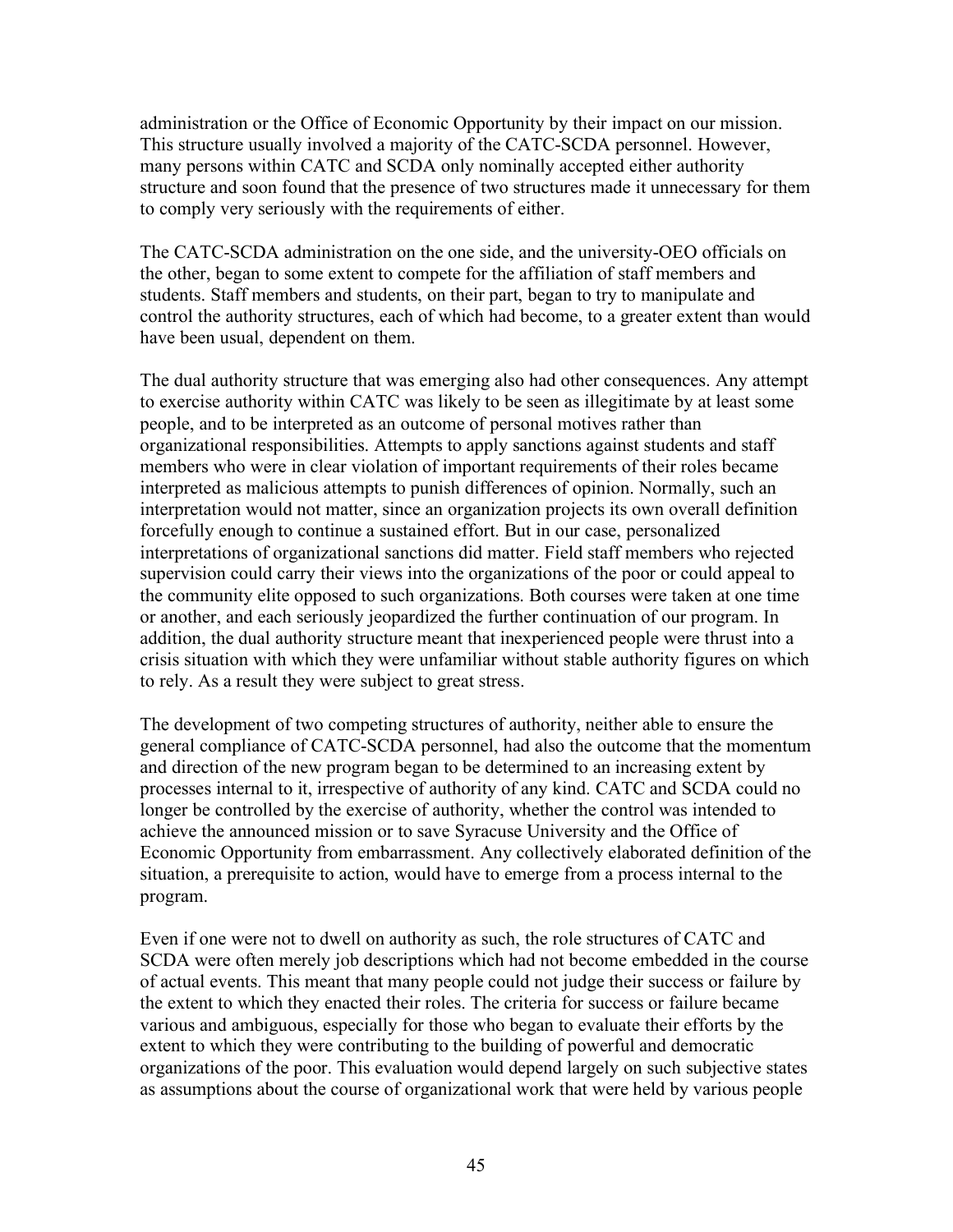administration or the Office of Economic Opportunity by their impact on our mission. This structure usually involved a majority of the CATC-SCDA personnel. However, many persons within CATC and SCDA only nominally accepted either authority structure and soon found that the presence of two structures made it unnecessary for them to comply very seriously with the requirements of either.

The CATC-SCDA administration on the one side, and the university-OEO officials on the other, began to some extent to compete for the affiliation of staff members and students. Staff members and students, on their part, began to try to manipulate and control the authority structures, each of which had become, to a greater extent than would have been usual, dependent on them.

The dual authority structure that was emerging also had other consequences. Any attempt to exercise authority within CATC was likely to be seen as illegitimate by at least some people, and to be interpreted as an outcome of personal motives rather than organizational responsibilities. Attempts to apply sanctions against students and staff members who were in clear violation of important requirements of their roles became interpreted as malicious attempts to punish differences of opinion. Normally, such an interpretation would not matter, since an organization projects its own overall definition forcefully enough to continue a sustained effort. But in our case, personalized interpretations of organizational sanctions did matter. Field staff members who rejected supervision could carry their views into the organizations of the poor or could appeal to the community elite opposed to such organizations. Both courses were taken at one time or another, and each seriously jeopardized the further continuation of our program. In addition, the dual authority structure meant that inexperienced people were thrust into a crisis situation with which they were unfamiliar without stable authority figures on which to rely. As a result they were subject to great stress.

The development of two competing structures of authority, neither able to ensure the general compliance of CATC-SCDA personnel, had also the outcome that the momentum and direction of the new program began to be determined to an increasing extent by processes internal to it, irrespective of authority of any kind. CATC and SCDA could no longer be controlled by the exercise of authority, whether the control was intended to achieve the announced mission or to save Syracuse University and the Office of Economic Opportunity from embarrassment. Any collectively elaborated definition of the situation, a prerequisite to action, would have to emerge from a process internal to the program.

Even if one were not to dwell on authority as such, the role structures of CATC and SCDA were often merely job descriptions which had not become embedded in the course of actual events. This meant that many people could not judge their success or failure by the extent to which they enacted their roles. The criteria for success or failure became various and ambiguous, especially for those who began to evaluate their efforts by the extent to which they were contributing to the building of powerful and democratic organizations of the poor. This evaluation would depend largely on such subjective states as assumptions about the course of organizational work that were held by various people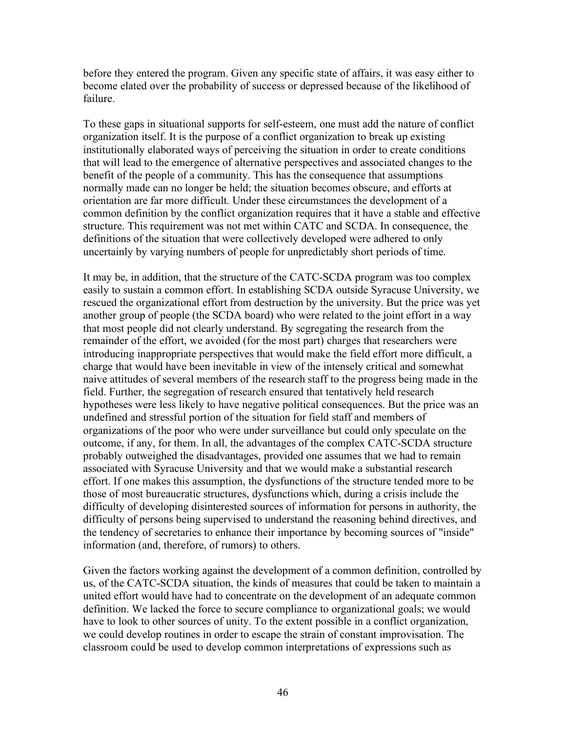before they entered the program. Given any specific state of affairs, it was easy either to become elated over the probability of success or depressed because of the likelihood of failure.

To these gaps in situational supports for self-esteem, one must add the nature of conflict organization itself. It is the purpose of a conflict organization to break up existing institutionally elaborated ways of perceiving the situation in order to create conditions that will lead to the emergence of alternative perspectives and associated changes to the benefit of the people of a community. This has the consequence that assumptions normally made can no longer be held; the situation becomes obscure, and efforts at orientation are far more difficult. Under these circumstances the development of a common definition by the conflict organization requires that it have a stable and effective structure. This requirement was not met within CATC and SCDA. In consequence, the definitions of the situation that were collectively developed were adhered to only uncertainly by varying numbers of people for unpredictably short periods of time.

It may be, in addition, that the structure of the CATC-SCDA program was too complex easily to sustain a common effort. In establishing SCDA outside Syracuse University, we rescued the organizational effort from destruction by the university. But the price was yet another group of people (the SCDA board) who were related to the joint effort in a way that most people did not clearly understand. By segregating the research from the remainder of the effort, we avoided (for the most part) charges that researchers were introducing inappropriate perspectives that would make the field effort more difficult, a charge that would have been inevitable in view of the intensely critical and somewhat naive attitudes of several members of the research staff to the progress being made in the field. Further, the segregation of research ensured that tentatively held research hypotheses were less likely to have negative political consequences. But the price was an undefined and stressful portion of the situation for field staff and members of organizations of the poor who were under surveillance but could only speculate on the outcome, if any, for them. In all, the advantages of the complex CATC-SCDA structure probably outweighed the disadvantages, provided one assumes that we had to remain associated with Syracuse University and that we would make a substantial research effort. If one makes this assumption, the dysfunctions of the structure tended more to be those of most bureaucratic structures, dysfunctions which, during a crisis include the difficulty of developing disinterested sources of information for persons in authority, the difficulty of persons being supervised to understand the reasoning behind directives, and the tendency of secretaries to enhance their importance by becoming sources of "inside" information (and, therefore, of rumors) to others.

Given the factors working against the development of a common definition, controlled by us, of the CATC-SCDA situation, the kinds of measures that could be taken to maintain a united effort would have had to concentrate on the development of an adequate common definition. We lacked the force to secure compliance to organizational goals; we would have to look to other sources of unity. To the extent possible in a conflict organization, we could develop routines in order to escape the strain of constant improvisation. The classroom could be used to develop common interpretations of expressions such as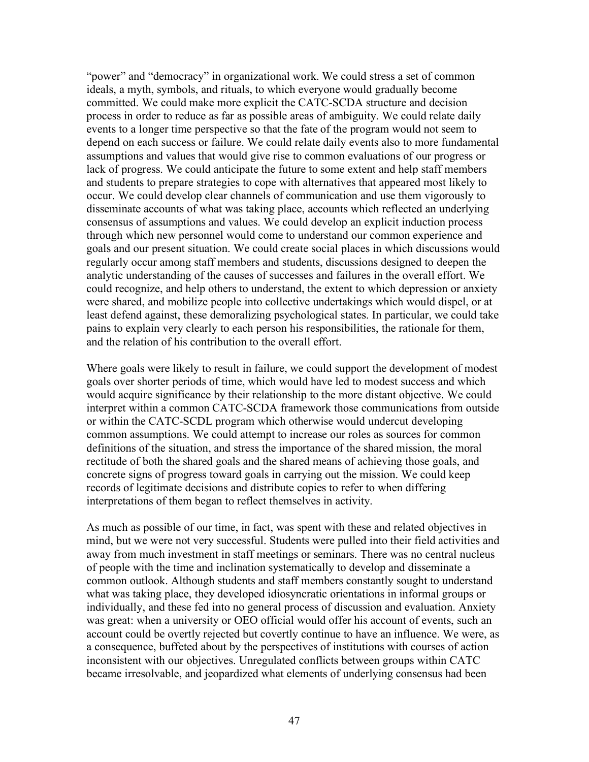“power” and “democracy” in organizational work. We could stress a set of common ideals, a myth, symbols, and rituals, to which everyone would gradually become committed. We could make more explicit the CATC-SCDA structure and decision process in order to reduce as far as possible areas of ambiguity. We could relate daily events to a longer time perspective so that the fate of the program would not seem to depend on each success or failure. We could relate daily events also to more fundamental assumptions and values that would give rise to common evaluations of our progress or lack of progress. We could anticipate the future to some extent and help staff members and students to prepare strategies to cope with alternatives that appeared most likely to occur. We could develop clear channels of communication and use them vigorously to disseminate accounts of what was taking place, accounts which reflected an underlying consensus of assumptions and values. We could develop an explicit induction process through which new personnel would come to understand our common experience and goals and our present situation. We could create social places in which discussions would regularly occur among staff members and students, discussions designed to deepen the analytic understanding of the causes of successes and failures in the overall effort. We could recognize, and help others to understand, the extent to which depression or anxiety were shared, and mobilize people into collective undertakings which would dispel, or at least defend against, these demoralizing psychological states. In particular, we could take pains to explain very clearly to each person his responsibilities, the rationale for them, and the relation of his contribution to the overall effort.

Where goals were likely to result in failure, we could support the development of modest goals over shorter periods of time, which would have led to modest success and which would acquire significance by their relationship to the more distant objective. We could interpret within a common CATC-SCDA framework those communications from outside or within the CATC-SCDL program which otherwise would undercut developing common assumptions. We could attempt to increase our roles as sources for common definitions of the situation, and stress the importance of the shared mission, the moral rectitude of both the shared goals and the shared means of achieving those goals, and concrete signs of progress toward goals in carrying out the mission. We could keep records of legitimate decisions and distribute copies to refer to when differing interpretations of them began to reflect themselves in activity.

As much as possible of our time, in fact, was spent with these and related objectives in mind, but we were not very successful. Students were pulled into their field activities and away from much investment in staff meetings or seminars. There was no central nucleus of people with the time and inclination systematically to develop and disseminate a common outlook. Although students and staff members constantly sought to understand what was taking place, they developed idiosyncratic orientations in informal groups or individually, and these fed into no general process of discussion and evaluation. Anxiety was great: when a university or OEO official would offer his account of events, such an account could be overtly rejected but covertly continue to have an influence. We were, as a consequence, buffeted about by the perspectives of institutions with courses of action inconsistent with our objectives. Unregulated conflicts between groups within CATC became irresolvable, and jeopardized what elements of underlying consensus had been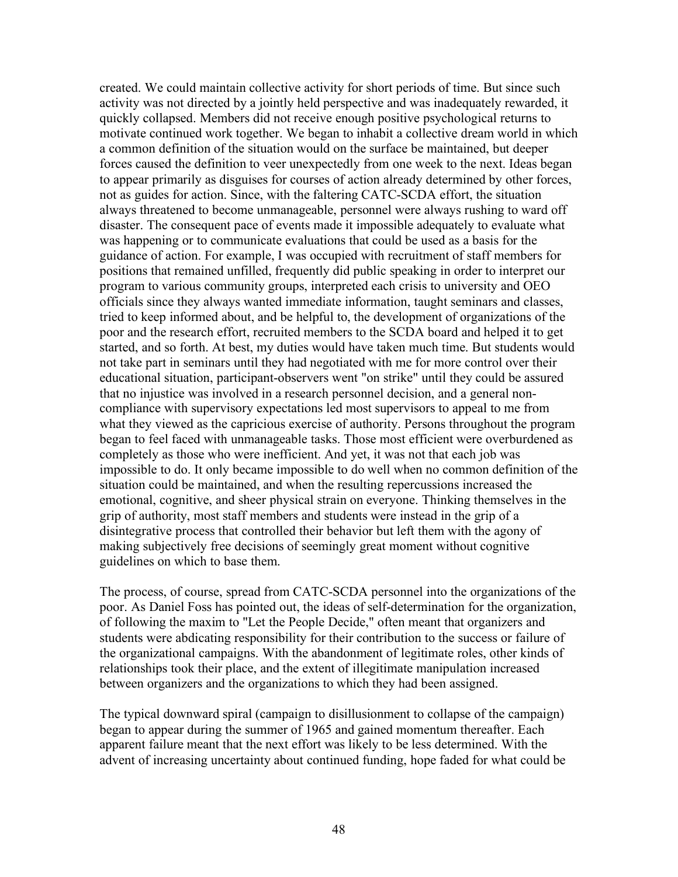created. We could maintain collective activity for short periods of time. But since such activity was not directed by a jointly held perspective and was inadequately rewarded, it quickly collapsed. Members did not receive enough positive psychological returns to motivate continued work together. We began to inhabit a collective dream world in which a common definition of the situation would on the surface be maintained, but deeper forces caused the definition to veer unexpectedly from one week to the next. Ideas began to appear primarily as disguises for courses of action already determined by other forces, not as guides for action. Since, with the faltering CATC-SCDA effort, the situation always threatened to become unmanageable, personnel were always rushing to ward off disaster. The consequent pace of events made it impossible adequately to evaluate what was happening or to communicate evaluations that could be used as a basis for the guidance of action. For example, I was occupied with recruitment of staff members for positions that remained unfilled, frequently did public speaking in order to interpret our program to various community groups, interpreted each crisis to university and OEO officials since they always wanted immediate information, taught seminars and classes, tried to keep informed about, and be helpful to, the development of organizations of the poor and the research effort, recruited members to the SCDA board and helped it to get started, and so forth. At best, my duties would have taken much time. But students would not take part in seminars until they had negotiated with me for more control over their educational situation, participant-observers went "on strike" until they could be assured that no injustice was involved in a research personnel decision, and a general non-compliance with supervisory expectations led most supervisors to appeal to me from what they viewed as the capricious exercise of authority. Persons throughout the program began to feel faced with unmanageable tasks. Those most efficient were overburdened as completely as those who were inefficient. And yet, it was not that each job was impossible to do. It only became impossible to do well when no common definition of the situation could be maintained, and when the resulting repercussions increased the emotional, cognitive, and sheer physical strain on everyone. Thinking themselves in the grip of authority, most staff members and students were instead in the grip of a disintegrative process that controlled their behavior but left them with the agony of making subjectively free decisions of seemingly great moment without cognitive guidelines on which to base them.

The process, of course, spread from CATC-SCDA personnel into the organizations of the poor. As Daniel Foss has pointed out, the ideas of self-determination for the organization, of following the maxim to "Let the People Decide," often meant that organizers and students were abdicating responsibility for their contribution to the success or failure of the organizational campaigns. With the abandonment of legitimate roles, other kinds of relationships took their place, and the extent of illegitimate manipulation increased between organizers and the organizations to which they had been assigned.

The typical downward spiral (campaign to disillusionment to collapse of the campaign) began to appear during the summer of 1965 and gained momentum thereafter. Each apparent failure meant that the next effort was likely to be less determined. With the advent of increasing uncertainty about continued funding, hope faded for what could be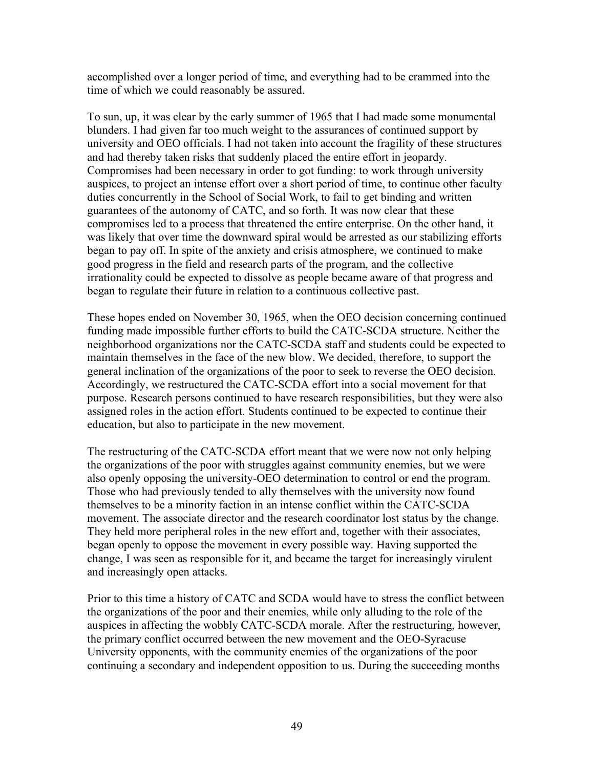accomplished over a longer period of time, and everything had to be crammed into the time of which we could reasonably be assured.

To sun, up, it was clear by the early summer of 1965 that I had made some monumental blunders. I had given far too much weight to the assurances of continued support by university and OEO officials. I had not taken into account the fragility of these structures and had thereby taken risks that suddenly placed the entire effort in jeopardy. Compromises had been necessary in order to got funding: to work through university auspices, to project an intense effort over a short period of time, to continue other faculty duties concurrently in the School of Social Work, to fail to get binding and written guarantees of the autonomy of CATC, and so forth. It was now clear that these compromises led to a process that threatened the entire enterprise. On the other hand, it was likely that over time the downward spiral would be arrested as our stabilizing efforts began to pay off. In spite of the anxiety and crisis atmosphere, we continued to make good progress in the field and research parts of the program, and the collective irrationality could be expected to dissolve as people became aware of that progress and began to regulate their future in relation to a continuous collective past.

These hopes ended on November 30, 1965, when the OEO decision concerning continued funding made impossible further efforts to build the CATC-SCDA structure. Neither the neighborhood organizations nor the CATC-SCDA staff and students could be expected to maintain themselves in the face of the new blow. We decided, therefore, to support the general inclination of the organizations of the poor to seek to reverse the OEO decision. Accordingly, we restructured the CATC-SCDA effort into a social movement for that purpose. Research persons continued to have research responsibilities, but they were also assigned roles in the action effort. Students continued to be expected to continue their education, but also to participate in the new movement.

The restructuring of the CATC-SCDA effort meant that we were now not only helping the organizations of the poor with struggles against community enemies, but we were also openly opposing the university-OEO determination to control or end the program. Those who had previously tended to ally themselves with the university now found themselves to be a minority faction in an intense conflict within the CATC-SCDA movement. The associate director and the research coordinator lost status by the change. They held more peripheral roles in the new effort and, together with their associates, began openly to oppose the movement in every possible way. Having supported the change, I was seen as responsible for it, and became the target for increasingly virulent and increasingly open attacks.

Prior to this time a history of CATC and SCDA would have to stress the conflict between the organizations of the poor and their enemies, while only alluding to the role of the auspices in affecting the wobbly CATC-SCDA morale. After the restructuring, however, the primary conflict occurred between the new movement and the OEO-Syracuse University opponents, with the community enemies of the organizations of the poor continuing a secondary and independent opposition to us. During the succeeding months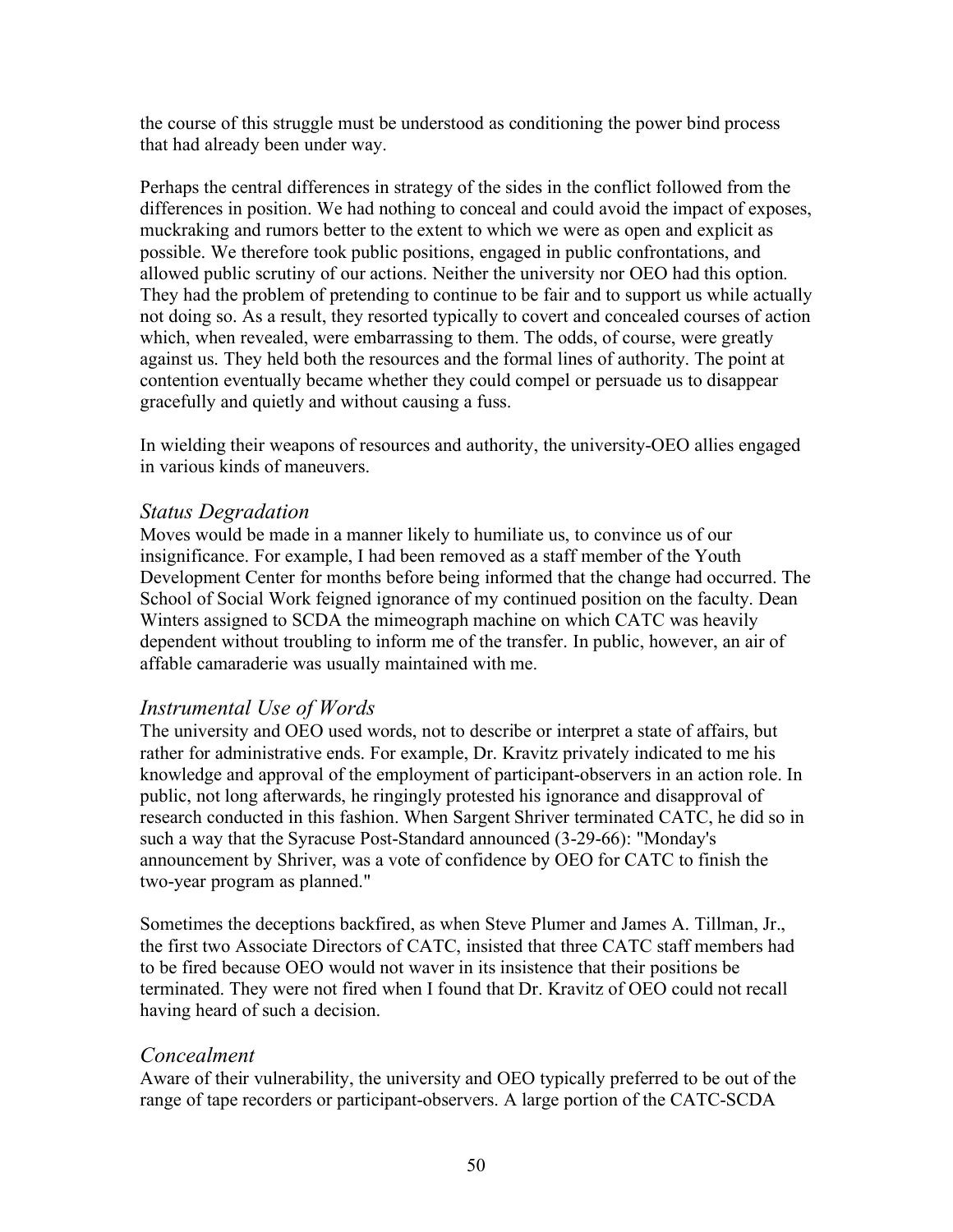the course of this struggle must be understood as conditioning the power bind process that had already been under way.

Perhaps the central differences in strategy of the sides in the conflict followed from the differences in position. We had nothing to conceal and could avoid the impact of exposes, muckraking and rumors better to the extent to which we were as open and explicit as possible. We therefore took public positions, engaged in public confrontations, and allowed public scrutiny of our actions. Neither the university nor OEO had this option. They had the problem of pretending to continue to be fair and to support us while actually not doing so. As a result, they resorted typically to covert and concealed courses of action which, when revealed, were embarrassing to them. The odds, of course, were greatly against us. They held both the resources and the formal lines of authority. The point at contention eventually became whether they could compel or persuade us to disappear gracefully and quietly and without causing a fuss.

In wielding their weapons of resources and authority, the university-OEO allies engaged in various kinds of maneuvers.

### *Status Degradation*

Moves would be made in a manner likely to humiliate us, to convince us of our insignificance. For example, I had been removed as a staff member of the Youth Development Center for months before being informed that the change had occurred. The School of Social Work feigned ignorance of my continued position on the faculty. Dean Winters assigned to SCDA the mimeograph machine on which CATC was heavily dependent without troubling to inform me of the transfer. In public, however, an air of affable camaraderie was usually maintained with me.

### *Instrumental Use of Words*

The university and OEO used words, not to describe or interpret a state of affairs, but rather for administrative ends. For example, Dr. Kravitz privately indicated to me his knowledge and approval of the employment of participant-observers in an action role. In public, not long afterwards, he ringingly protested his ignorance and disapproval of research conducted in this fashion. When Sargent Shriver terminated CATC, he did so in such a way that the Syracuse Post-Standard announced (3-29-66): "Monday's announcement by Shriver, was a vote of confidence by OEO for CATC to finish the two-year program as planned."

Sometimes the deceptions backfired, as when Steve Plumer and James A. Tillman, Jr., the first two Associate Directors of CATC, insisted that three CATC staff members had to be fired because OEO would not waver in its insistence that their positions be terminated. They were not fired when I found that Dr. Kravitz of OEO could not recall having heard of such a decision.

### *Concealment*

Aware of their vulnerability, the university and OEO typically preferred to be out of the range of tape recorders or participant-observers. A large portion of the CATC-SCDA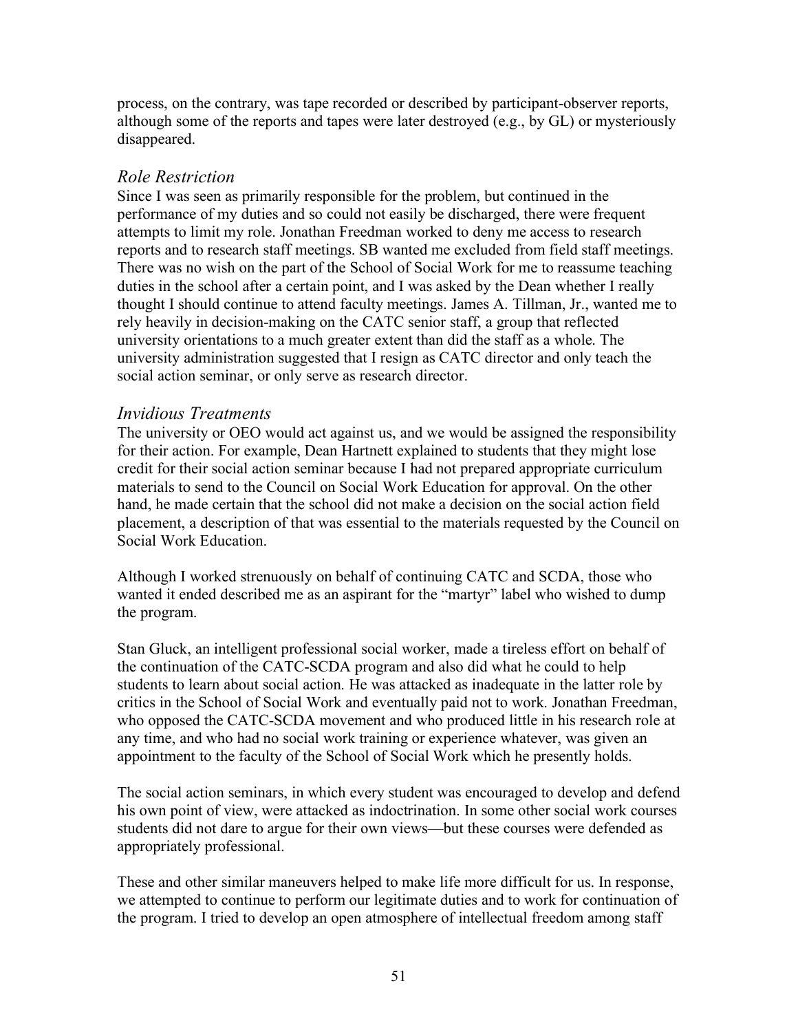process, on the contrary, was tape recorded or described by participant-observer reports, although some of the reports and tapes were later destroyed (e.g., by GL) or mysteriously disappeared.

### *Role Restriction*

Since I was seen as primarily responsible for the problem, but continued in the performance of my duties and so could not easily be discharged, there were frequent attempts to limit my role. Jonathan Freedman worked to deny me access to research reports and to research staff meetings. SB wanted me excluded from field staff meetings. There was no wish on the part of the School of Social Work for me to reassume teaching duties in the school after a certain point, and I was asked by the Dean whether I really thought I should continue to attend faculty meetings. James A. Tillman, Jr., wanted me to rely heavily in decision-making on the CATC senior staff, a group that reflected university orientations to a much greater extent than did the staff as a whole. The university administration suggested that I resign as CATC director and only teach the social action seminar, or only serve as research director.

### *Invidious Treatments*

The university or OEO would act against us, and we would be assigned the responsibility for their action. For example, Dean Hartnett explained to students that they might lose credit for their social action seminar because I had not prepared appropriate curriculum materials to send to the Council on Social Work Education for approval. On the other hand, he made certain that the school did not make a decision on the social action field placement, a description of that was essential to the materials requested by the Council on Social Work Education.

Although I worked strenuously on behalf of continuing CATC and SCDA, those who wanted it ended described me as an aspirant for the "martyr" label who wished to dump the program.

Stan Gluck, an intelligent professional social worker, made a tireless effort on behalf of the continuation of the CATC-SCDA program and also did what he could to help students to learn about social action. He was attacked as inadequate in the latter role by critics in the School of Social Work and eventually paid not to work. Jonathan Freedman, who opposed the CATC-SCDA movement and who produced little in his research role at any time, and who had no social work training or experience whatever, was given an appointment to the faculty of the School of Social Work which he presently holds.

The social action seminars, in which every student was encouraged to develop and defend his own point of view, were attacked as indoctrination. In some other social work courses students did not dare to argue for their own views—but these courses were defended as appropriately professional.

These and other similar maneuvers helped to make life more difficult for us. In response, we attempted to continue to perform our legitimate duties and to work for continuation of the program. I tried to develop an open atmosphere of intellectual freedom among staff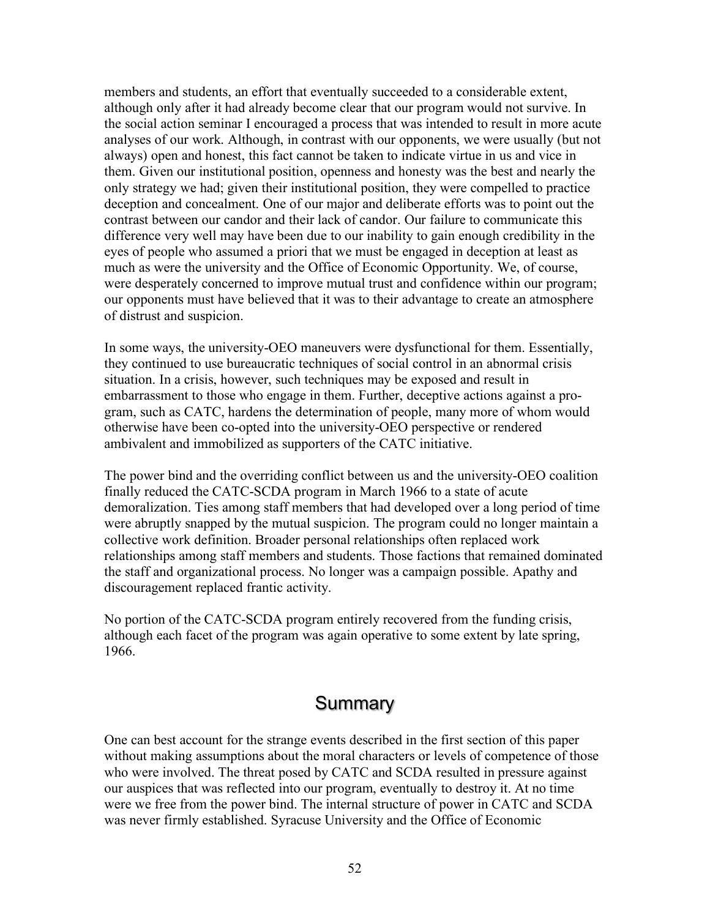members and students, an effort that eventually succeeded to a considerable extent, although only after it had already become clear that our program would not survive. In the social action seminar I encouraged a process that was intended to result in more acute analyses of our work. Although, in contrast with our opponents, we were usually (but not always) open and honest, this fact cannot be taken to indicate virtue in us and vice in them. Given our institutional position, openness and honesty was the best and nearly the only strategy we had; given their institutional position, they were compelled to practice deception and concealment. One of our major and deliberate efforts was to point out the contrast between our candor and their lack of candor. Our failure to communicate this difference very well may have been due to our inability to gain enough credibility in the eyes of people who assumed a priori that we must be engaged in deception at least as much as were the university and the Office of Economic Opportunity. We, of course, were desperately concerned to improve mutual trust and confidence within our program; our opponents must have believed that it was to their advantage to create an atmosphere of distrust and suspicion.

In some ways, the university-OEO maneuvers were dysfunctional for them. Essentially, they continued to use bureaucratic techniques of social control in an abnormal crisis situation. In a crisis, however, such techniques may be exposed and result in embarrassment to those who engage in them. Further, deceptive actions against a program, such as CATC, hardens the determination of people, many more of whom would otherwise have been co-opted into the university-OEO perspective or rendered ambivalent and immobilized as supporters of the CATC initiative.

The power bind and the overriding conflict between us and the university-OEO coalition finally reduced the CATC-SCDA program in March 1966 to a state of acute demoralization. Ties among staff members that had developed over a long period of time were abruptly snapped by the mutual suspicion. The program could no longer maintain a collective work definition. Broader personal relationships often replaced work relationships among staff members and students. Those factions that remained dominated the staff and organizational process. No longer was a campaign possible. Apathy and discouragement replaced frantic activity.

No portion of the CATC-SCDA program entirely recovered from the funding crisis, although each facet of the program was again operative to some extent by late spring, 1966.

## Summary

One can best account for the strange events described in the first section of this paper without making assumptions about the moral characters or levels of competence of those who were involved. The threat posed by CATC and SCDA resulted in pressure against our auspices that was reflected into our program, eventually to destroy it. At no time were we free from the power bind. The internal structure of power in CATC and SCDA was never firmly established. Syracuse University and the Office of Economic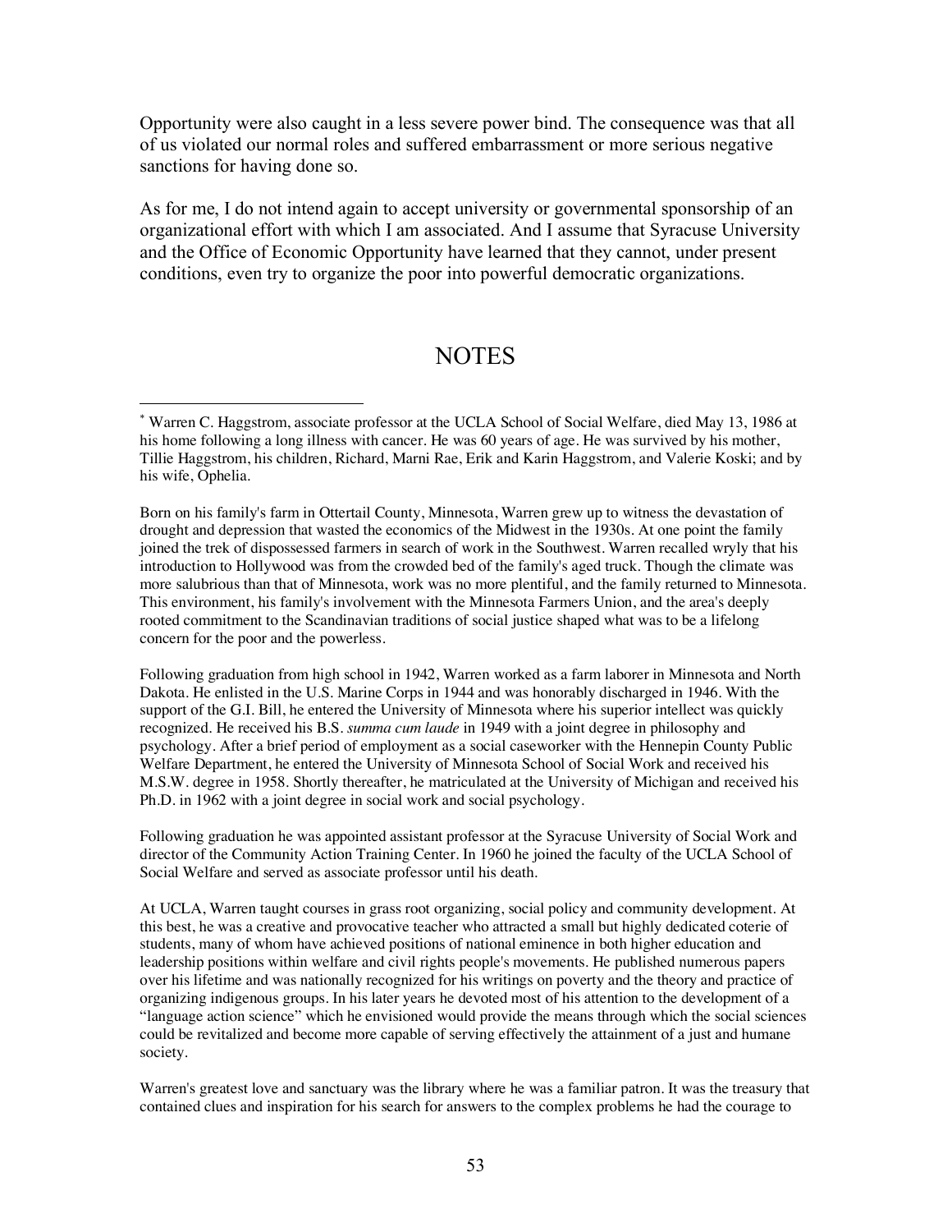Opportunity were also caught in a less severe power bind. The consequence was that all of us violated our normal roles and suffered embarrassment or more serious negative sanctions for having done so.

As for me, I do not intend again to accept university or governmental sponsorship of an organizational effort with which I am associated. And I assume that Syracuse University and the Office of Economic Opportunity have learned that they cannot, under present conditions, even try to organize the poor into powerful democratic organizations.

## NOTES

* Warren C. Haggstrom, associate professor at the UCLA School of Social Welfare, died May 13, 1986 at his home following a long illness with cancer. He was 60 years of age. He was survived by his mother, Tillie Haggstrom, his children, Richard, Marni Rae, Erik and Karin Haggstrom, and Valerie Koski; and by his wife, Ophelia.

Born on his family's farm in Ottertail County, Minnesota, Warren grew up to witness the devastation of drought and depression that wasted the economics of the Midwest in the 1930s. At one point the family joined the trek of dispossessed farmers in search of work in the Southwest. Warren recalled wryly that his introduction to Hollywood was from the crowded bed of the family's aged truck. Though the climate was more salubrious than that of Minnesota, work was no more plentiful, and the family returned to Minnesota. This environment, his family's involvement with the Minnesota Farmers Union, and the area's deeply rooted commitment to the Scandinavian traditions of social justice shaped what was to be a lifelong concern for the poor and the powerless.

Following graduation from high school in 1942, Warren worked as a farm laborer in Minnesota and North Dakota. He enlisted in the U.S. Marine Corps in 1944 and was honorably discharged in 1946. With the support of the G.I. Bill, he entered the University of Minnesota where his superior intellect was quickly recognized. He received his B.S. *summa cum laude* in 1949 with a joint degree in philosophy and psychology. After a brief period of employment as a social caseworker with the Hennepin County Public Welfare Department, he entered the University of Minnesota School of Social Work and received his M.S.W. degree in 1958. Shortly thereafter, he matriculated at the University of Michigan and received his Ph.D. in 1962 with a joint degree in social work and social psychology.

Following graduation he was appointed assistant professor at the Syracuse University of Social Work and director of the Community Action Training Center. In 1960 he joined the faculty of the UCLA School of Social Welfare and served as associate professor until his death.

At UCLA, Warren taught courses in grass root organizing, social policy and community development. At this best, he was a creative and provocative teacher who attracted a small but highly dedicated coterie of students, many of whom have achieved positions of national eminence in both higher education and leadership positions within welfare and civil rights people's movements. He published numerous papers over his lifetime and was nationally recognized for his writings on poverty and the theory and practice of organizing indigenous groups. In his later years he devoted most of his attention to the development of a "language action science" which he envisioned would provide the means through which the social sciences could be revitalized and become more capable of serving effectively the attainment of a just and humane society.

Warren's greatest love and sanctuary was the library where he was a familiar patron. It was the treasury that contained clues and inspiration for his search for answers to the complex problems he had the courage to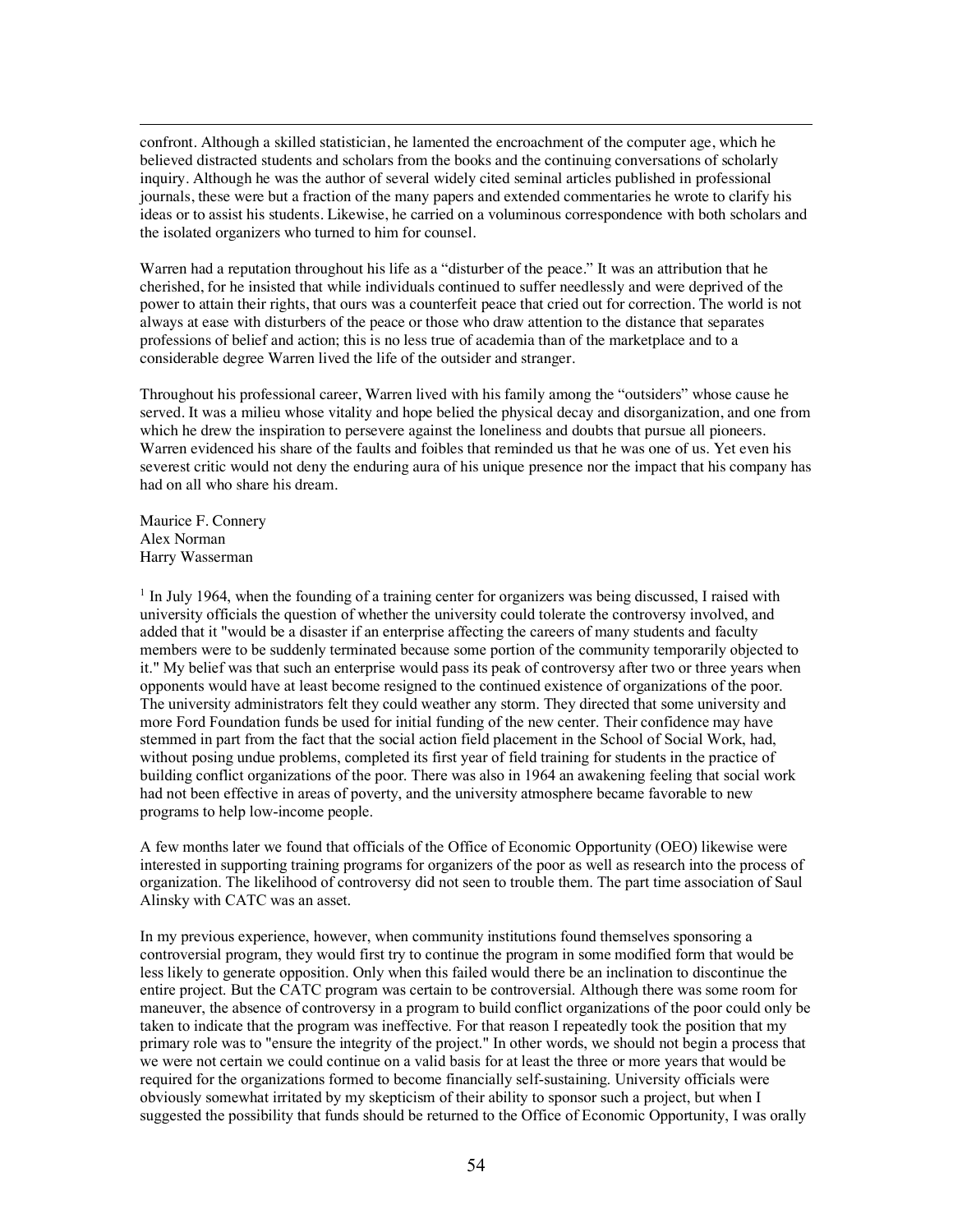confront. Although a skilled statistician, he lamented the encroachment of the computer age, which he believed distracted students and scholars from the books and the continuing conversations of scholarly inquiry. Although he was the author of several widely cited seminal articles published in professional journals, these were but a fraction of the many papers and extended commentaries he wrote to clarify his ideas or to assist his students. Likewise, he carried on a voluminous correspondence with both scholars and the isolated organizers who turned to him for counsel.

Warren had a reputation throughout his life as a "disturber of the peace." It was an attribution that he cherished, for he insisted that while individuals continued to suffer needlessly and were deprived of the power to attain their rights, that ours was a counterfeit peace that cried out for correction. The world is not always at ease with disturbers of the peace or those who draw attention to the distance that separates professions of belief and action; this is no less true of academia than of the marketplace and to a considerable degree Warren lived the life of the outsider and stranger.

Throughout his professional career, Warren lived with his family among the "outsiders" whose cause he served. It was a milieu whose vitality and hope belied the physical decay and disorganization, and one from which he drew the inspiration to persevere against the loneliness and doubts that pursue all pioneers. Warren evidenced his share of the faults and foibles that reminded us that he was one of us. Yet even his severest critic would not deny the enduring aura of his unique presence nor the impact that his company has had on all who share his dream.

Maurice F. Connery
Alex Norman
Harry Wasserman

[1] In July 1964, when the founding of a training center for organizers was being discussed, I raised with university officials the question of whether the university could tolerate the controversy involved, and added that it "would be a disaster if an enterprise affecting the careers of many students and faculty members were to be suddenly terminated because some portion of the community temporarily objected to it." My belief was that such an enterprise would pass its peak of controversy after two or three years when opponents would have at least become resigned to the continued existence of organizations of the poor. The university administrators felt they could weather any storm. They directed that some university and more Ford Foundation funds be used for initial funding of the new center. Their confidence may have stemmed in part from the fact that the social action field placement in the School of Social Work, had, without posing undue problems, completed its first year of field training for students in the practice of building conflict organizations of the poor. There was also in 1964 an awakening feeling that social work had not been effective in areas of poverty, and the university atmosphere became favorable to new programs to help low-income people.

A few months later we found that officials of the Office of Economic Opportunity (OEO) likewise were interested in supporting training programs for organizers of the poor as well as research into the process of organization. The likelihood of controversy did not seen to trouble them. The part time association of Saul Alinsky with CATC was an asset.

In my previous experience, however, when community institutions found themselves sponsoring a controversial program, they would first try to continue the program in some modified form that would be less likely to generate opposition. Only when this failed would there be an inclination to discontinue the entire project. But the CATC program was certain to be controversial. Although there was some room for maneuver, the absence of controversy in a program to build conflict organizations of the poor could only be taken to indicate that the program was ineffective. For that reason I repeatedly took the position that my primary role was to "ensure the integrity of the project." In other words, we should not begin a process that we were not certain we could continue on a valid basis for at least the three or more years that would be required for the organizations formed to become financially self-sustaining. University officials were obviously somewhat irritated by my skepticism of their ability to sponsor such a project, but when I suggested the possibility that funds should be returned to the Office of Economic Opportunity, I was orally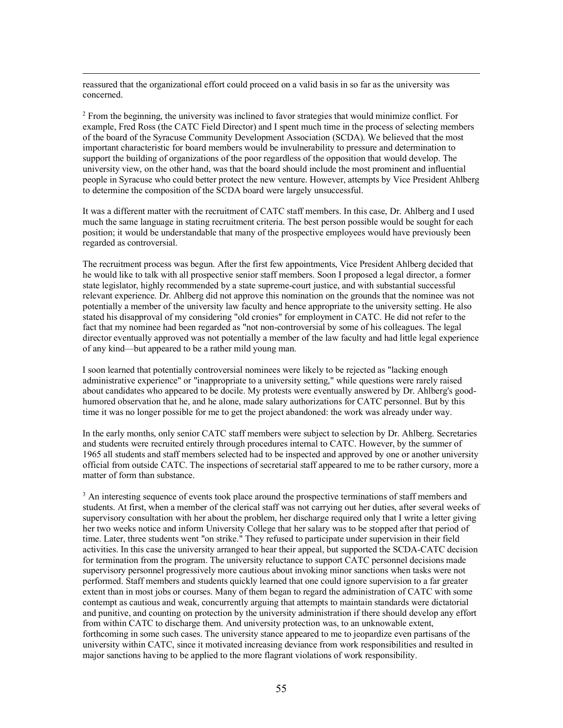reassured that the organizational effort could proceed on a valid basis in so far as the university was concerned.

[2] From the beginning, the university was inclined to favor strategies that would minimize conflict. For example, Fred Ross (the CATC Field Director) and I spent much time in the process of selecting members of the board of the Syracuse Community Development Association (SCDA). We believed that the most important characteristic for board members would be invulnerability to pressure and determination to support the building of organizations of the poor regardless of the opposition that would develop. The university view, on the other hand, was that the board should include the most prominent and influential people in Syracuse who could better protect the new venture. However, attempts by Vice President Ahlberg to determine the composition of the SCDA board were largely unsuccessful.

It was a different matter with the recruitment of CATC staff members. In this case, Dr. Ahlberg and I used much the same language in stating recruitment criteria. The best person possible would be sought for each position; it would be understandable that many of the prospective employees would have previously been regarded as controversial.

The recruitment process was begun. After the first few appointments, Vice President Ahlberg decided that he would like to talk with all prospective senior staff members. Soon I proposed a legal director, a former state legislator, highly recommended by a state supreme-court justice, and with substantial successful relevant experience. Dr. Ahlberg did not approve this nomination on the grounds that the nominee was not potentially a member of the university law faculty and hence appropriate to the university setting. He also stated his disapproval of my considering "old cronies" for employment in CATC. He did not refer to the fact that my nominee had been regarded as "not non-controversial by some of his colleagues. The legal director eventually approved was not potentially a member of the law faculty and had little legal experience of any kind—but appeared to be a rather mild young man.

I soon learned that potentially controversial nominees were likely to be rejected as "lacking enough administrative experience" or "inappropriate to a university setting," while questions were rarely raised about candidates who appeared to be docile. My protests were eventually answered by Dr. Ahlberg's good-humored observation that he, and he alone, made salary authorizations for CATC personnel. But by this time it was no longer possible for me to get the project abandoned: the work was already under way.

In the early months, only senior CATC staff members were subject to selection by Dr. Ahlberg. Secretaries and students were recruited entirely through procedures internal to CATC. However, by the summer of 1965 all students and staff members selected had to be inspected and approved by one or another university official from outside CATC. The inspections of secretarial staff appeared to me to be rather cursory, more a matter of form than substance.

[3] An interesting sequence of events took place around the prospective terminations of staff members and students. At first, when a member of the clerical staff was not carrying out her duties, after several weeks of supervisory consultation with her about the problem, her discharge required only that I write a letter giving her two weeks notice and inform University College that her salary was to be stopped after that period of time. Later, three students went "on strike." They refused to participate under supervision in their field activities. In this case the university arranged to hear their appeal, but supported the SCDA-CATC decision for termination from the program. The university reluctance to support CATC personnel decisions made supervisory personnel progressively more cautious about invoking minor sanctions when tasks were not performed. Staff members and students quickly learned that one could ignore supervision to a far greater extent than in most jobs or courses. Many of them began to regard the administration of CATC with some contempt as cautious and weak, concurrently arguing that attempts to maintain standards were dictatorial and punitive, and counting on protection by the university administration if there should develop any effort from within CATC to discharge them. And university protection was, to an unknowable extent, forthcoming in some such cases. The university stance appeared to me to jeopardize even partisans of the university within CATC, since it motivated increasing deviance from work responsibilities and resulted in major sanctions having to be applied to the more flagrant violations of work responsibility.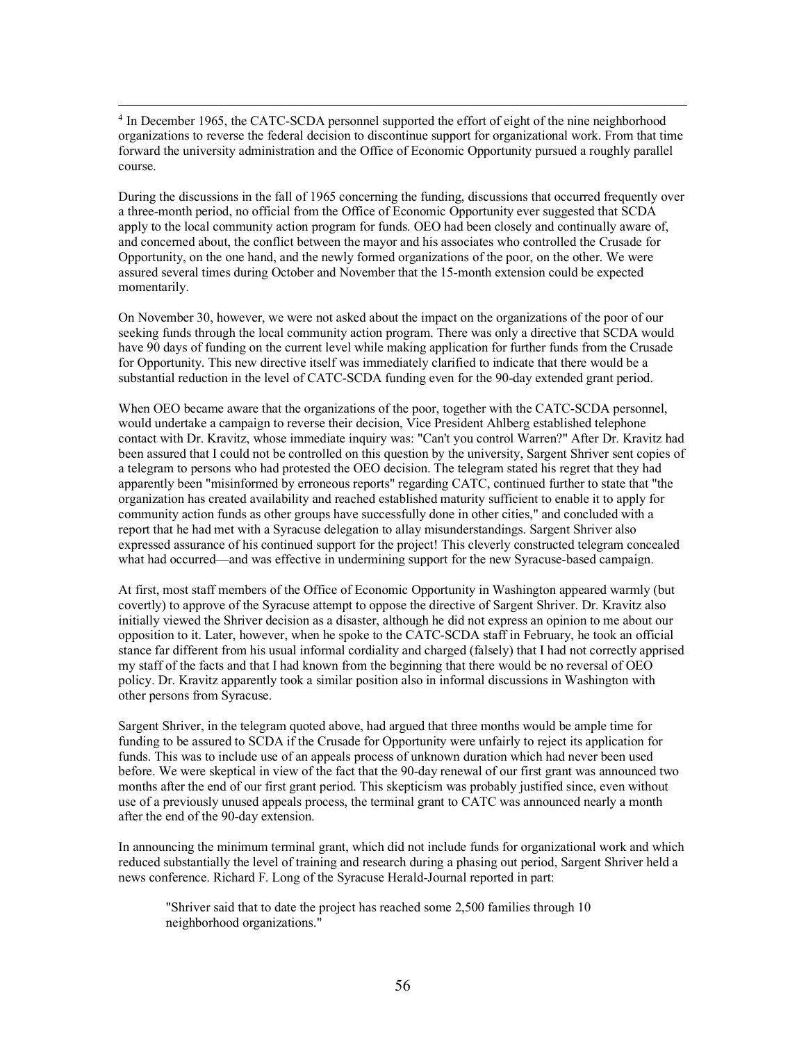[4] In December 1965, the CATC-SCDA personnel supported the effort of eight of the nine neighborhood organizations to reverse the federal decision to discontinue support for organizational work. From that time forward the university administration and the Office of Economic Opportunity pursued a roughly parallel course.

During the discussions in the fall of 1965 concerning the funding, discussions that occurred frequently over a three-month period, no official from the Office of Economic Opportunity ever suggested that SCDA apply to the local community action program for funds. OEO had been closely and continually aware of, and concerned about, the conflict between the mayor and his associates who controlled the Crusade for Opportunity, on the one hand, and the newly formed organizations of the poor, on the other. We were assured several times during October and November that the 15-month extension could be expected momentarily.

On November 30, however, we were not asked about the impact on the organizations of the poor of our seeking funds through the local community action program. There was only a directive that SCDA would have 90 days of funding on the current level while making application for further funds from the Crusade for Opportunity. This new directive itself was immediately clarified to indicate that there would be a substantial reduction in the level of CATC-SCDA funding even for the 90-day extended grant period.

When OEO became aware that the organizations of the poor, together with the CATC-SCDA personnel, would undertake a campaign to reverse their decision, Vice President Ahlberg established telephone contact with Dr. Kravitz, whose immediate inquiry was: "Can't you control Warren?" After Dr. Kravitz had been assured that I could not be controlled on this question by the university, Sargent Shriver sent copies of a telegram to persons who had protested the OEO decision. The telegram stated his regret that they had apparently been "misinformed by erroneous reports" regarding CATC, continued further to state that "the organization has created availability and reached established maturity sufficient to enable it to apply for community action funds as other groups have successfully done in other cities," and concluded with a report that he had met with a Syracuse delegation to allay misunderstandings. Sargent Shriver also expressed assurance of his continued support for the project! This cleverly constructed telegram concealed what had occurred—and was effective in undermining support for the new Syracuse-based campaign.

At first, most staff members of the Office of Economic Opportunity in Washington appeared warmly (but covertly) to approve of the Syracuse attempt to oppose the directive of Sargent Shriver. Dr. Kravitz also initially viewed the Shriver decision as a disaster, although he did not express an opinion to me about our opposition to it. Later, however, when he spoke to the CATC-SCDA staff in February, he took an official stance far different from his usual informal cordiality and charged (falsely) that I had not correctly apprised my staff of the facts and that I had known from the beginning that there would be no reversal of OEO policy. Dr. Kravitz apparently took a similar position also in informal discussions in Washington with other persons from Syracuse.

Sargent Shriver, in the telegram quoted above, had argued that three months would be ample time for funding to be assured to SCDA if the Crusade for Opportunity were unfairly to reject its application for funds. This was to include use of an appeals process of unknown duration which had never been used before. We were skeptical in view of the fact that the 90-day renewal of our first grant was announced two months after the end of our first grant period. This skepticism was probably justified since, even without use of a previously unused appeals process, the terminal grant to CATC was announced nearly a month after the end of the 90-day extension.

In announcing the minimum terminal grant, which did not include funds for organizational work and which reduced substantially the level of training and research during a phasing out period, Sargent Shriver held a news conference. Richard F. Long of the Syracuse Herald-Journal reported in part:

> "Shriver said that to date the project has reached some 2,500 families through 10 neighborhood organizations."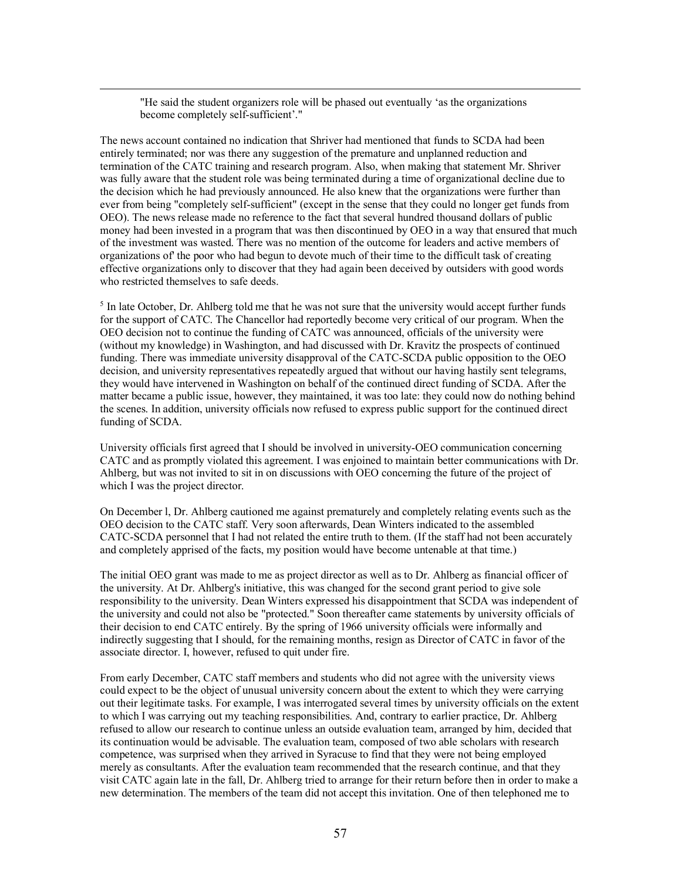"He said the student organizers role will be phased out eventually 'as the organizations become completely self-sufficient'."

The news account contained no indication that Shriver had mentioned that funds to SCDA had been entirely terminated; nor was there any suggestion of the premature and unplanned reduction and termination of the CATC training and research program. Also, when making that statement Mr. Shriver was fully aware that the student role was being terminated during a time of organizational decline due to the decision which he had previously announced. He also knew that the organizations were further than ever from being "completely self-sufficient" (except in the sense that they could no longer get funds from OEO). The news release made no reference to the fact that several hundred thousand dollars of public money had been invested in a program that was then discontinued by OEO in a way that ensured that much of the investment was wasted. There was no mention of the outcome for leaders and active members of organizations of' the poor who had begun to devote much of their time to the difficult task of creating effective organizations only to discover that they had again been deceived by outsiders with good words who restricted themselves to safe deeds.

[5] In late October, Dr. Ahlberg told me that he was not sure that the university would accept further funds for the support of CATC. The Chancellor had reportedly become very critical of our program. When the OEO decision not to continue the funding of CATC was announced, officials of the university were (without my knowledge) in Washington, and had discussed with Dr. Kravitz the prospects of continued funding. There was immediate university disapproval of the CATC-SCDA public opposition to the OEO decision, and university representatives repeatedly argued that without our having hastily sent telegrams, they would have intervened in Washington on behalf of the continued direct funding of SCDA. After the matter became a public issue, however, they maintained, it was too late: they could now do nothing behind the scenes. In addition, university officials now refused to express public support for the continued direct funding of SCDA.

University officials first agreed that I should be involved in university-OEO communication concerning CATC and as promptly violated this agreement. I was enjoined to maintain better communications with Dr. Ahlberg, but was not invited to sit in on discussions with OEO concerning the future of the project of which I was the project director.

On December l, Dr. Ahlberg cautioned me against prematurely and completely relating events such as the OEO decision to the CATC staff. Very soon afterwards, Dean Winters indicated to the assembled CATC-SCDA personnel that I had not related the entire truth to them. (If the staff had not been accurately and completely apprised of the facts, my position would have become untenable at that time.)

The initial OEO grant was made to me as project director as well as to Dr. Ahlberg as financial officer of the university. At Dr. Ahlberg's initiative, this was changed for the second grant period to give sole responsibility to the university. Dean Winters expressed his disappointment that SCDA was independent of the university and could not also be "protected." Soon thereafter came statements by university officials of their decision to end CATC entirely. By the spring of 1966 university officials were informally and indirectly suggesting that I should, for the remaining months, resign as Director of CATC in favor of the associate director. I, however, refused to quit under fire.

From early December, CATC staff members and students who did not agree with the university views could expect to be the object of unusual university concern about the extent to which they were carrying out their legitimate tasks. For example, I was interrogated several times by university officials on the extent to which I was carrying out my teaching responsibilities. And, contrary to earlier practice, Dr. Ahlberg refused to allow our research to continue unless an outside evaluation team, arranged by him, decided that its continuation would be advisable. The evaluation team, composed of two able scholars with research competence, was surprised when they arrived in Syracuse to find that they were not being employed merely as consultants. After the evaluation team recommended that the research continue, and that they visit CATC again late in the fall, Dr. Ahlberg tried to arrange for their return before then in order to make a new determination. The members of the team did not accept this invitation. One of then telephoned me to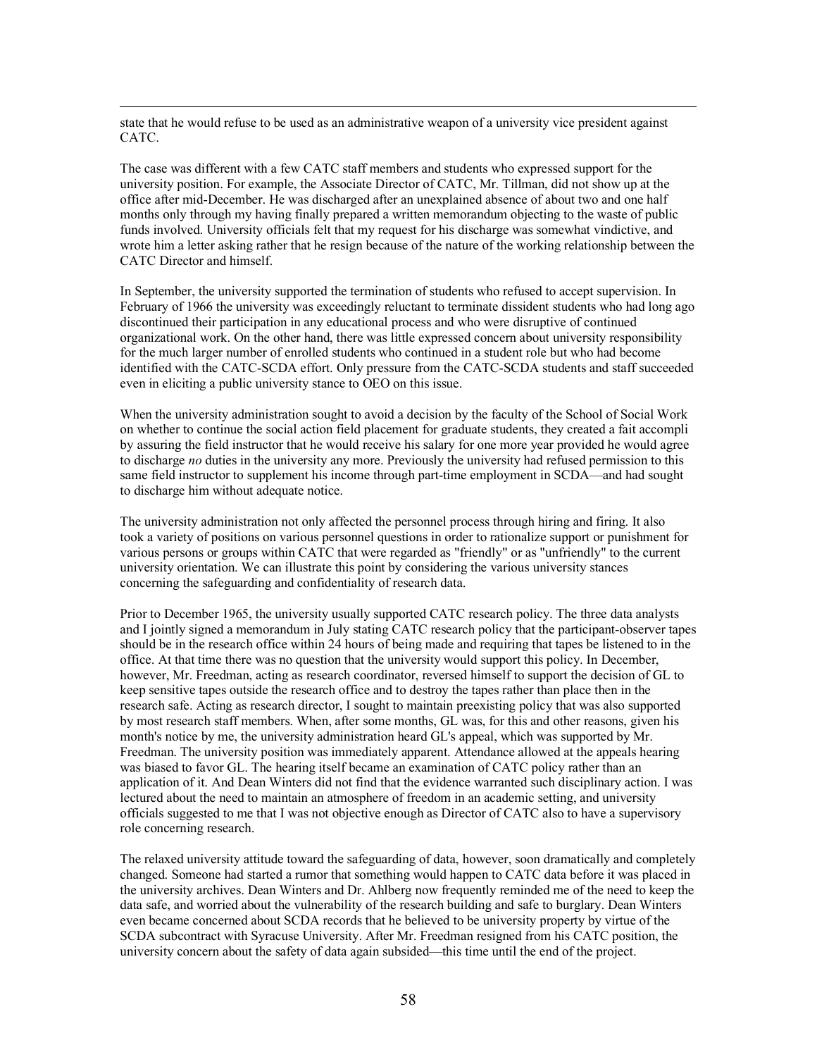state that he would refuse to be used as an administrative weapon of a university vice president against CATC.

The case was different with a few CATC staff members and students who expressed support for the university position. For example, the Associate Director of CATC, Mr. Tillman, did not show up at the office after mid-December. He was discharged after an unexplained absence of about two and one half months only through my having finally prepared a written memorandum objecting to the waste of public funds involved. University officials felt that my request for his discharge was somewhat vindictive, and wrote him a letter asking rather that he resign because of the nature of the working relationship between the CATC Director and himself.

In September, the university supported the termination of students who refused to accept supervision. In February of 1966 the university was exceedingly reluctant to terminate dissident students who had long ago discontinued their participation in any educational process and who were disruptive of continued organizational work. On the other hand, there was little expressed concern about university responsibility for the much larger number of enrolled students who continued in a student role but who had become identified with the CATC-SCDA effort. Only pressure from the CATC-SCDA students and staff succeeded even in eliciting a public university stance to OEO on this issue.

When the university administration sought to avoid a decision by the faculty of the School of Social Work on whether to continue the social action field placement for graduate students, they created a fait accompli by assuring the field instructor that he would receive his salary for one more year provided he would agree to discharge *no* duties in the university any more. Previously the university had refused permission to this same field instructor to supplement his income through part-time employment in SCDA—and had sought to discharge him without adequate notice.

The university administration not only affected the personnel process through hiring and firing. It also took a variety of positions on various personnel questions in order to rationalize support or punishment for various persons or groups within CATC that were regarded as "friendly" or as "unfriendly" to the current university orientation. We can illustrate this point by considering the various university stances concerning the safeguarding and confidentiality of research data.

Prior to December 1965, the university usually supported CATC research policy. The three data analysts and I jointly signed a memorandum in July stating CATC research policy that the participant-observer tapes should be in the research office within 24 hours of being made and requiring that tapes be listened to in the office. At that time there was no question that the university would support this policy. In December, however, Mr. Freedman, acting as research coordinator, reversed himself to support the decision of GL to keep sensitive tapes outside the research office and to destroy the tapes rather than place then in the research safe. Acting as research director, I sought to maintain preexisting policy that was also supported by most research staff members. When, after some months, GL was, for this and other reasons, given his month's notice by me, the university administration heard GL's appeal, which was supported by Mr. Freedman. The university position was immediately apparent. Attendance allowed at the appeals hearing was biased to favor GL. The hearing itself became an examination of CATC policy rather than an application of it. And Dean Winters did not find that the evidence warranted such disciplinary action. I was lectured about the need to maintain an atmosphere of freedom in an academic setting, and university officials suggested to me that I was not objective enough as Director of CATC also to have a supervisory role concerning research.

The relaxed university attitude toward the safeguarding of data, however, soon dramatically and completely changed. Someone had started a rumor that something would happen to CATC data before it was placed in the university archives. Dean Winters and Dr. Ahlberg now frequently reminded me of the need to keep the data safe, and worried about the vulnerability of the research building and safe to burglary. Dean Winters even became concerned about SCDA records that he believed to be university property by virtue of the SCDA subcontract with Syracuse University. After Mr. Freedman resigned from his CATC position, the university concern about the safety of data again subsided—this time until the end of the project.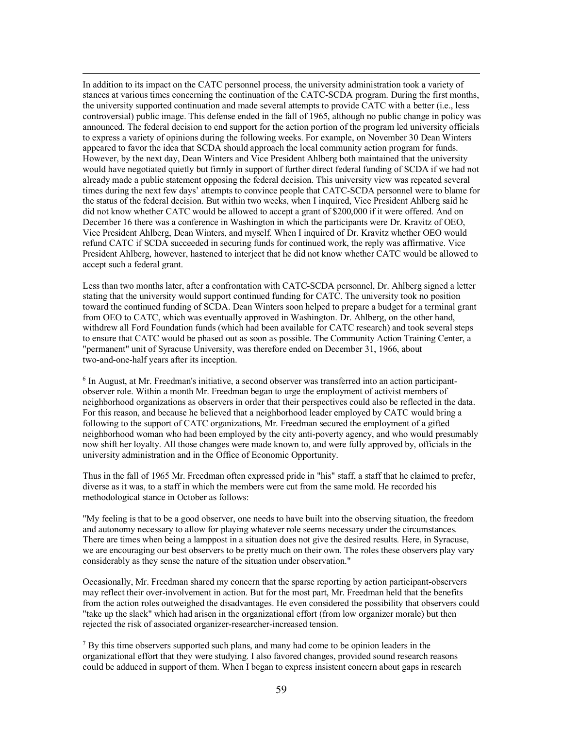In addition to its impact on the CATC personnel process, the university administration took a variety of stances at various times concerning the continuation of the CATC-SCDA program. During the first months, the university supported continuation and made several attempts to provide CATC with a better (i.e., less controversial) public image. This defense ended in the fall of 1965, although no public change in policy was announced. The federal decision to end support for the action portion of the program led university officials to express a variety of opinions during the following weeks. For example, on November 30 Dean Winters appeared to favor the idea that SCDA should approach the local community action program for funds. However, by the next day, Dean Winters and Vice President Ahlberg both maintained that the university would have negotiated quietly but firmly in support of further direct federal funding of SCDA if we had not already made a public statement opposing the federal decision. This university view was repeated several times during the next few days' attempts to convince people that CATC-SCDA personnel were to blame for the status of the federal decision. But within two weeks, when I inquired, Vice President Ahlberg said he did not know whether CATC would be allowed to accept a grant of $200,000 if it were offered. And on December 16 there was a conference in Washington in which the participants were Dr. Kravitz of OEO, Vice President Ahlberg, Dean Winters, and myself. When I inquired of Dr. Kravitz whether OEO would refund CATC if SCDA succeeded in securing funds for continued work, the reply was affirmative. Vice President Ahlberg, however, hastened to interject that he did not know whether CATC would be allowed to accept such a federal grant.

Less than two months later, after a confrontation with CATC-SCDA personnel, Dr. Ahlberg signed a letter stating that the university would support continued funding for CATC. The university took no position toward the continued funding of SCDA. Dean Winters soon helped to prepare a budget for a terminal grant from OEO to CATC, which was eventually approved in Washington. Dr. Ahlberg, on the other hand, withdrew all Ford Foundation funds (which had been available for CATC research) and took several steps to ensure that CATC would be phased out as soon as possible. The Community Action Training Center, a "permanent" unit of Syracuse University, was therefore ended on December 31, 1966, about two-and-one-half years after its inception.

[6] In August, at Mr. Freedman's initiative, a second observer was transferred into an action participant-observer role. Within a month Mr. Freedman began to urge the employment of activist members of neighborhood organizations as observers in order that their perspectives could also be reflected in the data. For this reason, and because he believed that a neighborhood leader employed by CATC would bring a following to the support of CATC organizations, Mr. Freedman secured the employment of a gifted neighborhood woman who had been employed by the city anti-poverty agency, and who would presumably now shift her loyalty. All those changes were made known to, and were fully approved by, officials in the university administration and in the Office of Economic Opportunity.

Thus in the fall of 1965 Mr. Freedman often expressed pride in "his" staff, a staff that he claimed to prefer, diverse as it was, to a staff in which the members were cut from the same mold. He recorded his methodological stance in October as follows:

"My feeling is that to be a good observer, one needs to have built into the observing situation, the freedom and autonomy necessary to allow for playing whatever role seems necessary under the circumstances. There are times when being a lamppost in a situation does not give the desired results. Here, in Syracuse, we are encouraging our best observers to be pretty much on their own. The roles these observers play vary considerably as they sense the nature of the situation under observation."

Occasionally, Mr. Freedman shared my concern that the sparse reporting by action participant-observers may reflect their over-involvement in action. But for the most part, Mr. Freedman held that the benefits from the action roles outweighed the disadvantages. He even considered the possibility that observers could "take up the slack" which had arisen in the organizational effort (from low organizer morale) but then rejected the risk of associated organizer-researcher-increased tension.

[7] By this time observers supported such plans, and many had come to be opinion leaders in the organizational effort that they were studying. I also favored changes, provided sound research reasons could be adduced in support of them. When I began to express insistent concern about gaps in research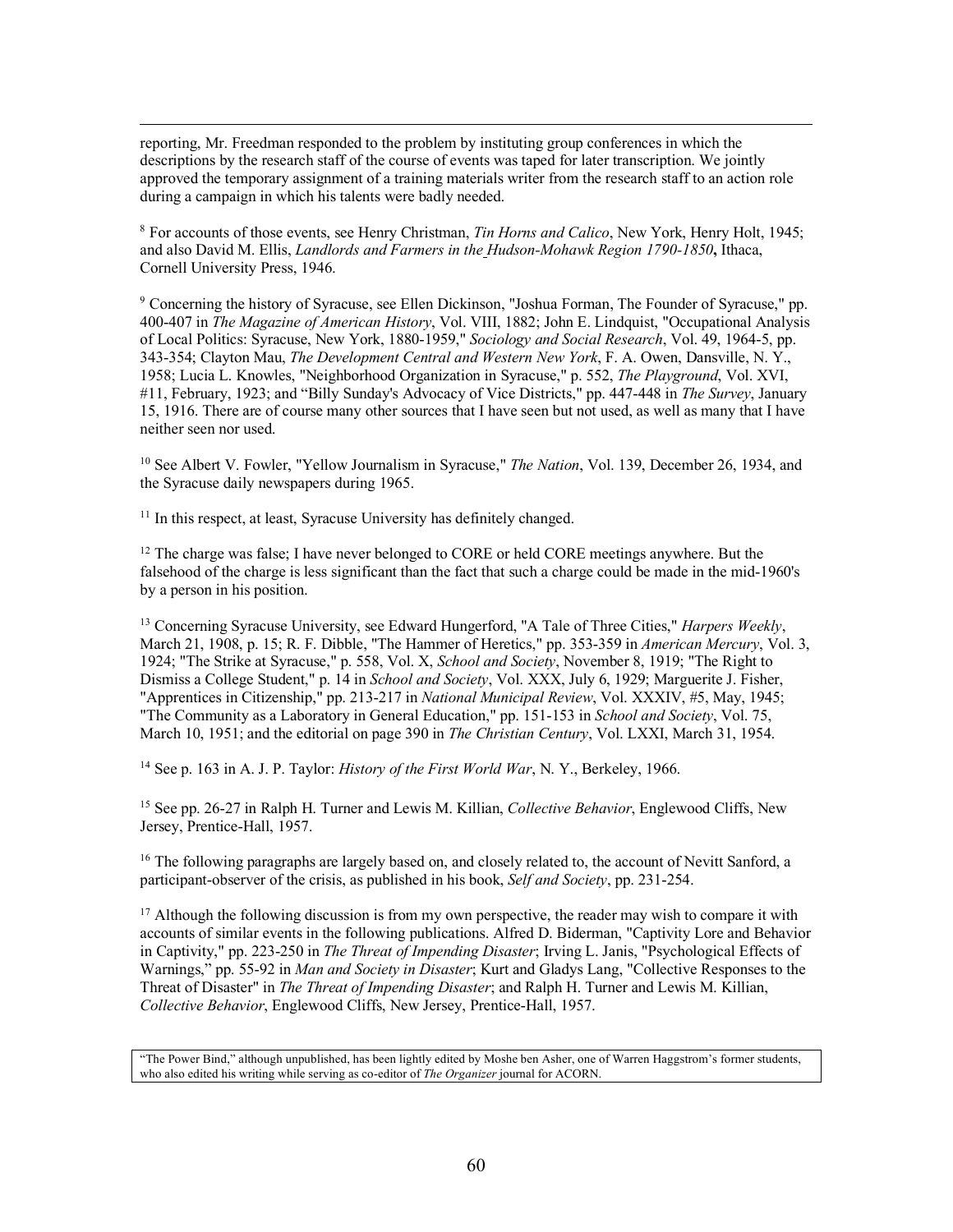reporting, Mr. Freedman responded to the problem by instituting group conferences in which the descriptions by the research staff of the course of events was taped for later transcription. We jointly approved the temporary assignment of a training materials writer from the research staff to an action role during a campaign in which his talents were badly needed.

[8] For accounts of those events, see Henry Christman, *Tin Horns and Calico*, New York, Henry Holt, 1945; and also David M. Ellis, *Landlords and Farmers in the Hudson-Mohawk Region 1790-1850*, Ithaca, Cornell University Press, 1946.

[9] Concerning the history of Syracuse, see Ellen Dickinson, "Joshua Forman, The Founder of Syracuse," pp. 400-407 in *The Magazine of American History*, Vol. VIII, 1882; John E. Lindquist, "Occupational Analysis of Local Politics: Syracuse, New York, 1880-1959," *Sociology and Social Research*, Vol. 49, 1964-5, pp. 343-354; Clayton Mau, *The Development Central and Western New York*, F. A. Owen, Dansville, N. Y., 1958; Lucia L. Knowles, "Neighborhood Organization in Syracuse," p. 552, *The Playground*, Vol. XVI, #11, February, 1923; and "Billy Sunday's Advocacy of Vice Districts," pp. 447-448 in *The Survey*, January 15, 1916. There are of course many other sources that I have seen but not used, as well as many that I have neither seen nor used.

[10] See Albert V. Fowler, "Yellow Journalism in Syracuse," *The Nation*, Vol. 139, December 26, 1934, and the Syracuse daily newspapers during 1965.

[11] In this respect, at least, Syracuse University has definitely changed.

[12] The charge was false; I have never belonged to CORE or held CORE meetings anywhere. But the falsehood of the charge is less significant than the fact that such a charge could be made in the mid-1960's by a person in his position.

[13] Concerning Syracuse University, see Edward Hungerford, "A Tale of Three Cities," *Harpers Weekly*, March 21, 1908, p. 15; R. F. Dibble, "The Hammer of Heretics," pp. 353-359 in *American Mercury*, Vol. 3, 1924; "The Strike at Syracuse," p. 558, Vol. X, *School and Society*, November 8, 1919; "The Right to Dismiss a College Student," p. 14 in *School and Society*, Vol. XXX, July 6, 1929; Marguerite J. Fisher, "Apprentices in Citizenship," pp. 213-217 in *National Municipal Review*, Vol. XXXIV, #5, May, 1945; "The Community as a Laboratory in General Education," pp. 151-153 in *School and Society*, Vol. 75, March 10, 1951; and the editorial on page 390 in *The Christian Century*, Vol. LXXI, March 31, 1954.

[14] See p. 163 in A. J. P. Taylor: *History of the First World War*, N. Y., Berkeley, 1966.

[15] See pp. 26-27 in Ralph H. Turner and Lewis M. Killian, *Collective Behavior*, Englewood Cliffs, New Jersey, Prentice-Hall, 1957.

[16] The following paragraphs are largely based on, and closely related to, the account of Nevitt Sanford, a participant-observer of the crisis, as published in his book, *Self and Society*, pp. 231-254.

[17] Although the following discussion is from my own perspective, the reader may wish to compare it with accounts of similar events in the following publications. Alfred D. Biderman, "Captivity Lore and Behavior in Captivity," pp. 223-250 in *The Threat of Impending Disaster*; Irving L. Janis, "Psychological Effects of Warnings," pp. 55-92 in *Man and Society in Disaster*; Kurt and Gladys Lang, "Collective Responses to the Threat of Disaster" in *The Threat of Impending Disaster*; and Ralph H. Turner and Lewis M. Killian, *Collective Behavior*, Englewood Cliffs, New Jersey, Prentice-Hall, 1957.

"The Power Bind," although unpublished, has been lightly edited by Moshe ben Asher, one of Warren Haggstrom's former students, who also edited his writing while serving as co-editor of *The Organizer* journal for ACORN.